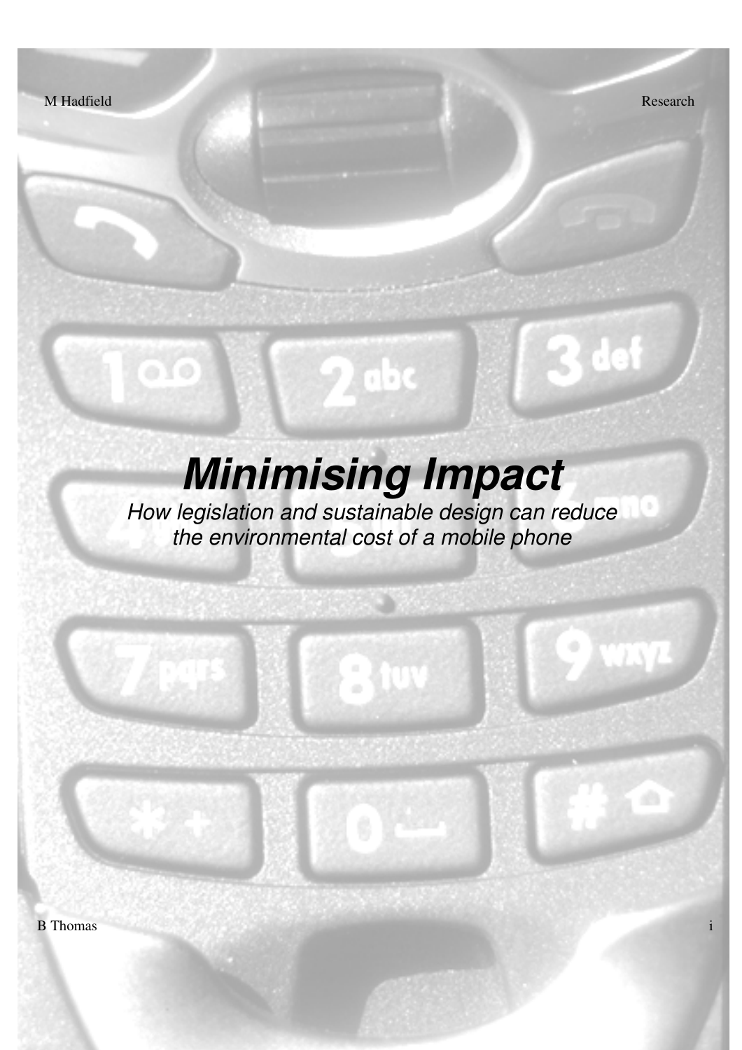# *Minimising Impact*

*How legislation and sustainable design can reduce the environmental cost of a mobile phone*

M Hadfield

B Thomas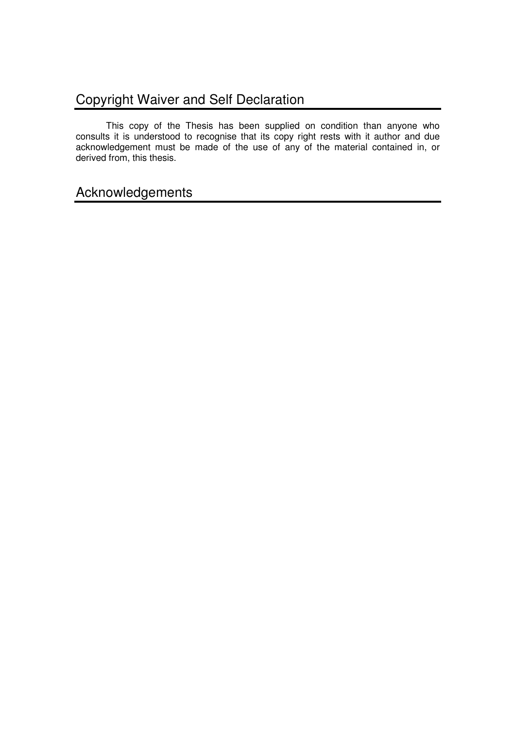## Copyright Waiver and Self Declaration

This copy of the Thesis has been supplied on condition than anyone who consults it is understood to recognise that its copy right rests with it author and due acknowledgement must be made of the use of any of the material contained in, or derived from, this thesis.

## Acknowledgements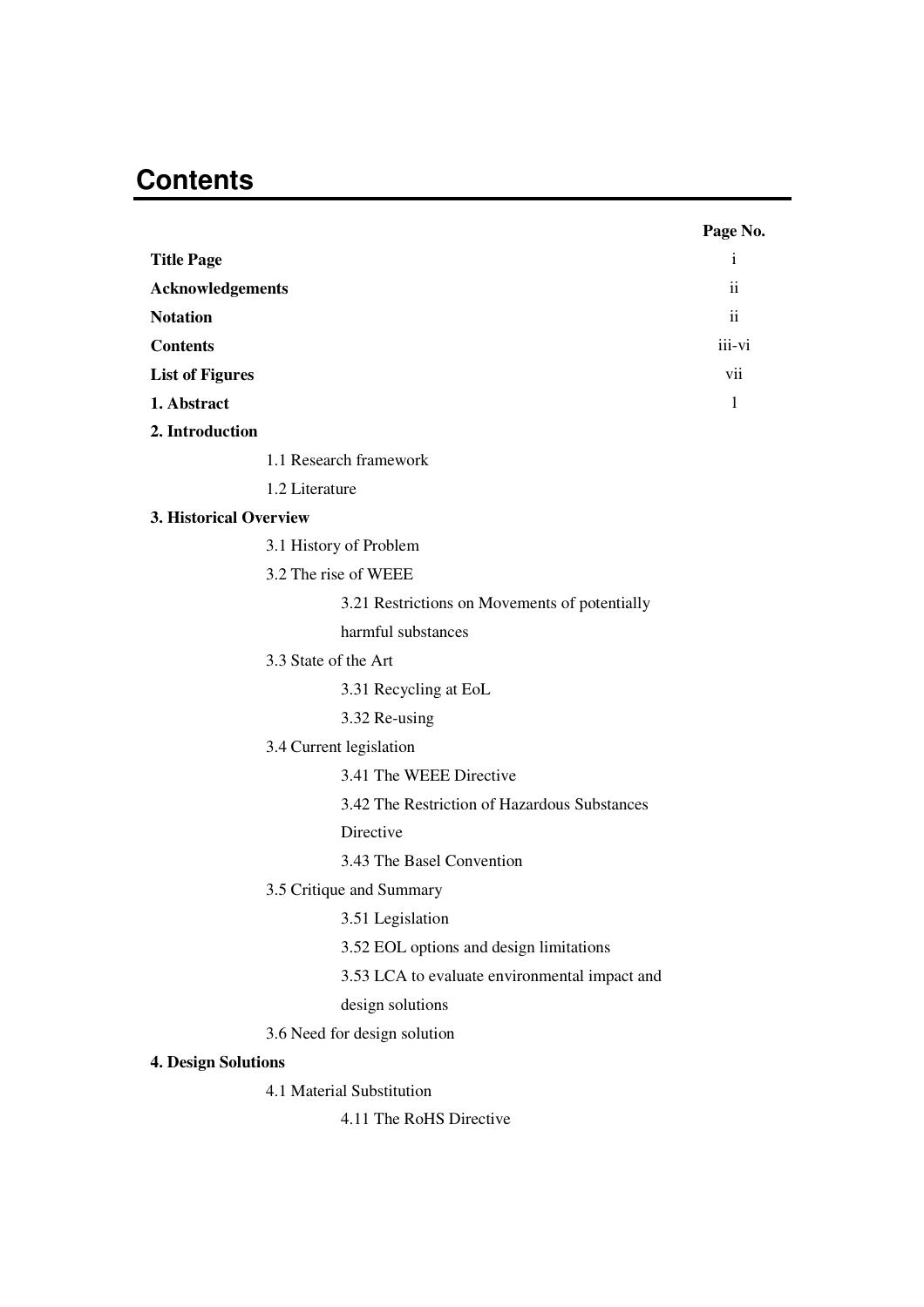# Contents

| | Page No. |
|---|---|
| **Title Page** | i |
| **Acknowledgements** | ii |
| **Notation** | ii |
| **Contents** | iii-vi |
| **List of Figures** | vii |
| **1. Abstract** | 1 |
| **2. Introduction** | |
| 1.1 Research framework | |
| 1.2 Literature | |
| **3. Historical Overview** | |
| 3.1 History of Problem | |
| 3.2 The rise of WEEE | |
| 3.21 Restrictions on Movements of potentially harmful substances | |
| 3.3 State of the Art | |
| 3.31 Recycling at EoL | |
| 3.32 Re-using | |
| 3.4 Current legislation | |
| 3.41 The WEEE Directive | |
| 3.42 The Restriction of Hazardous Substances Directive | |
| 3.43 The Basel Convention | |
| 3.5 Critique and Summary | |
| 3.51 Legislation | |
| 3.52 EOL options and design limitations | |
| 3.53 LCA to evaluate environmental impact and design solutions | |
| 3.6 Need for design solution | |
| **4. Design Solutions** | |
| 4.1 Material Substitution | |
| 4.11 The RoHS Directive | |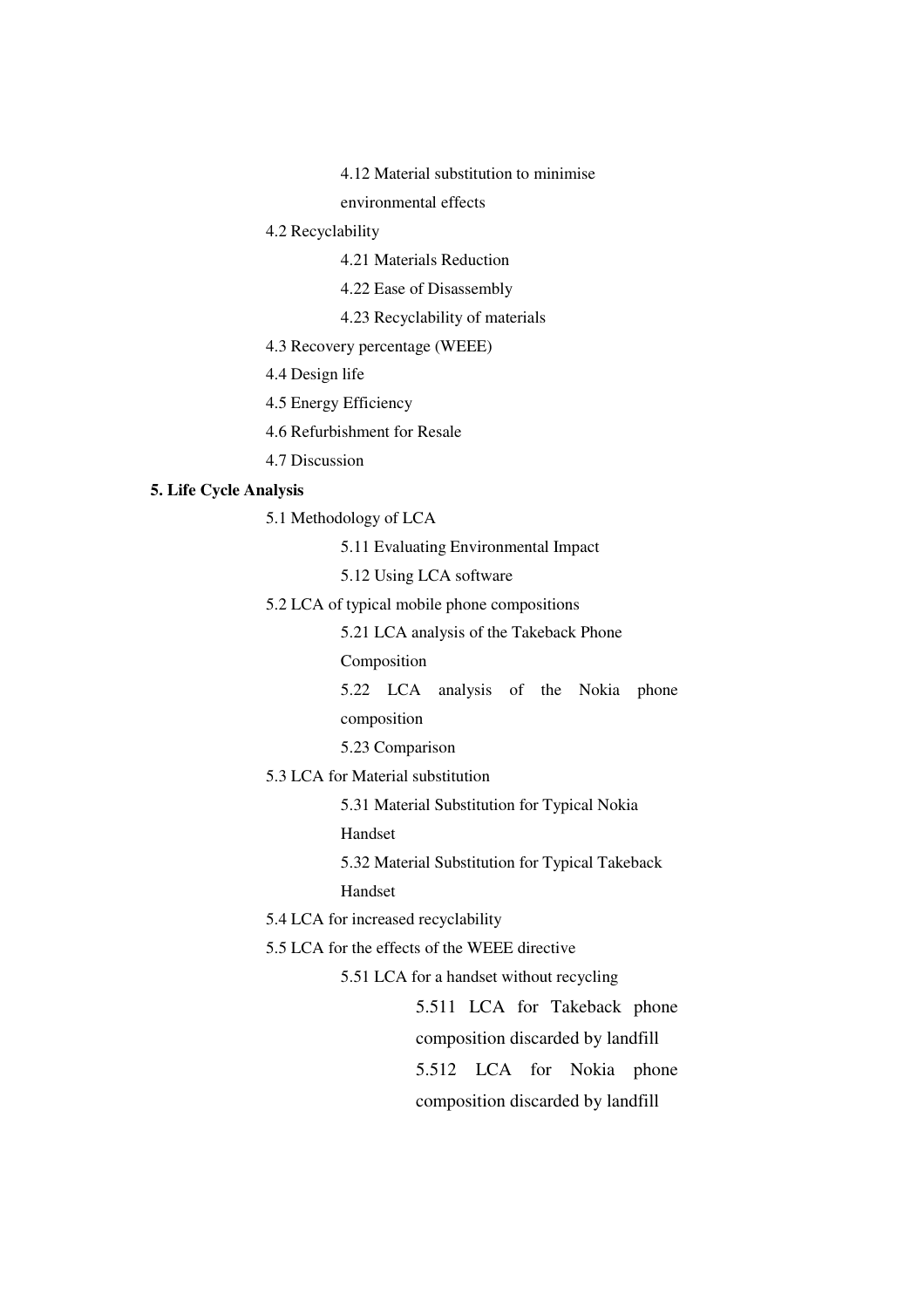4.12 Material substitution to minimise environmental effects

4.2 Recyclability

4.21 Materials Reduction

4.22 Ease of Disassembly

4.23 Recyclability of materials

4.3 Recovery percentage (WEEE)

4.4 Design life

4.5 Energy Efficiency

4.6 Refurbishment for Resale

4.7 Discussion

**5. Life Cycle Analysis**

5.1 Methodology of LCA

5.11 Evaluating Environmental Impact

5.12 Using LCA software

5.2 LCA of typical mobile phone compositions

5.21 LCA analysis of the Takeback Phone Composition

5.22 LCA analysis of the Nokia phone composition

5.23 Comparison

5.3 LCA for Material substitution

5.31 Material Substitution for Typical Nokia Handset

5.32 Material Substitution for Typical Takeback Handset

5.4 LCA for increased recyclability

5.5 LCA for the effects of the WEEE directive

5.51 LCA for a handset without recycling

5.511 LCA for Takeback phone composition discarded by landfill

5.512 LCA for Nokia phone composition discarded by landfill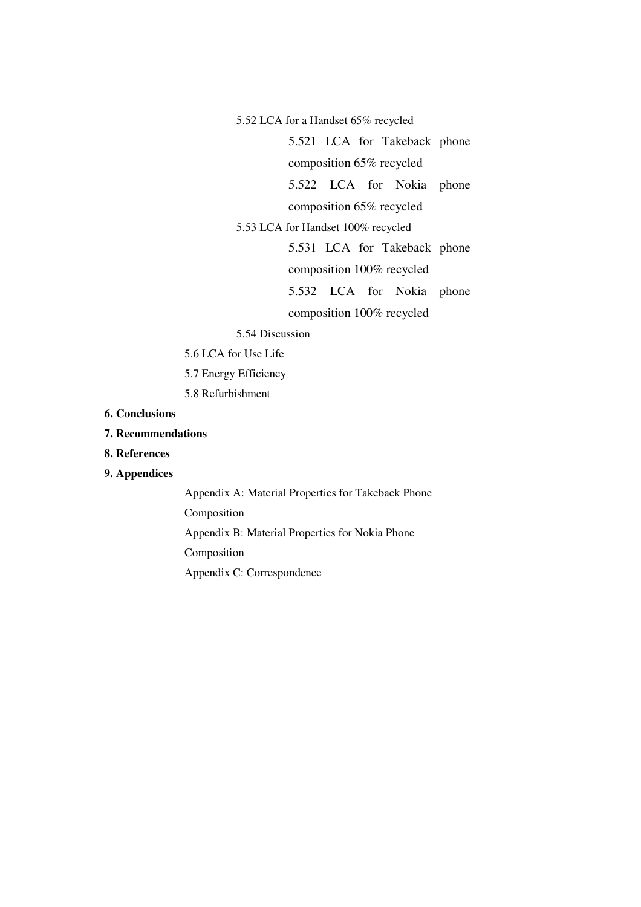- 5.52 LCA for a Handset 65% recycled
  - 5.521 LCA for Takeback phone composition 65% recycled
  - 5.522 LCA for Nokia phone composition 65% recycled
- 5.53 LCA for Handset 100% recycled
  - 5.531 LCA for Takeback phone composition 100% recycled
  - 5.532 LCA for Nokia phone composition 100% recycled
- 5.54 Discussion

5.6 LCA for Use Life

5.7 Energy Efficiency

5.8 Refurbishment

**6. Conclusions**

**7. Recommendations**

**8. References**

**9. Appendices**

Appendix A: Material Properties for Takeback Phone Composition

Appendix B: Material Properties for Nokia Phone Composition

Appendix C: Correspondence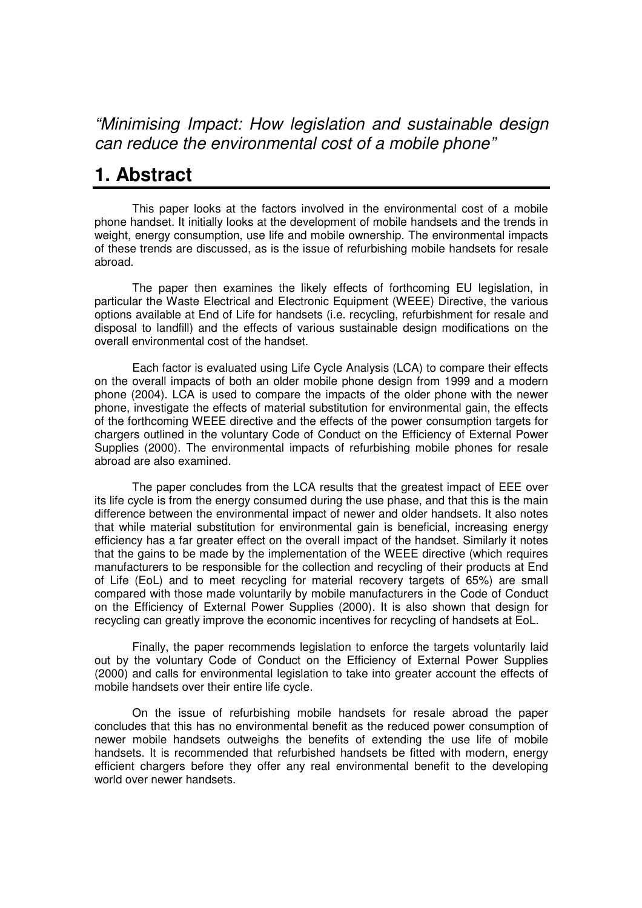*“Minimising Impact: How legislation and sustainable design can reduce the environmental cost of a mobile phone”*

# 1. Abstract

This paper looks at the factors involved in the environmental cost of a mobile phone handset. It initially looks at the development of mobile handsets and the trends in weight, energy consumption, use life and mobile ownership. The environmental impacts of these trends are discussed, as is the issue of refurbishing mobile handsets for resale abroad.

The paper then examines the likely effects of forthcoming EU legislation, in particular the Waste Electrical and Electronic Equipment (WEEE) Directive, the various options available at End of Life for handsets (i.e. recycling, refurbishment for resale and disposal to landfill) and the effects of various sustainable design modifications on the overall environmental cost of the handset.

Each factor is evaluated using Life Cycle Analysis (LCA) to compare their effects on the overall impacts of both an older mobile phone design from 1999 and a modern phone (2004). LCA is used to compare the impacts of the older phone with the newer phone, investigate the effects of material substitution for environmental gain, the effects of the forthcoming WEEE directive and the effects of the power consumption targets for chargers outlined in the voluntary Code of Conduct on the Efficiency of External Power Supplies (2000). The environmental impacts of refurbishing mobile phones for resale abroad are also examined.

The paper concludes from the LCA results that the greatest impact of EEE over its life cycle is from the energy consumed during the use phase, and that this is the main difference between the environmental impact of newer and older handsets. It also notes that while material substitution for environmental gain is beneficial, increasing energy efficiency has a far greater effect on the overall impact of the handset. Similarly it notes that the gains to be made by the implementation of the WEEE directive (which requires manufacturers to be responsible for the collection and recycling of their products at End of Life (EoL) and to meet recycling for material recovery targets of 65%) are small compared with those made voluntarily by mobile manufacturers in the Code of Conduct on the Efficiency of External Power Supplies (2000). It is also shown that design for recycling can greatly improve the economic incentives for recycling of handsets at EoL.

Finally, the paper recommends legislation to enforce the targets voluntarily laid out by the voluntary Code of Conduct on the Efficiency of External Power Supplies (2000) and calls for environmental legislation to take into greater account the effects of mobile handsets over their entire life cycle.

On the issue of refurbishing mobile handsets for resale abroad the paper concludes that this has no environmental benefit as the reduced power consumption of newer mobile handsets outweighs the benefits of extending the use life of mobile handsets. It is recommended that refurbished handsets be fitted with modern, energy efficient chargers before they offer any real environmental benefit to the developing world over newer handsets.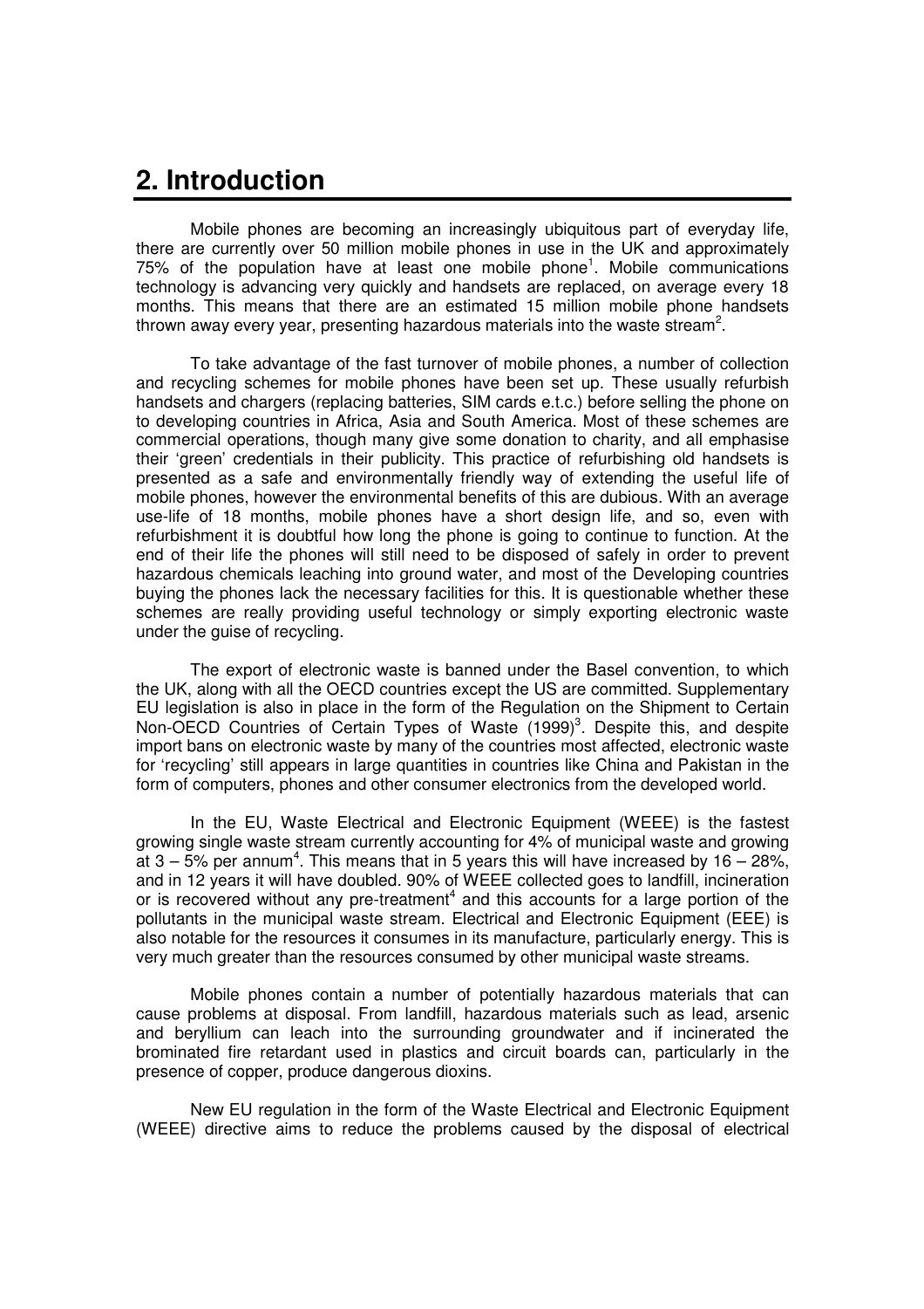## 2. Introduction

Mobile phones are becoming an increasingly ubiquitous part of everyday life, there are currently over 50 million mobile phones in use in the UK and approximately 75% of the population have at least one mobile phone[1]. Mobile communications technology is advancing very quickly and handsets are replaced, on average every 18 months. This means that there are an estimated 15 million mobile phone handsets thrown away every year, presenting hazardous materials into the waste stream[2].

To take advantage of the fast turnover of mobile phones, a number of collection and recycling schemes for mobile phones have been set up. These usually refurbish handsets and chargers (replacing batteries, SIM cards e.t.c.) before selling the phone on to developing countries in Africa, Asia and South America. Most of these schemes are commercial operations, though many give some donation to charity, and all emphasise their 'green' credentials in their publicity. This practice of refurbishing old handsets is presented as a safe and environmentally friendly way of extending the useful life of mobile phones, however the environmental benefits of this are dubious. With an average use-life of 18 months, mobile phones have a short design life, and so, even with refurbishment it is doubtful how long the phone is going to continue to function. At the end of their life the phones will still need to be disposed of safely in order to prevent hazardous chemicals leaching into ground water, and most of the Developing countries buying the phones lack the necessary facilities for this. It is questionable whether these schemes are really providing useful technology or simply exporting electronic waste under the guise of recycling.

The export of electronic waste is banned under the Basel convention, to which the UK, along with all the OECD countries except the US are committed. Supplementary EU legislation is also in place in the form of the Regulation on the Shipment to Certain Non-OECD Countries of Certain Types of Waste (1999)[3]. Despite this, and despite import bans on electronic waste by many of the countries most affected, electronic waste for 'recycling' still appears in large quantities in countries like China and Pakistan in the form of computers, phones and other consumer electronics from the developed world.

In the EU, Waste Electrical and Electronic Equipment (WEEE) is the fastest growing single waste stream currently accounting for 4% of municipal waste and growing at 3 – 5% per annum[4]. This means that in 5 years this will have increased by 16 – 28%, and in 12 years it will have doubled. 90% of WEEE collected goes to landfill, incineration or is recovered without any pre-treatment[4] and this accounts for a large portion of the pollutants in the municipal waste stream. Electrical and Electronic Equipment (EEE) is also notable for the resources it consumes in its manufacture, particularly energy. This is very much greater than the resources consumed by other municipal waste streams.

Mobile phones contain a number of potentially hazardous materials that can cause problems at disposal. From landfill, hazardous materials such as lead, arsenic and beryllium can leach into the surrounding groundwater and if incinerated the brominated fire retardant used in plastics and circuit boards can, particularly in the presence of copper, produce dangerous dioxins.

New EU regulation in the form of the Waste Electrical and Electronic Equipment (WEEE) directive aims to reduce the problems caused by the disposal of electrical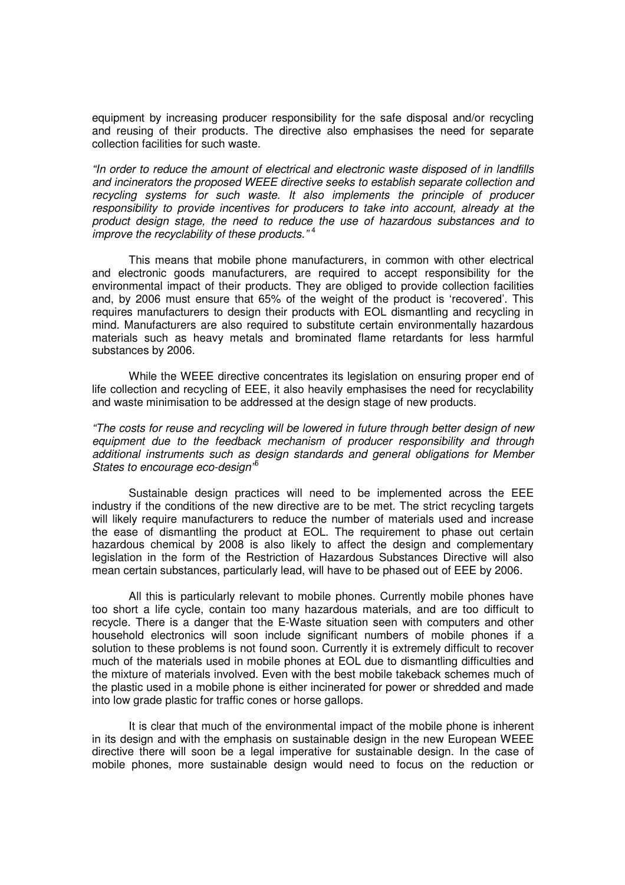equipment by increasing producer responsibility for the safe disposal and/or recycling and reusing of their products. The directive also emphasises the need for separate collection facilities for such waste.

*"In order to reduce the amount of electrical and electronic waste disposed of in landfills and incinerators the proposed WEEE directive seeks to establish separate collection and recycling systems for such waste. It also implements the principle of producer responsibility to provide incentives for producers to take into account, already at the product design stage, the need to reduce the use of hazardous substances and to improve the recyclability of these products."* [4]

This means that mobile phone manufacturers, in common with other electrical and electronic goods manufacturers, are required to accept responsibility for the environmental impact of their products. They are obliged to provide collection facilities and, by 2006 must ensure that 65% of the weight of the product is 'recovered'. This requires manufacturers to design their products with EOL dismantling and recycling in mind. Manufacturers are also required to substitute certain environmentally hazardous materials such as heavy metals and brominated flame retardants for less harmful substances by 2006.

While the WEEE directive concentrates its legislation on ensuring proper end of life collection and recycling of EEE, it also heavily emphasises the need for recyclability and waste minimisation to be addressed at the design stage of new products.

*"The costs for reuse and recycling will be lowered in future through better design of new equipment due to the feedback mechanism of producer responsibility and through additional instruments such as design standards and general obligations for Member States to encourage eco-design"*[5]

Sustainable design practices will need to be implemented across the EEE industry if the conditions of the new directive are to be met. The strict recycling targets will likely require manufacturers to reduce the number of materials used and increase the ease of dismantling the product at EOL. The requirement to phase out certain hazardous chemical by 2008 is also likely to affect the design and complementary legislation in the form of the Restriction of Hazardous Substances Directive will also mean certain substances, particularly lead, will have to be phased out of EEE by 2006.

All this is particularly relevant to mobile phones. Currently mobile phones have too short a life cycle, contain too many hazardous materials, and are too difficult to recycle. There is a danger that the E-Waste situation seen with computers and other household electronics will soon include significant numbers of mobile phones if a solution to these problems is not found soon. Currently it is extremely difficult to recover much of the materials used in mobile phones at EOL due to dismantling difficulties and the mixture of materials involved. Even with the best mobile takeback schemes much of the plastic used in a mobile phone is either incinerated for power or shredded and made into low grade plastic for traffic cones or horse gallops.

It is clear that much of the environmental impact of the mobile phone is inherent in its design and with the emphasis on sustainable design in the new European WEEE directive there will soon be a legal imperative for sustainable design. In the case of mobile phones, more sustainable design would need to focus on the reduction or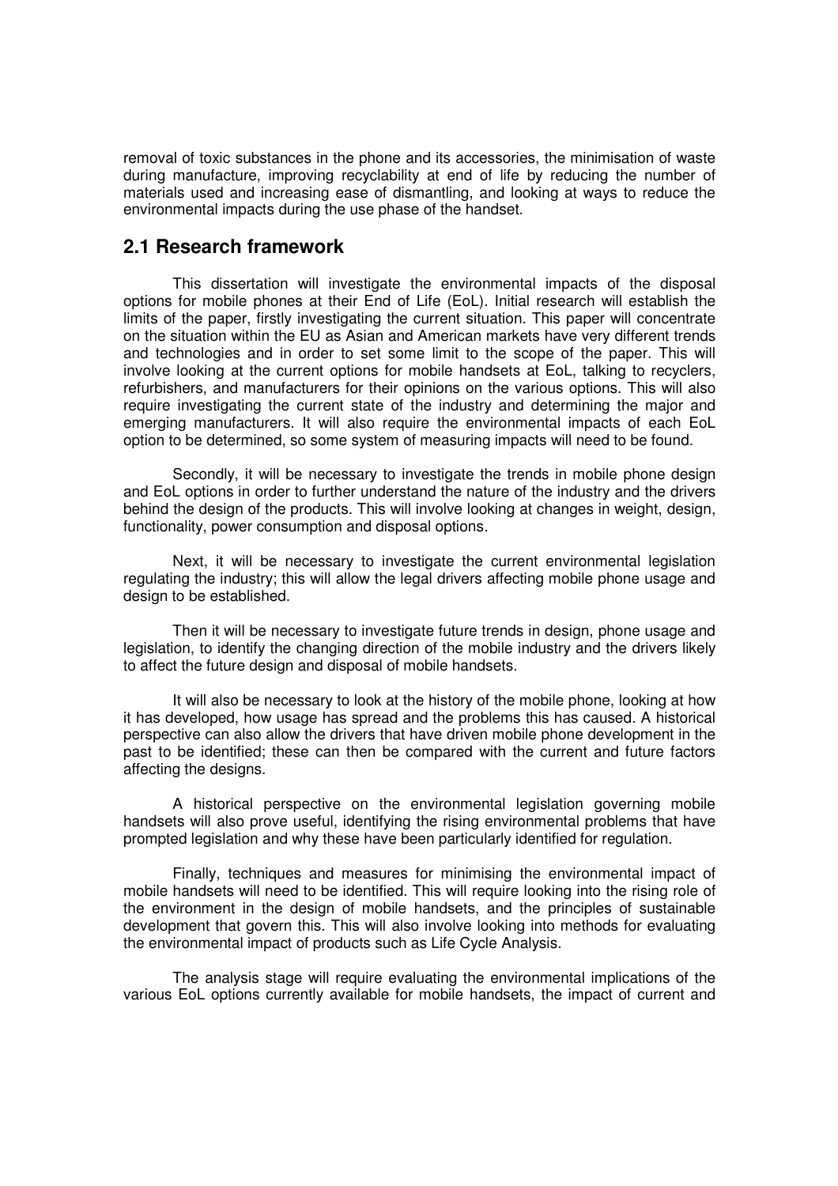removal of toxic substances in the phone and its accessories, the minimisation of waste during manufacture, improving recyclability at end of life by reducing the number of materials used and increasing ease of dismantling, and looking at ways to reduce the environmental impacts during the use phase of the handset.

## 2.1 Research framework

This dissertation will investigate the environmental impacts of the disposal options for mobile phones at their End of Life (EoL). Initial research will establish the limits of the paper, firstly investigating the current situation. This paper will concentrate on the situation within the EU as Asian and American markets have very different trends and technologies and in order to set some limit to the scope of the paper. This will involve looking at the current options for mobile handsets at EoL, talking to recyclers, refurbishers, and manufacturers for their opinions on the various options. This will also require investigating the current state of the industry and determining the major and emerging manufacturers. It will also require the environmental impacts of each EoL option to be determined, so some system of measuring impacts will need to be found.

Secondly, it will be necessary to investigate the trends in mobile phone design and EoL options in order to further understand the nature of the industry and the drivers behind the design of the products. This will involve looking at changes in weight, design, functionality, power consumption and disposal options.

Next, it will be necessary to investigate the current environmental legislation regulating the industry; this will allow the legal drivers affecting mobile phone usage and design to be established.

Then it will be necessary to investigate future trends in design, phone usage and legislation, to identify the changing direction of the mobile industry and the drivers likely to affect the future design and disposal of mobile handsets.

It will also be necessary to look at the history of the mobile phone, looking at how it has developed, how usage has spread and the problems this has caused. A historical perspective can also allow the drivers that have driven mobile phone development in the past to be identified; these can then be compared with the current and future factors affecting the designs.

A historical perspective on the environmental legislation governing mobile handsets will also prove useful, identifying the rising environmental problems that have prompted legislation and why these have been particularly identified for regulation.

Finally, techniques and measures for minimising the environmental impact of mobile handsets will need to be identified. This will require looking into the rising role of the environment in the design of mobile handsets, and the principles of sustainable development that govern this. This will also involve looking into methods for evaluating the environmental impact of products such as Life Cycle Analysis.

The analysis stage will require evaluating the environmental implications of the various EoL options currently available for mobile handsets, the impact of current and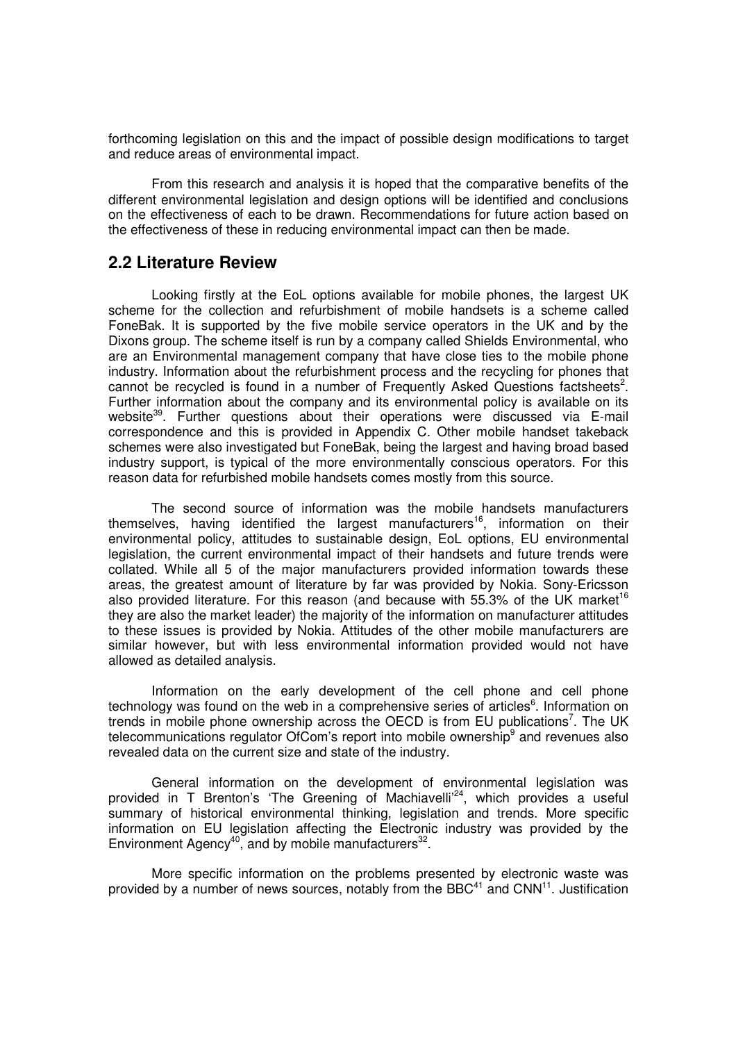forthcoming legislation on this and the impact of possible design modifications to target and reduce areas of environmental impact.

From this research and analysis it is hoped that the comparative benefits of the different environmental legislation and design options will be identified and conclusions on the effectiveness of each to be drawn. Recommendations for future action based on the effectiveness of these in reducing environmental impact can then be made.

## 2.2 Literature Review

Looking firstly at the EoL options available for mobile phones, the largest UK scheme for the collection and refurbishment of mobile handsets is a scheme called FoneBak. It is supported by the five mobile service operators in the UK and by the Dixons group. The scheme itself is run by a company called Shields Environmental, who are an Environmental management company that have close ties to the mobile phone industry. Information about the refurbishment process and the recycling for phones that cannot be recycled is found in a number of Frequently Asked Questions factsheets[2]. Further information about the company and its environmental policy is available on its website[39]. Further questions about their operations were discussed via E-mail correspondence and this is provided in Appendix C. Other mobile handset takeback schemes were also investigated but FoneBak, being the largest and having broad based industry support, is typical of the more environmentally conscious operators. For this reason data for refurbished mobile handsets comes mostly from this source.

The second source of information was the mobile handsets manufacturers themselves, having identified the largest manufacturers[16], information on their environmental policy, attitudes to sustainable design, EoL options, EU environmental legislation, the current environmental impact of their handsets and future trends were collated. While all 5 of the major manufacturers provided information towards these areas, the greatest amount of literature by far was provided by Nokia. Sony-Ericsson also provided literature. For this reason (and because with 55.3% of the UK market[16] they are also the market leader) the majority of the information on manufacturer attitudes to these issues is provided by Nokia. Attitudes of the other mobile manufacturers are similar however, but with less environmental information provided would not have allowed as detailed analysis.

Information on the early development of the cell phone and cell phone technology was found on the web in a comprehensive series of articles[6]. Information on trends in mobile phone ownership across the OECD is from EU publications[7]. The UK telecommunications regulator OfCom's report into mobile ownership[9] and revenues also revealed data on the current size and state of the industry.

General information on the development of environmental legislation was provided in T Brenton's 'The Greening of Machiavelli'[24], which provides a useful summary of historical environmental thinking, legislation and trends. More specific information on EU legislation affecting the Electronic industry was provided by the Environment Agency[40], and by mobile manufacturers[32].

More specific information on the problems presented by electronic waste was provided by a number of news sources, notably from the BBC[41] and CNN[11]. Justification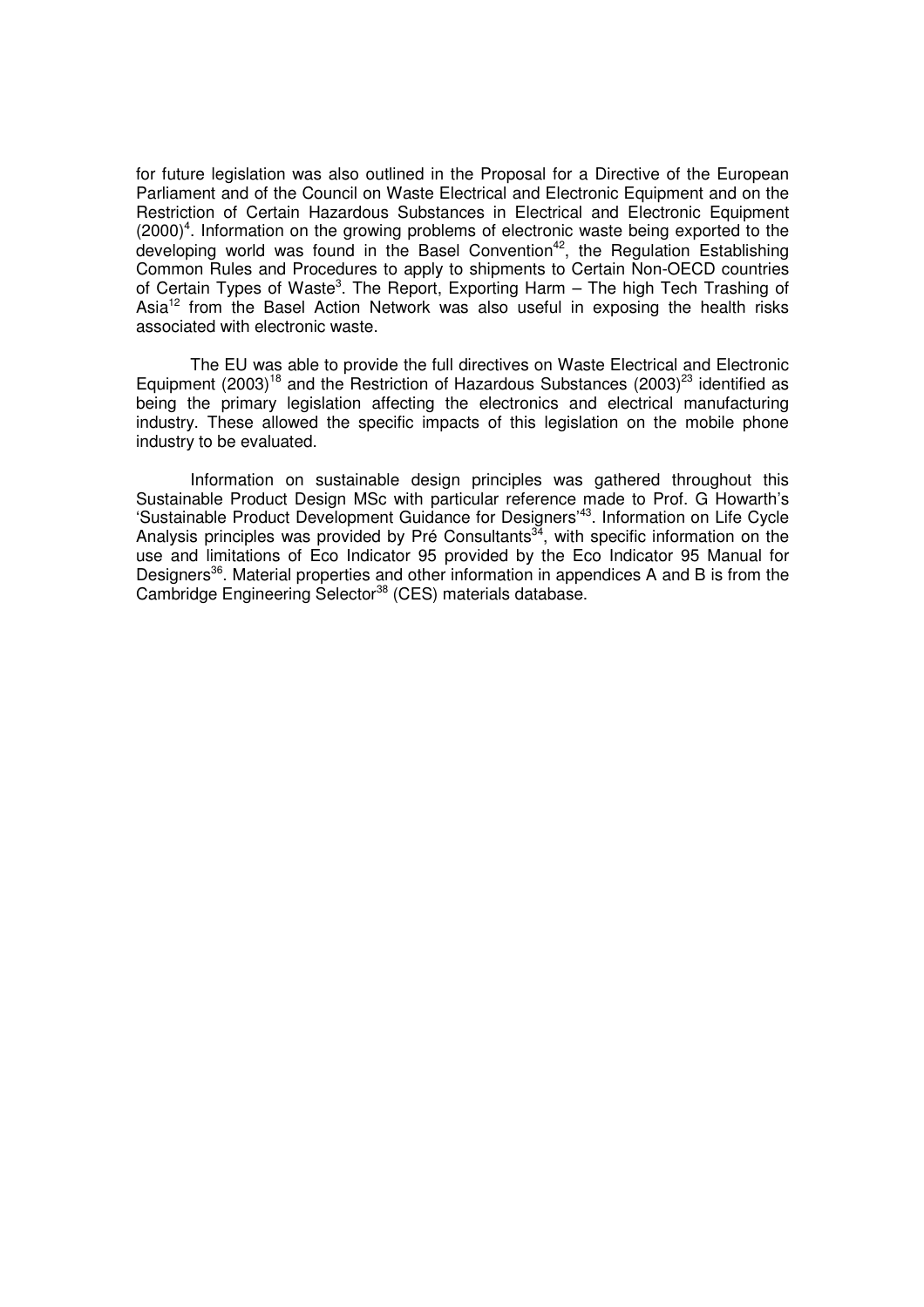for future legislation was also outlined in the Proposal for a Directive of the European Parliament and of the Council on Waste Electrical and Electronic Equipment and on the Restriction of Certain Hazardous Substances in Electrical and Electronic Equipment (2000)[4]. Information on the growing problems of electronic waste being exported to the developing world was found in the Basel Convention[42], the Regulation Establishing Common Rules and Procedures to apply to shipments to Certain Non-OECD countries of Certain Types of Waste[3]. The Report, Exporting Harm – The high Tech Trashing of Asia[12] from the Basel Action Network was also useful in exposing the health risks associated with electronic waste.

The EU was able to provide the full directives on Waste Electrical and Electronic Equipment (2003)[18] and the Restriction of Hazardous Substances (2003)[23] identified as being the primary legislation affecting the electronics and electrical manufacturing industry. These allowed the specific impacts of this legislation on the mobile phone industry to be evaluated.

Information on sustainable design principles was gathered throughout this Sustainable Product Design MSc with particular reference made to Prof. G Howarth's 'Sustainable Product Development Guidance for Designers'[43]. Information on Life Cycle Analysis principles was provided by Pré Consultants[34], with specific information on the use and limitations of Eco Indicator 95 provided by the Eco Indicator 95 Manual for Designers[36]. Material properties and other information in appendices A and B is from the Cambridge Engineering Selector[38] (CES) materials database.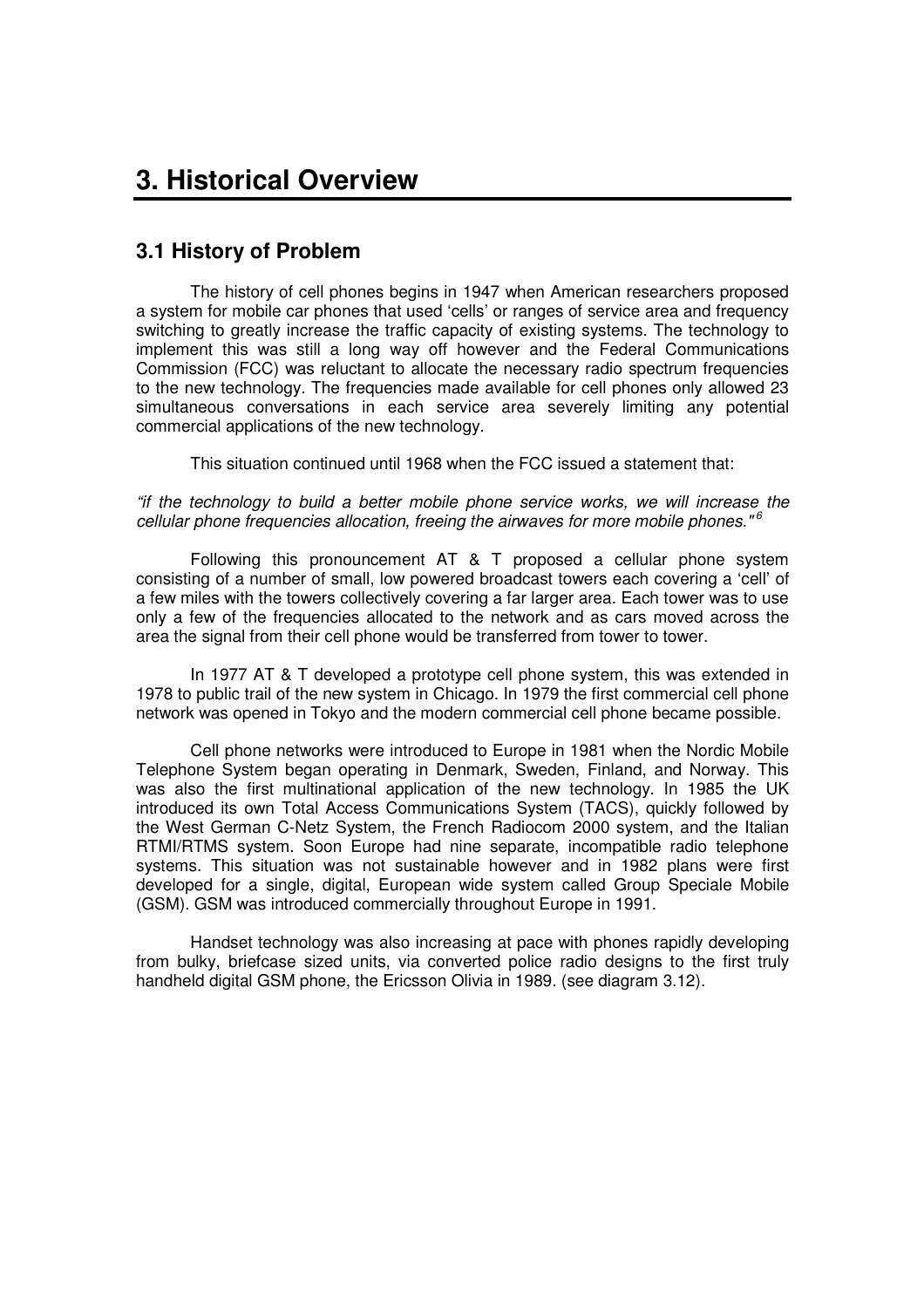# 3. Historical Overview

## 3.1 History of Problem

The history of cell phones begins in 1947 when American researchers proposed a system for mobile car phones that used 'cells' or ranges of service area and frequency switching to greatly increase the traffic capacity of existing systems. The technology to implement this was still a long way off however and the Federal Communications Commission (FCC) was reluctant to allocate the necessary radio spectrum frequencies to the new technology. The frequencies made available for cell phones only allowed 23 simultaneous conversations in each service area severely limiting any potential commercial applications of the new technology.

This situation continued until 1968 when the FCC issued a statement that:

*"if the technology to build a better mobile phone service works, we will increase the cellular phone frequencies allocation, freeing the airwaves for more mobile phones."*[6]

Following this pronouncement AT & T proposed a cellular phone system consisting of a number of small, low powered broadcast towers each covering a 'cell' of a few miles with the towers collectively covering a far larger area. Each tower was to use only a few of the frequencies allocated to the network and as cars moved across the area the signal from their cell phone would be transferred from tower to tower.

In 1977 AT & T developed a prototype cell phone system, this was extended in 1978 to public trail of the new system in Chicago. In 1979 the first commercial cell phone network was opened in Tokyo and the modern commercial cell phone became possible.

Cell phone networks were introduced to Europe in 1981 when the Nordic Mobile Telephone System began operating in Denmark, Sweden, Finland, and Norway. This was also the first multinational application of the new technology. In 1985 the UK introduced its own Total Access Communications System (TACS), quickly followed by the West German C-Netz System, the French Radiocom 2000 system, and the Italian RTMI/RTMS system. Soon Europe had nine separate, incompatible radio telephone systems. This situation was not sustainable however and in 1982 plans were first developed for a single, digital, European wide system called Group Speciale Mobile (GSM). GSM was introduced commercially throughout Europe in 1991.

Handset technology was also increasing at pace with phones rapidly developing from bulky, briefcase sized units, via converted police radio designs to the first truly handheld digital GSM phone, the Ericsson Olivia in 1989. (see diagram 3.12).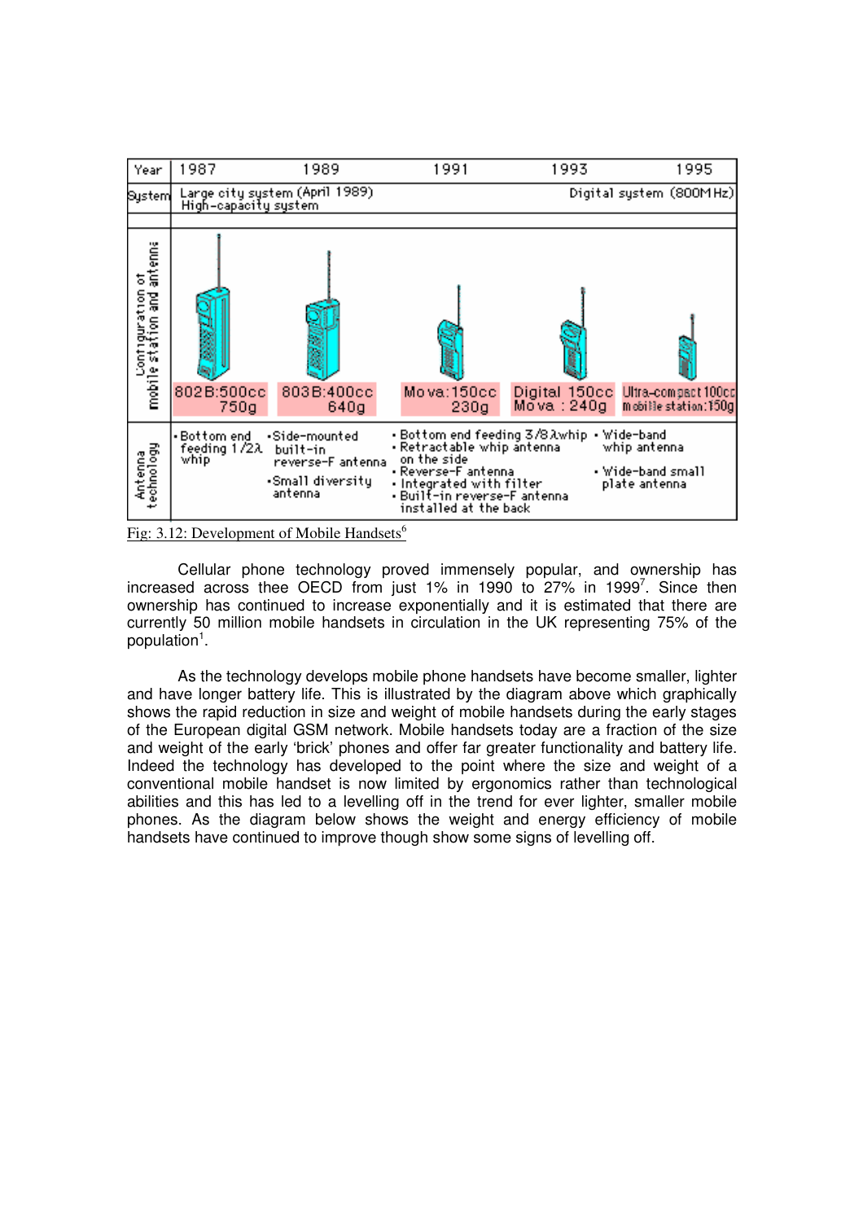| Year | 1987 | 1989 | 1991 | 1993 | 1995 |
|---|---|---|---|---|---|
| System | Large city system (April 1989) High-capacity system | | | Digital system (800MHz) | |
| Configuration of mobile station and antenna | 802B:500cc 750g | 803B:400cc 640g | Mova:150cc 230g | Digital 150cc Mova : 240g | Ultra-compact 100cc mobile station:150g |
| Antenna technology | • Bottom end feeding 1/2λ whip | • Side-mounted built-in reverse-F antenna • Small diversity antenna | • Bottom end feeding 3/8λ whip • Retractable whip antenna on the side • Reverse-F antenna • Integrated with filter • Built-in reverse-F antenna installed at the back | | • Wide-band whip antenna • Wide-band small plate antenna |

Fig: 3.12: Development of Mobile Handsets[6]

Cellular phone technology proved immensely popular, and ownership has increased across thee OECD from just 1% in 1990 to 27% in 1999[7]. Since then ownership has continued to increase exponentially and it is estimated that there are currently 50 million mobile handsets in circulation in the UK representing 75% of the population[1].

As the technology develops mobile phone handsets have become smaller, lighter and have longer battery life. This is illustrated by the diagram above which graphically shows the rapid reduction in size and weight of mobile handsets during the early stages of the European digital GSM network. Mobile handsets today are a fraction of the size and weight of the early 'brick' phones and offer far greater functionality and battery life. Indeed the technology has developed to the point where the size and weight of a conventional mobile handset is now limited by ergonomics rather than technological abilities and this has led to a levelling off in the trend for ever lighter, smaller mobile phones. As the diagram below shows the weight and energy efficiency of mobile handsets have continued to improve though show some signs of levelling off.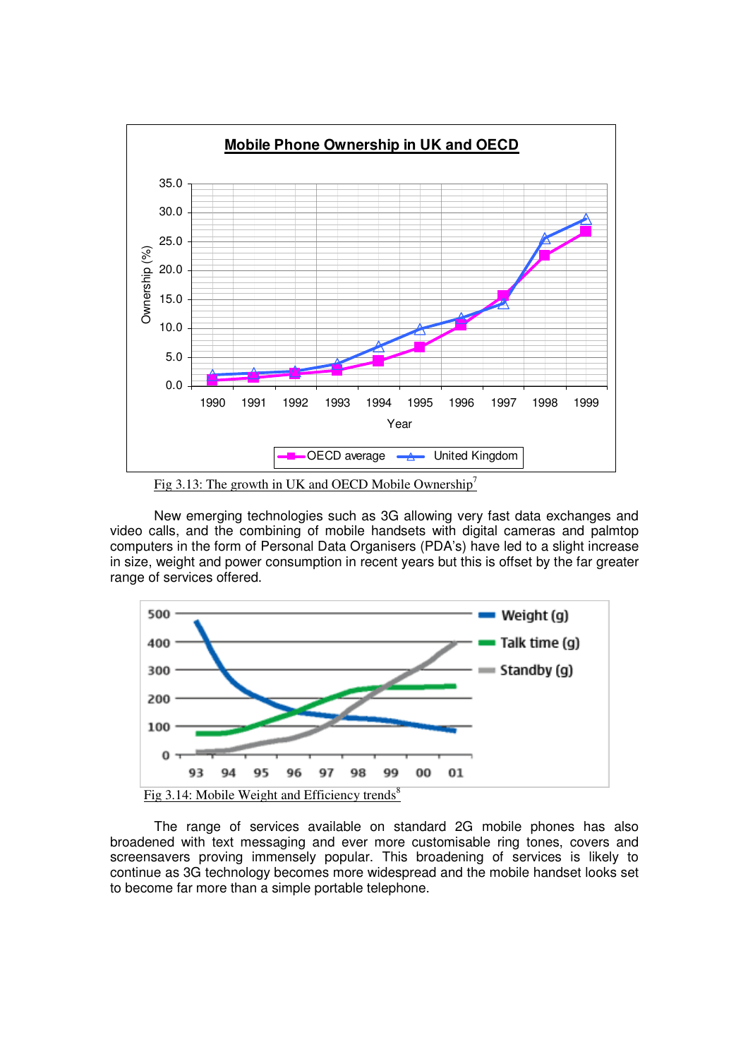Fig 3.13: The growth in UK and OECD Mobile Ownership[7]

New emerging technologies such as 3G allowing very fast data exchanges and video calls, and the combining of mobile handsets with digital cameras and palmtop computers in the form of Personal Data Organisers (PDA's) have led to a slight increase in size, weight and power consumption in recent years but this is offset by the far greater range of services offered.

Fig 3.14: Mobile Weight and Efficiency trends[8]

The range of services available on standard 2G mobile phones has also broadened with text messaging and ever more customisable ring tones, covers and screensavers proving immensely popular. This broadening of services is likely to continue as 3G technology becomes more widespread and the mobile handset looks set to become far more than a simple portable telephone.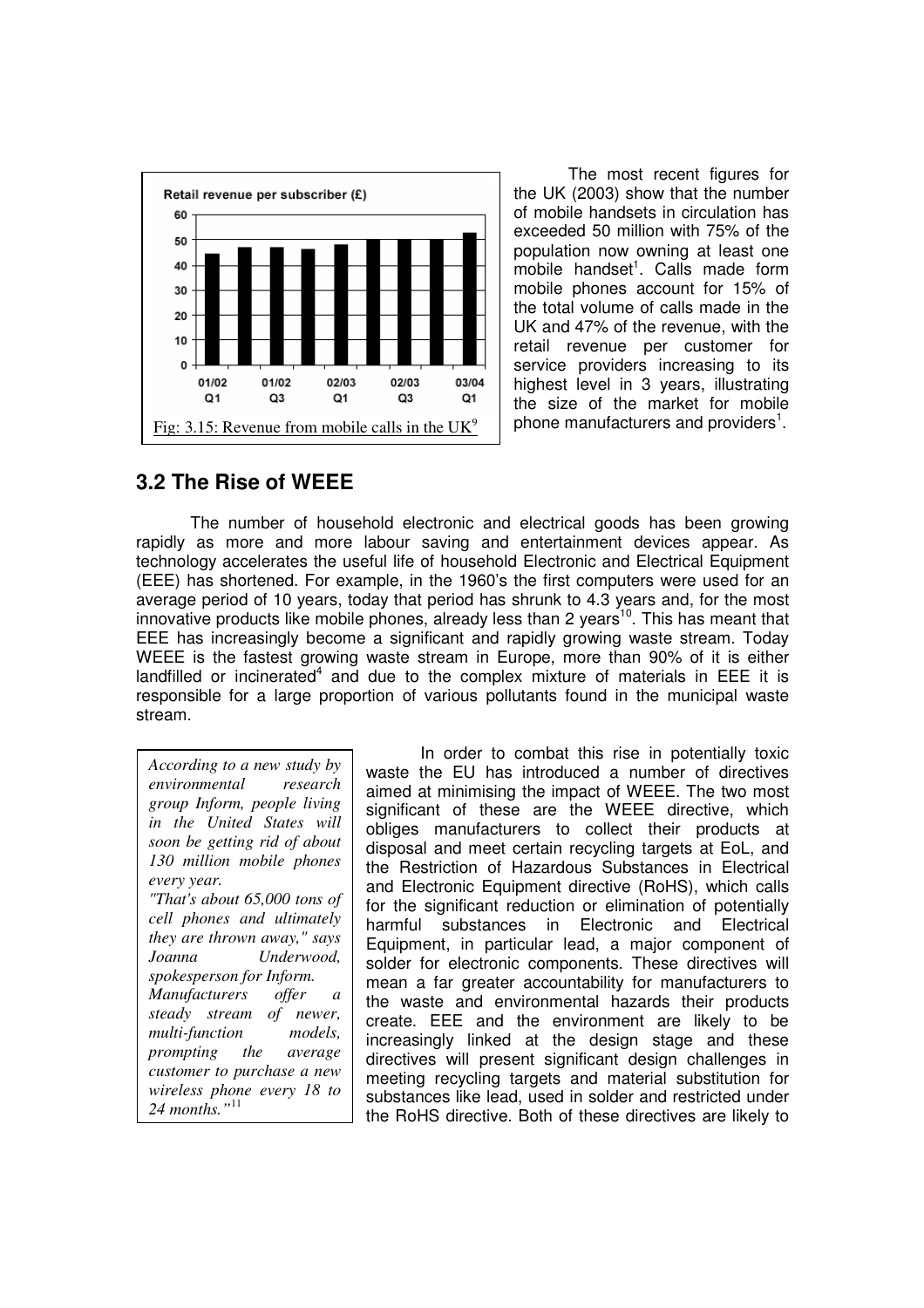Fig: 3.15: Revenue from mobile calls in the UK[9]

The most recent figures for the UK (2003) show that the number of mobile handsets in circulation has exceeded 50 million with 75% of the population now owning at least one mobile handset[1]. Calls made form mobile phones account for 15% of the total volume of calls made in the UK and 47% of the revenue, with the retail revenue per customer for service providers increasing to its highest level in 3 years, illustrating the size of the market for mobile phone manufacturers and providers[1].

## 3.2 The Rise of WEEE

The number of household electronic and electrical goods has been growing rapidly as more and more labour saving and entertainment devices appear. As technology accelerates the useful life of household Electronic and Electrical Equipment (EEE) has shortened. For example, in the 1960's the first computers were used for an average period of 10 years, today that period has shrunk to 4.3 years and, for the most innovative products like mobile phones, already less than 2 years[10]. This has meant that EEE has increasingly become a significant and rapidly growing waste stream. Today WEEE is the fastest growing waste stream in Europe, more than 90% of it is either landfilled or incinerated[4] and due to the complex mixture of materials in EEE it is responsible for a large proportion of various pollutants found in the municipal waste stream.

*According to a new study by environmental research group Inform, people living in the United States will soon be getting rid of about 130 million mobile phones every year.*
*"That's about 65,000 tons of cell phones and ultimately they are thrown away," says Joanna Underwood, spokesperson for Inform.*
*Manufacturers offer a steady stream of newer, multi-function models, prompting the average customer to purchase a new wireless phone every 18 to 24 months."*[11]

In order to combat this rise in potentially toxic waste the EU has introduced a number of directives aimed at minimising the impact of WEEE. The two most significant of these are the WEEE directive, which obliges manufacturers to collect their products at disposal and meet certain recycling targets at EoL, and the Restriction of Hazardous Substances in Electrical and Electronic Equipment directive (RoHS), which calls for the significant reduction or elimination of potentially harmful substances in Electronic and Electrical Equipment, in particular lead, a major component of solder for electronic components. These directives will mean a far greater accountability for manufacturers to the waste and environmental hazards their products create. EEE and the environment are likely to be increasingly linked at the design stage and these directives will present significant design challenges in meeting recycling targets and material substitution for substances like lead, used in solder and restricted under the RoHS directive. Both of these directives are likely to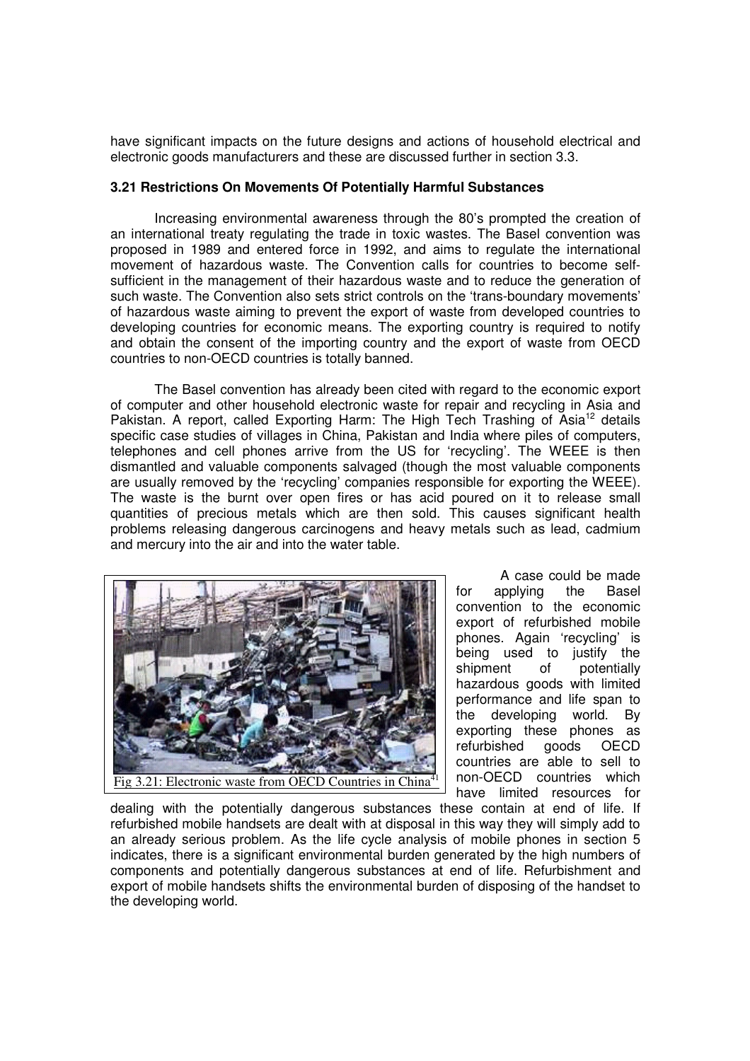have significant impacts on the future designs and actions of household electrical and electronic goods manufacturers and these are discussed further in section 3.3.

### 3.21 Restrictions On Movements Of Potentially Harmful Substances

Increasing environmental awareness through the 80's prompted the creation of an international treaty regulating the trade in toxic wastes. The Basel convention was proposed in 1989 and entered force in 1992, and aims to regulate the international movement of hazardous waste. The Convention calls for countries to become self-sufficient in the management of their hazardous waste and to reduce the generation of such waste. The Convention also sets strict controls on the 'trans-boundary movements' of hazardous waste aiming to prevent the export of waste from developed countries to developing countries for economic means. The exporting country is required to notify and obtain the consent of the importing country and the export of waste from OECD countries to non-OECD countries is totally banned.

The Basel convention has already been cited with regard to the economic export of computer and other household electronic waste for repair and recycling in Asia and Pakistan. A report, called Exporting Harm: The High Tech Trashing of Asia[12] details specific case studies of villages in China, Pakistan and India where piles of computers, telephones and cell phones arrive from the US for 'recycling'. The WEEE is then dismantled and valuable components salvaged (though the most valuable components are usually removed by the 'recycling' companies responsible for exporting the WEEE). The waste is the burnt over open fires or has acid poured on it to release small quantities of precious metals which are then sold. This causes significant health problems releasing dangerous carcinogens and heavy metals such as lead, cadmium and mercury into the air and into the water table.

Fig 3.21: Electronic waste from OECD Countries in China[41]

A case could be made for applying the Basel convention to the economic export of refurbished mobile phones. Again 'recycling' is being used to justify the shipment of potentially hazardous goods with limited performance and life span to the developing world. By exporting these phones as refurbished goods OECD countries are able to sell to non-OECD countries which have limited resources for dealing with the potentially dangerous substances these contain at end of life. If refurbished mobile handsets are dealt with at disposal in this way they will simply add to an already serious problem. As the life cycle analysis of mobile phones in section 5 indicates, there is a significant environmental burden generated by the high numbers of components and potentially dangerous substances at end of life. Refurbishment and export of mobile handsets shifts the environmental burden of disposing of the handset to the developing world.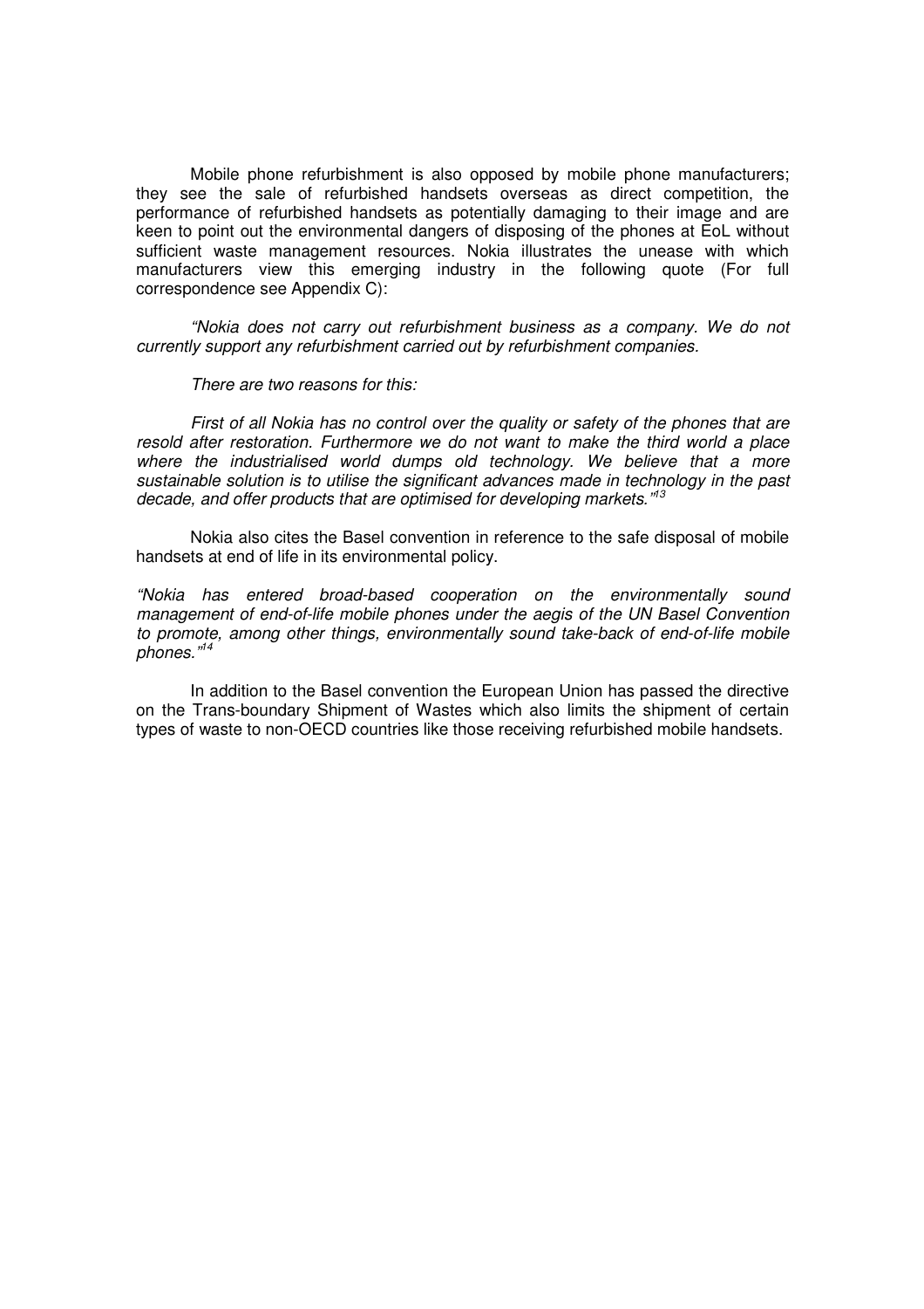Mobile phone refurbishment is also opposed by mobile phone manufacturers; they see the sale of refurbished handsets overseas as direct competition, the performance of refurbished handsets as potentially damaging to their image and are keen to point out the environmental dangers of disposing of the phones at EoL without sufficient waste management resources. Nokia illustrates the unease with which manufacturers view this emerging industry in the following quote (For full correspondence see Appendix C):

*"Nokia does not carry out refurbishment business as a company. We do not currently support any refurbishment carried out by refurbishment companies.*

*There are two reasons for this:*

*First of all Nokia has no control over the quality or safety of the phones that are resold after restoration. Furthermore we do not want to make the third world a place where the industrialised world dumps old technology. We believe that a more sustainable solution is to utilise the significant advances made in technology in the past decade, and offer products that are optimised for developing markets."*[13]

Nokia also cites the Basel convention in reference to the safe disposal of mobile handsets at end of life in its environmental policy.

*"Nokia has entered broad-based cooperation on the environmentally sound management of end-of-life mobile phones under the aegis of the UN Basel Convention to promote, among other things, environmentally sound take-back of end-of-life mobile phones."*[14]

In addition to the Basel convention the European Union has passed the directive on the Trans-boundary Shipment of Wastes which also limits the shipment of certain types of waste to non-OECD countries like those receiving refurbished mobile handsets.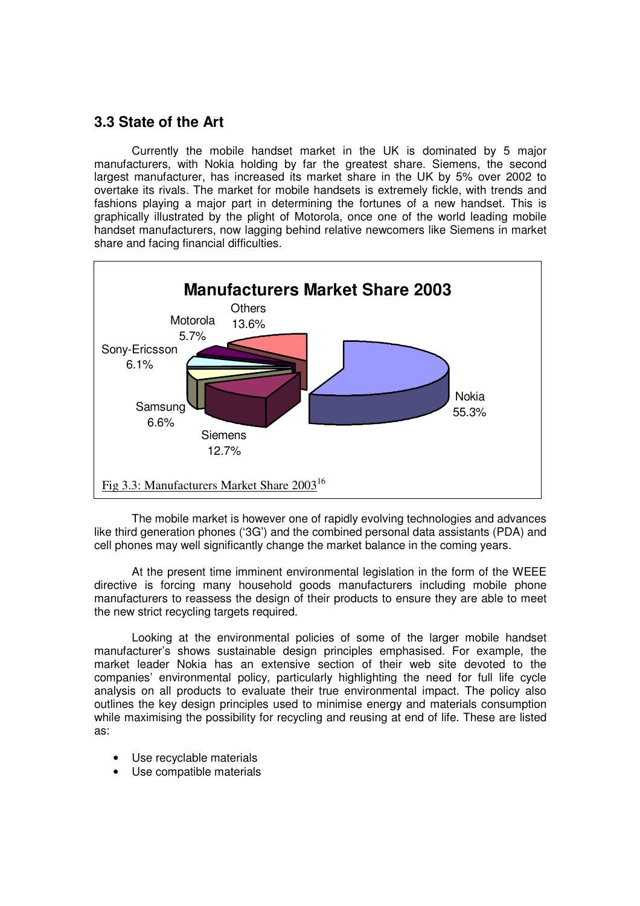## 3.3 State of the Art

Currently the mobile handset market in the UK is dominated by 5 major manufacturers, with Nokia holding by far the greatest share. Siemens, the second largest manufacturer, has increased its market share in the UK by 5% over 2002 to overtake its rivals. The market for mobile handsets is extremely fickle, with trends and fashions playing a major part in determining the fortunes of a new handset. This is graphically illustrated by the plight of Motorola, once one of the world leading mobile handset manufacturers, now lagging behind relative newcomers like Siemens in market share and facing financial difficulties.

**Manufacturers Market Share 2003**

| Manufacturer | Market Share |
|---|---|
| Nokia | 55.3% |
| Siemens | 12.7% |
| Samsung | 6.6% |
| Sony-Ericsson | 6.1% |
| Motorola | 5.7% |
| Others | 13.6% |

Fig 3.3: Manufacturers Market Share 2003[16]

The mobile market is however one of rapidly evolving technologies and advances like third generation phones ('3G') and the combined personal data assistants (PDA) and cell phones may well significantly change the market balance in the coming years.

At the present time imminent environmental legislation in the form of the WEEE directive is forcing many household goods manufacturers including mobile phone manufacturers to reassess the design of their products to ensure they are able to meet the new strict recycling targets required.

Looking at the environmental policies of some of the larger mobile handset manufacturer's shows sustainable design principles emphasised. For example, the market leader Nokia has an extensive section of their web site devoted to the companies' environmental policy, particularly highlighting the need for full life cycle analysis on all products to evaluate their true environmental impact. The policy also outlines the key design principles used to minimise energy and materials consumption while maximising the possibility for recycling and reusing at end of life. These are listed as:

- Use recyclable materials
- Use compatible materials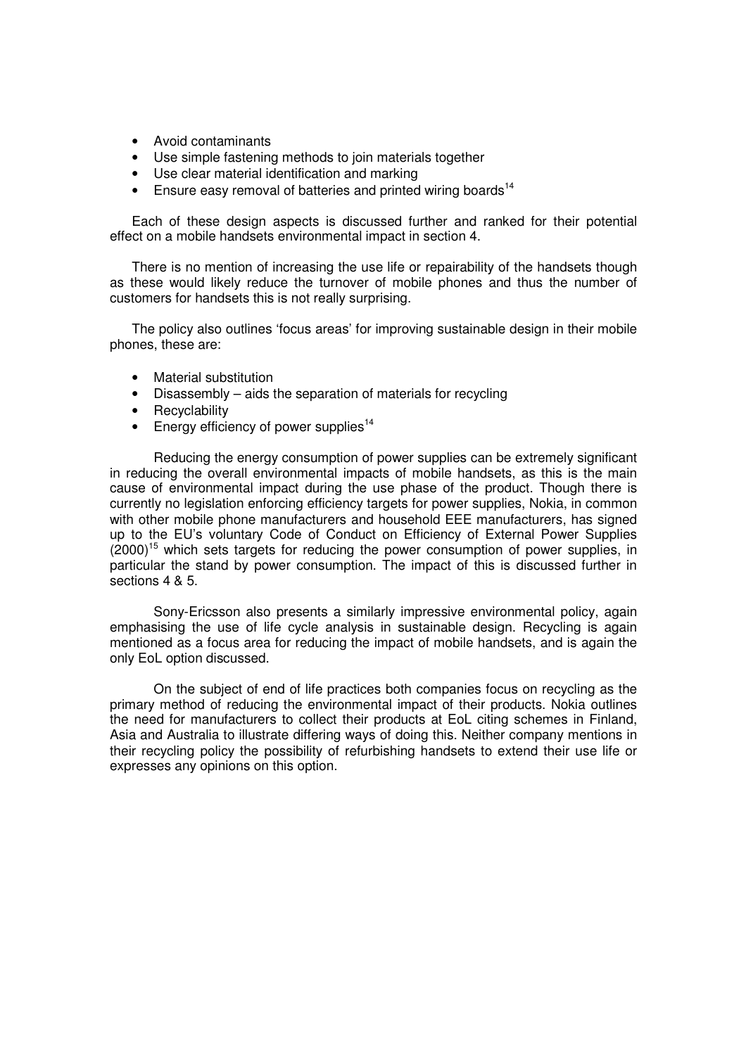- Avoid contaminants
- Use simple fastening methods to join materials together
- Use clear material identification and marking
- Ensure easy removal of batteries and printed wiring boards[14]

Each of these design aspects is discussed further and ranked for their potential effect on a mobile handsets environmental impact in section 4.

There is no mention of increasing the use life or repairability of the handsets though as these would likely reduce the turnover of mobile phones and thus the number of customers for handsets this is not really surprising.

The policy also outlines 'focus areas' for improving sustainable design in their mobile phones, these are:

- Material substitution
- Disassembly – aids the separation of materials for recycling
- Recyclability
- Energy efficiency of power supplies[14]

Reducing the energy consumption of power supplies can be extremely significant in reducing the overall environmental impacts of mobile handsets, as this is the main cause of environmental impact during the use phase of the product. Though there is currently no legislation enforcing efficiency targets for power supplies, Nokia, in common with other mobile phone manufacturers and household EEE manufacturers, has signed up to the EU's voluntary Code of Conduct on Efficiency of External Power Supplies (2000)[15] which sets targets for reducing the power consumption of power supplies, in particular the stand by power consumption. The impact of this is discussed further in sections 4 & 5.

Sony-Ericsson also presents a similarly impressive environmental policy, again emphasising the use of life cycle analysis in sustainable design. Recycling is again mentioned as a focus area for reducing the impact of mobile handsets, and is again the only EoL option discussed.

On the subject of end of life practices both companies focus on recycling as the primary method of reducing the environmental impact of their products. Nokia outlines the need for manufacturers to collect their products at EoL citing schemes in Finland, Asia and Australia to illustrate differing ways of doing this. Neither company mentions in their recycling policy the possibility of refurbishing handsets to extend their use life or expresses any opinions on this option.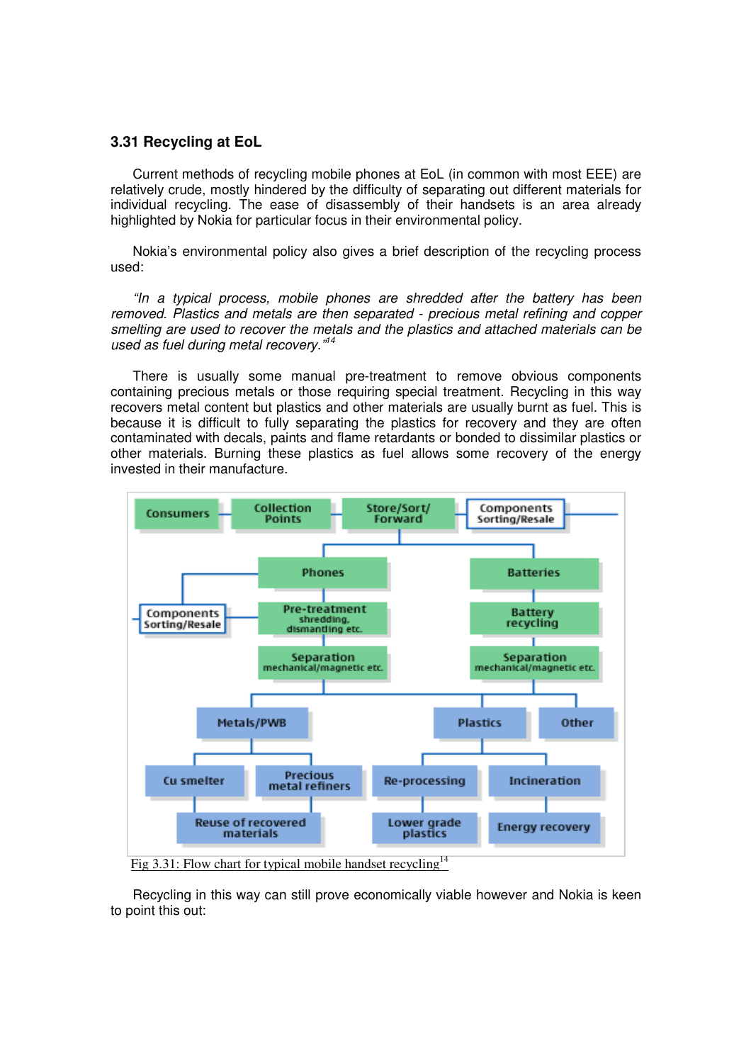### 3.31 Recycling at EoL

Current methods of recycling mobile phones at EoL (in common with most EEE) are relatively crude, mostly hindered by the difficulty of separating out different materials for individual recycling. The ease of disassembly of their handsets is an area already highlighted by Nokia for particular focus in their environmental policy.

Nokia's environmental policy also gives a brief description of the recycling process used:

*"In a typical process, mobile phones are shredded after the battery has been removed. Plastics and metals are then separated - precious metal refining and copper smelting are used to recover the metals and the plastics and attached materials can be used as fuel during metal recovery."*[14]

There is usually some manual pre-treatment to remove obvious components containing precious metals or those requiring special treatment. Recycling in this way recovers metal content but plastics and other materials are usually burnt as fuel. This is because it is difficult to fully separating the plastics for recovery and they are often contaminated with decals, paints and flame retardants or bonded to dissimilar plastics or other materials. Burning these plastics as fuel allows some recovery of the energy invested in their manufacture.

Consumers → Collection Points → Store/Sort/Forward → Components Sorting/Resale

Phones → Pre-treatment (shredding, dismantling etc.) → Components Sorting/Resale; Separation (mechanical/magnetic etc.)

Batteries → Battery recycling → Separation (mechanical/magnetic etc.)

Metals/PWB → Cu smelter, Precious metal refiners → Reuse of recovered materials

Plastics → Re-processing → Lower grade plastics; Incineration → Energy recovery

Other

Fig 3.31: Flow chart for typical mobile handset recycling[14]

Recycling in this way can still prove economically viable however and Nokia is keen to point this out: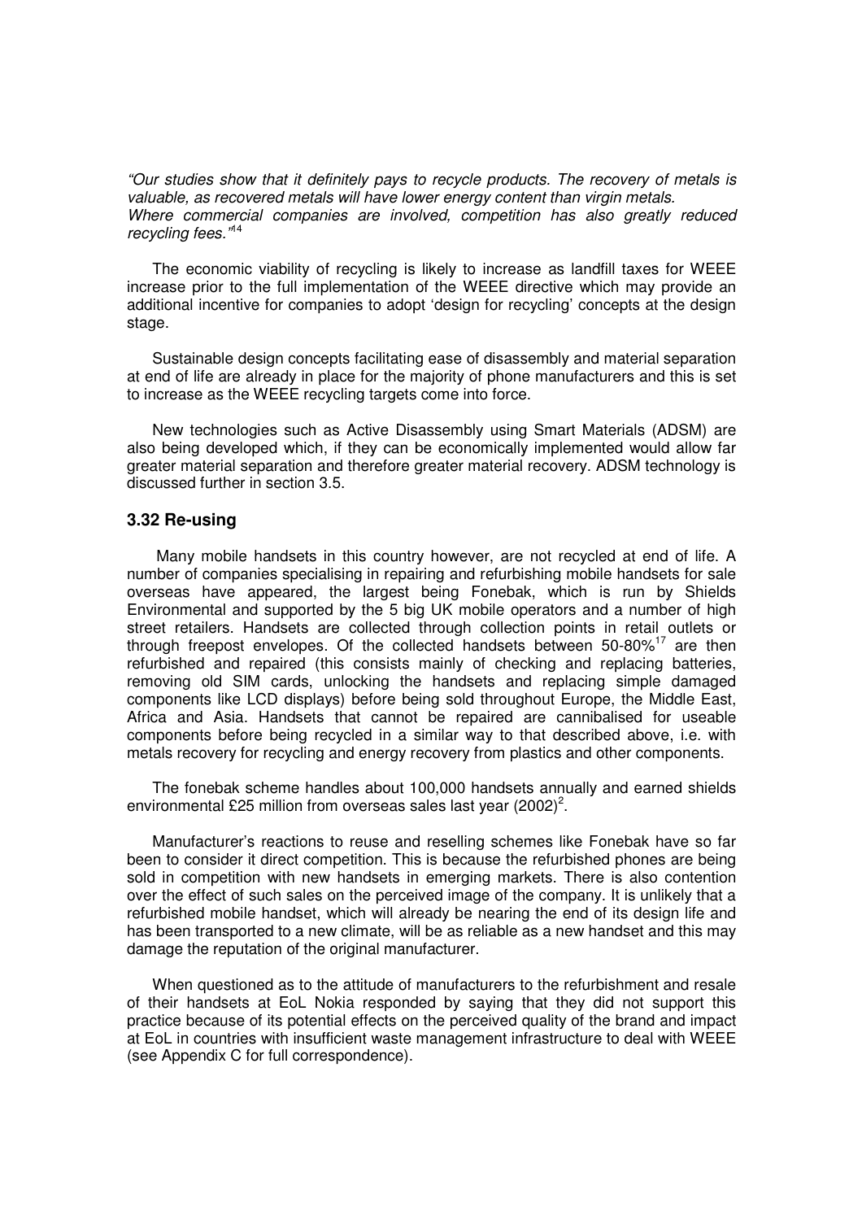*"Our studies show that it definitely pays to recycle products. The recovery of metals is valuable, as recovered metals will have lower energy content than virgin metals. Where commercial companies are involved, competition has also greatly reduced recycling fees."*[14]

The economic viability of recycling is likely to increase as landfill taxes for WEEE increase prior to the full implementation of the WEEE directive which may provide an additional incentive for companies to adopt 'design for recycling' concepts at the design stage.

Sustainable design concepts facilitating ease of disassembly and material separation at end of life are already in place for the majority of phone manufacturers and this is set to increase as the WEEE recycling targets come into force.

New technologies such as Active Disassembly using Smart Materials (ADSM) are also being developed which, if they can be economically implemented would allow far greater material separation and therefore greater material recovery. ADSM technology is discussed further in section 3.5.

### 3.32 Re-using

Many mobile handsets in this country however, are not recycled at end of life. A number of companies specialising in repairing and refurbishing mobile handsets for sale overseas have appeared, the largest being Fonebak, which is run by Shields Environmental and supported by the 5 big UK mobile operators and a number of high street retailers. Handsets are collected through collection points in retail outlets or through freepost envelopes. Of the collected handsets between 50-80%[17] are then refurbished and repaired (this consists mainly of checking and replacing batteries, removing old SIM cards, unlocking the handsets and replacing simple damaged components like LCD displays) before being sold throughout Europe, the Middle East, Africa and Asia. Handsets that cannot be repaired are cannibalised for useable components before being recycled in a similar way to that described above, i.e. with metals recovery for recycling and energy recovery from plastics and other components.

The fonebak scheme handles about 100,000 handsets annually and earned shields environmental £25 million from overseas sales last year (2002)[2].

Manufacturer's reactions to reuse and reselling schemes like Fonebak have so far been to consider it direct competition. This is because the refurbished phones are being sold in competition with new handsets in emerging markets. There is also contention over the effect of such sales on the perceived image of the company. It is unlikely that a refurbished mobile handset, which will already be nearing the end of its design life and has been transported to a new climate, will be as reliable as a new handset and this may damage the reputation of the original manufacturer.

When questioned as to the attitude of manufacturers to the refurbishment and resale of their handsets at EoL Nokia responded by saying that they did not support this practice because of its potential effects on the perceived quality of the brand and impact at EoL in countries with insufficient waste management infrastructure to deal with WEEE (see Appendix C for full correspondence).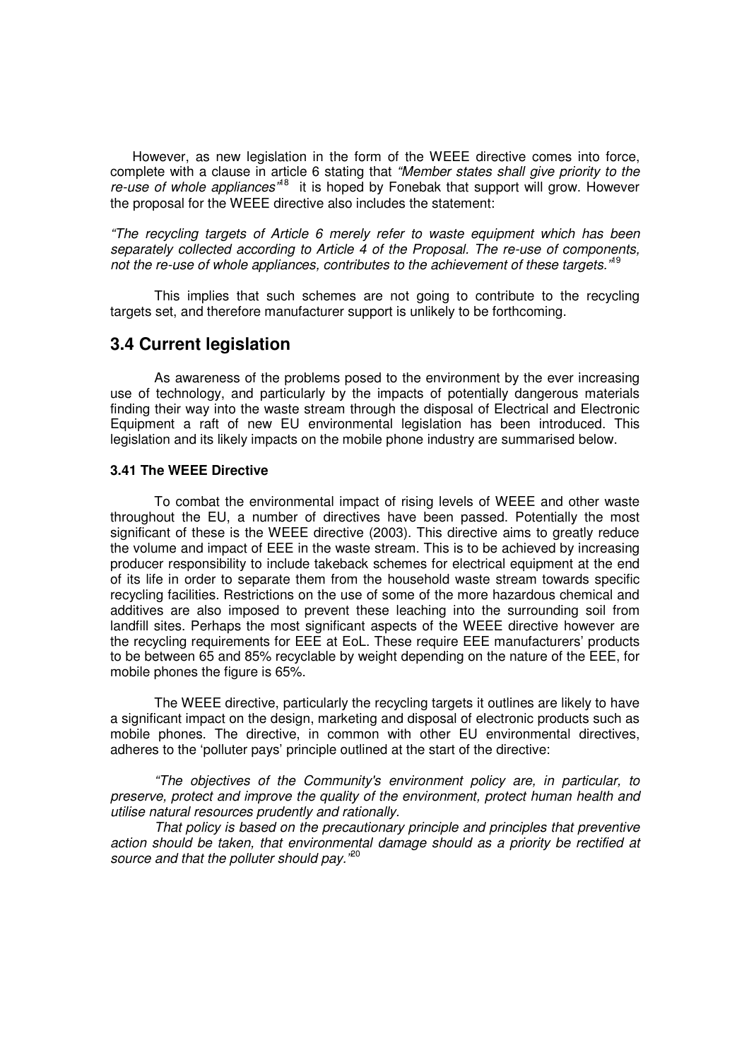However, as new legislation in the form of the WEEE directive comes into force, complete with a clause in article 6 stating that *"Member states shall give priority to the re-use of whole appliances"*[18] it is hoped by Fonebak that support will grow. However the proposal for the WEEE directive also includes the statement:

*"The recycling targets of Article 6 merely refer to waste equipment which has been separately collected according to Article 4 of the Proposal. The re-use of components, not the re-use of whole appliances, contributes to the achievement of these targets."*[19]

This implies that such schemes are not going to contribute to the recycling targets set, and therefore manufacturer support is unlikely to be forthcoming.

## 3.4 Current legislation

As awareness of the problems posed to the environment by the ever increasing use of technology, and particularly by the impacts of potentially dangerous materials finding their way into the waste stream through the disposal of Electrical and Electronic Equipment a raft of new EU environmental legislation has been introduced. This legislation and its likely impacts on the mobile phone industry are summarised below.

### 3.41 The WEEE Directive

To combat the environmental impact of rising levels of WEEE and other waste throughout the EU, a number of directives have been passed. Potentially the most significant of these is the WEEE directive (2003). This directive aims to greatly reduce the volume and impact of EEE in the waste stream. This is to be achieved by increasing producer responsibility to include takeback schemes for electrical equipment at the end of its life in order to separate them from the household waste stream towards specific recycling facilities. Restrictions on the use of some of the more hazardous chemical and additives are also imposed to prevent these leaching into the surrounding soil from landfill sites. Perhaps the most significant aspects of the WEEE directive however are the recycling requirements for EEE at EoL. These require EEE manufacturers' products to be between 65 and 85% recyclable by weight depending on the nature of the EEE, for mobile phones the figure is 65%.

The WEEE directive, particularly the recycling targets it outlines are likely to have a significant impact on the design, marketing and disposal of electronic products such as mobile phones. The directive, in common with other EU environmental directives, adheres to the 'polluter pays' principle outlined at the start of the directive:

*"The objectives of the Community's environment policy are, in particular, to preserve, protect and improve the quality of the environment, protect human health and utilise natural resources prudently and rationally.*

*That policy is based on the precautionary principle and principles that preventive action should be taken, that environmental damage should as a priority be rectified at source and that the polluter should pay."*[20]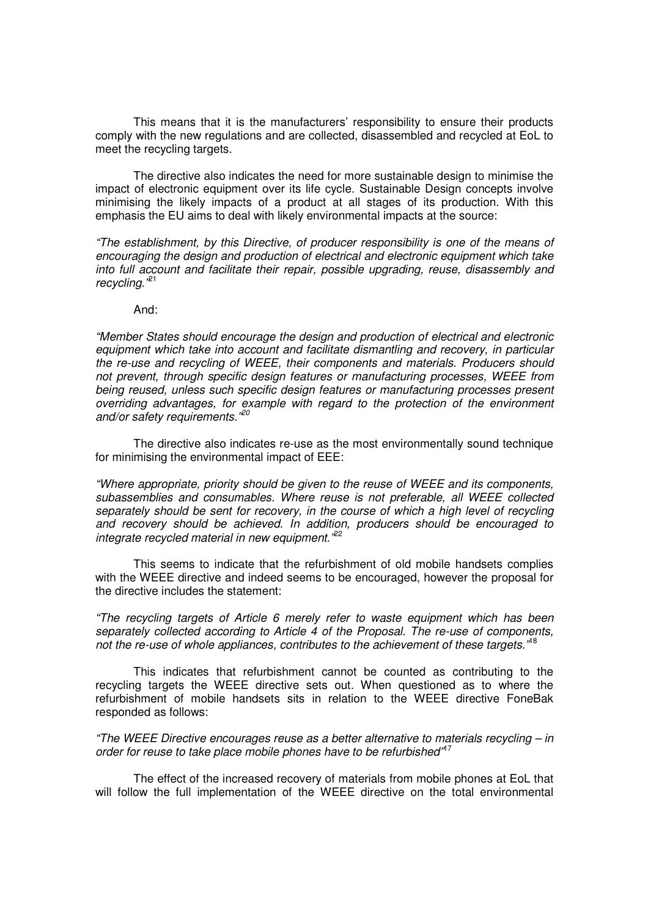This means that it is the manufacturers' responsibility to ensure their products comply with the new regulations and are collected, disassembled and recycled at EoL to meet the recycling targets.

The directive also indicates the need for more sustainable design to minimise the impact of electronic equipment over its life cycle. Sustainable Design concepts involve minimising the likely impacts of a product at all stages of its production. With this emphasis the EU aims to deal with likely environmental impacts at the source:

*"The establishment, by this Directive, of producer responsibility is one of the means of encouraging the design and production of electrical and electronic equipment which take into full account and facilitate their repair, possible upgrading, reuse, disassembly and recycling."*[21]

And:

*"Member States should encourage the design and production of electrical and electronic equipment which take into account and facilitate dismantling and recovery, in particular the re-use and recycling of WEEE, their components and materials. Producers should not prevent, through specific design features or manufacturing processes, WEEE from being reused, unless such specific design features or manufacturing processes present overriding advantages, for example with regard to the protection of the environment and/or safety requirements."*[20]

The directive also indicates re-use as the most environmentally sound technique for minimising the environmental impact of EEE:

*"Where appropriate, priority should be given to the reuse of WEEE and its components, subassemblies and consumables. Where reuse is not preferable, all WEEE collected separately should be sent for recovery, in the course of which a high level of recycling and recovery should be achieved. In addition, producers should be encouraged to integrate recycled material in new equipment."*[22]

This seems to indicate that the refurbishment of old mobile handsets complies with the WEEE directive and indeed seems to be encouraged, however the proposal for the directive includes the statement:

*"The recycling targets of Article 6 merely refer to waste equipment which has been separately collected according to Article 4 of the Proposal. The re-use of components, not the re-use of whole appliances, contributes to the achievement of these targets."*[18]

This indicates that refurbishment cannot be counted as contributing to the recycling targets the WEEE directive sets out. When questioned as to where the refurbishment of mobile handsets sits in relation to the WEEE directive FoneBak responded as follows:

*"The WEEE Directive encourages reuse as a better alternative to materials recycling – in order for reuse to take place mobile phones have to be refurbished"*[17]

The effect of the increased recovery of materials from mobile phones at EoL that will follow the full implementation of the WEEE directive on the total environmental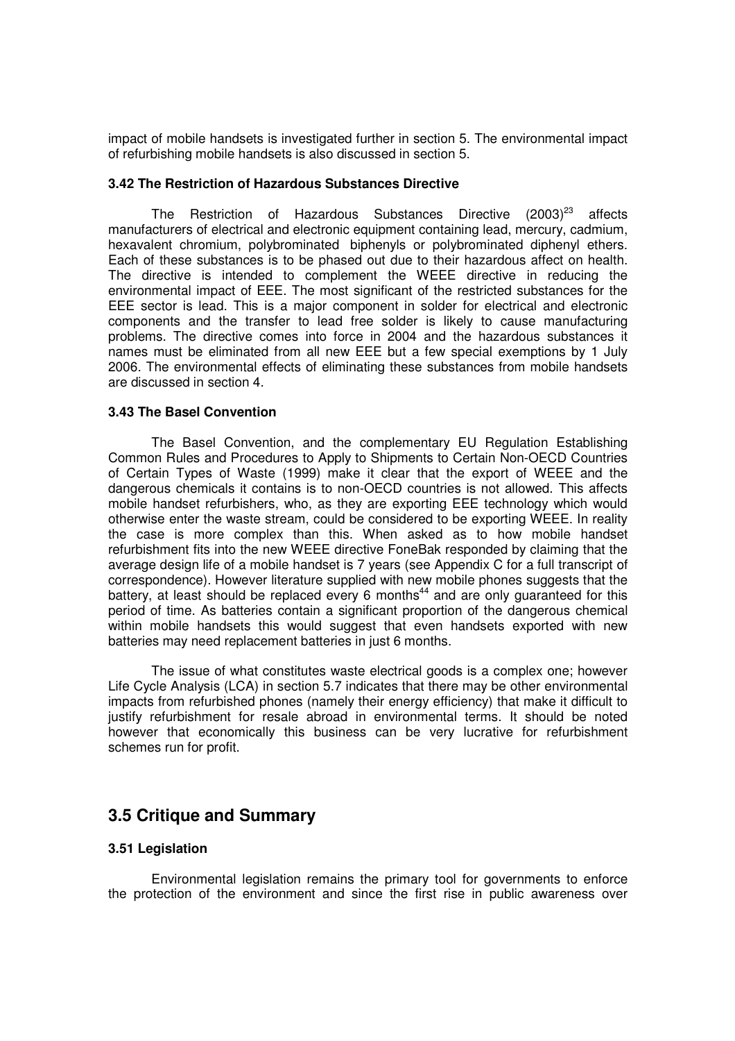impact of mobile handsets is investigated further in section 5. The environmental impact of refurbishing mobile handsets is also discussed in section 5.

#### 3.42 The Restriction of Hazardous Substances Directive

The Restriction of Hazardous Substances Directive (2003)[23] affects manufacturers of electrical and electronic equipment containing lead, mercury, cadmium, hexavalent chromium, polybrominated biphenyls or polybrominated diphenyl ethers. Each of these substances is to be phased out due to their hazardous affect on health. The directive is intended to complement the WEEE directive in reducing the environmental impact of EEE. The most significant of the restricted substances for the EEE sector is lead. This is a major component in solder for electrical and electronic components and the transfer to lead free solder is likely to cause manufacturing problems. The directive comes into force in 2004 and the hazardous substances it names must be eliminated from all new EEE but a few special exemptions by 1 July 2006. The environmental effects of eliminating these substances from mobile handsets are discussed in section 4.

#### 3.43 The Basel Convention

The Basel Convention, and the complementary EU Regulation Establishing Common Rules and Procedures to Apply to Shipments to Certain Non-OECD Countries of Certain Types of Waste (1999) make it clear that the export of WEEE and the dangerous chemicals it contains is to non-OECD countries is not allowed. This affects mobile handset refurbishers, who, as they are exporting EEE technology which would otherwise enter the waste stream, could be considered to be exporting WEEE. In reality the case is more complex than this. When asked as to how mobile handset refurbishment fits into the new WEEE directive FoneBak responded by claiming that the average design life of a mobile handset is 7 years (see Appendix C for a full transcript of correspondence). However literature supplied with new mobile phones suggests that the battery, at least should be replaced every 6 months[44] and are only guaranteed for this period of time. As batteries contain a significant proportion of the dangerous chemical within mobile handsets this would suggest that even handsets exported with new batteries may need replacement batteries in just 6 months.

The issue of what constitutes waste electrical goods is a complex one; however Life Cycle Analysis (LCA) in section 5.7 indicates that there may be other environmental impacts from refurbished phones (namely their energy efficiency) that make it difficult to justify refurbishment for resale abroad in environmental terms. It should be noted however that economically this business can be very lucrative for refurbishment schemes run for profit.

## 3.5 Critique and Summary

#### 3.51 Legislation

Environmental legislation remains the primary tool for governments to enforce the protection of the environment and since the first rise in public awareness over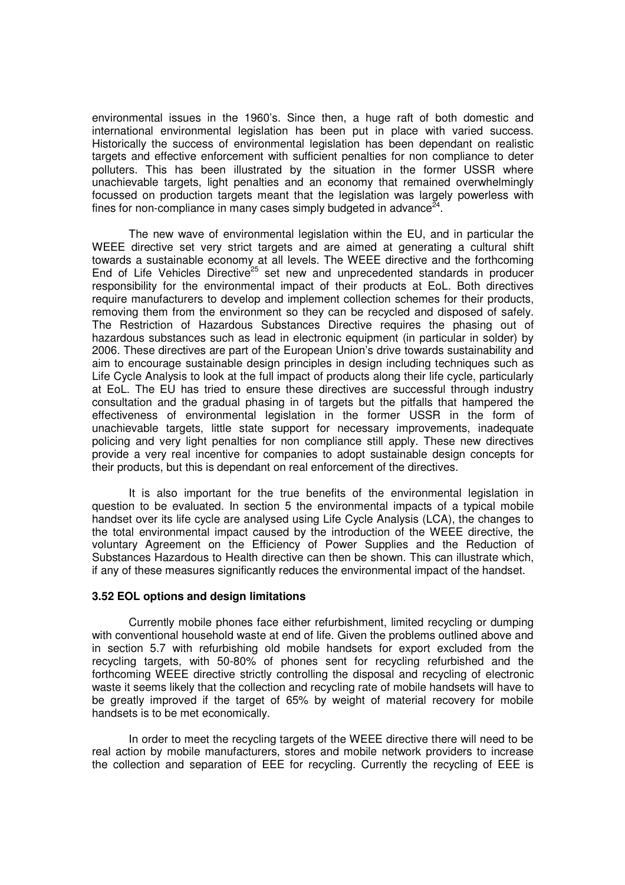environmental issues in the 1960's. Since then, a huge raft of both domestic and international environmental legislation has been put in place with varied success. Historically the success of environmental legislation has been dependant on realistic targets and effective enforcement with sufficient penalties for non compliance to deter polluters. This has been illustrated by the situation in the former USSR where unachievable targets, light penalties and an economy that remained overwhelmingly focussed on production targets meant that the legislation was largely powerless with fines for non-compliance in many cases simply budgeted in advance[24].

The new wave of environmental legislation within the EU, and in particular the WEEE directive set very strict targets and are aimed at generating a cultural shift towards a sustainable economy at all levels. The WEEE directive and the forthcoming End of Life Vehicles Directive[25] set new and unprecedented standards in producer responsibility for the environmental impact of their products at EoL. Both directives require manufacturers to develop and implement collection schemes for their products, removing them from the environment so they can be recycled and disposed of safely. The Restriction of Hazardous Substances Directive requires the phasing out of hazardous substances such as lead in electronic equipment (in particular in solder) by 2006. These directives are part of the European Union's drive towards sustainability and aim to encourage sustainable design principles in design including techniques such as Life Cycle Analysis to look at the full impact of products along their life cycle, particularly at EoL. The EU has tried to ensure these directives are successful through industry consultation and the gradual phasing in of targets but the pitfalls that hampered the effectiveness of environmental legislation in the former USSR in the form of unachievable targets, little state support for necessary improvements, inadequate policing and very light penalties for non compliance still apply. These new directives provide a very real incentive for companies to adopt sustainable design concepts for their products, but this is dependant on real enforcement of the directives.

It is also important for the true benefits of the environmental legislation in question to be evaluated. In section 5 the environmental impacts of a typical mobile handset over its life cycle are analysed using Life Cycle Analysis (LCA), the changes to the total environmental impact caused by the introduction of the WEEE directive, the voluntary Agreement on the Efficiency of Power Supplies and the Reduction of Substances Hazardous to Health directive can then be shown. This can illustrate which, if any of these measures significantly reduces the environmental impact of the handset.

### 3.52 EOL options and design limitations

Currently mobile phones face either refurbishment, limited recycling or dumping with conventional household waste at end of life. Given the problems outlined above and in section 5.7 with refurbishing old mobile handsets for export excluded from the recycling targets, with 50-80% of phones sent for recycling refurbished and the forthcoming WEEE directive strictly controlling the disposal and recycling of electronic waste it seems likely that the collection and recycling rate of mobile handsets will have to be greatly improved if the target of 65% by weight of material recovery for mobile handsets is to be met economically.

In order to meet the recycling targets of the WEEE directive there will need to be real action by mobile manufacturers, stores and mobile network providers to increase the collection and separation of EEE for recycling. Currently the recycling of EEE is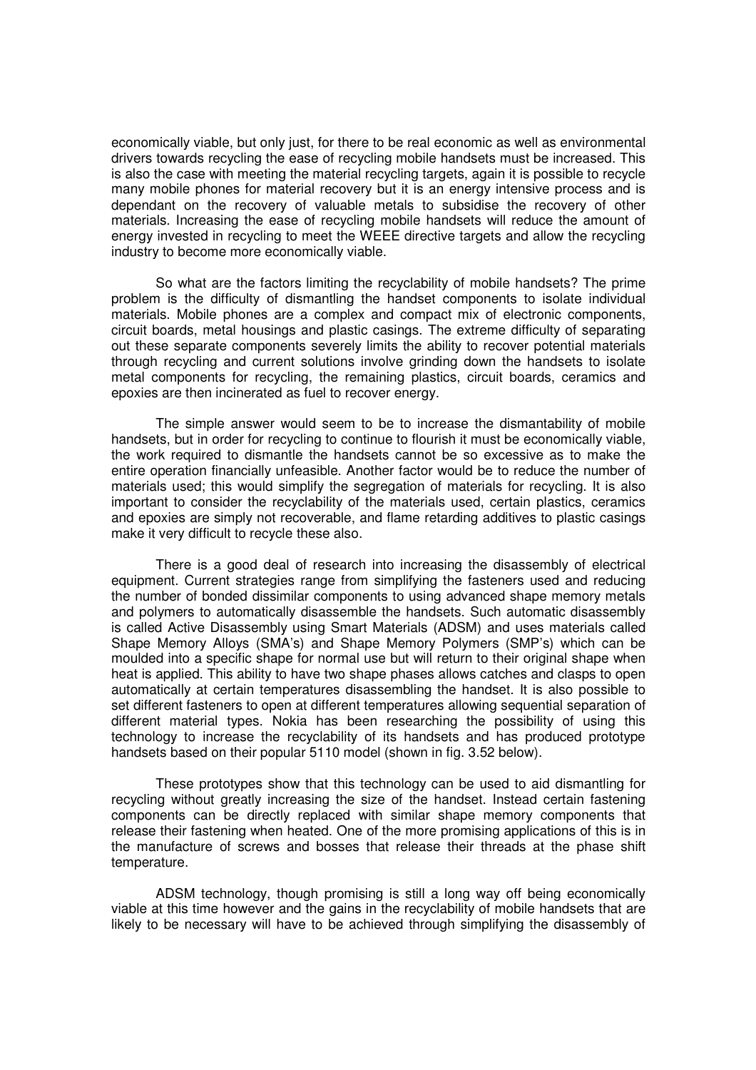economically viable, but only just, for there to be real economic as well as environmental drivers towards recycling the ease of recycling mobile handsets must be increased. This is also the case with meeting the material recycling targets, again it is possible to recycle many mobile phones for material recovery but it is an energy intensive process and is dependant on the recovery of valuable metals to subsidise the recovery of other materials. Increasing the ease of recycling mobile handsets will reduce the amount of energy invested in recycling to meet the WEEE directive targets and allow the recycling industry to become more economically viable.

So what are the factors limiting the recyclability of mobile handsets? The prime problem is the difficulty of dismantling the handset components to isolate individual materials. Mobile phones are a complex and compact mix of electronic components, circuit boards, metal housings and plastic casings. The extreme difficulty of separating out these separate components severely limits the ability to recover potential materials through recycling and current solutions involve grinding down the handsets to isolate metal components for recycling, the remaining plastics, circuit boards, ceramics and epoxies are then incinerated as fuel to recover energy.

The simple answer would seem to be to increase the dismantability of mobile handsets, but in order for recycling to continue to flourish it must be economically viable, the work required to dismantle the handsets cannot be so excessive as to make the entire operation financially unfeasible. Another factor would be to reduce the number of materials used; this would simplify the segregation of materials for recycling. It is also important to consider the recyclability of the materials used, certain plastics, ceramics and epoxies are simply not recoverable, and flame retarding additives to plastic casings make it very difficult to recycle these also.

There is a good deal of research into increasing the disassembly of electrical equipment. Current strategies range from simplifying the fasteners used and reducing the number of bonded dissimilar components to using advanced shape memory metals and polymers to automatically disassemble the handsets. Such automatic disassembly is called Active Disassembly using Smart Materials (ADSM) and uses materials called Shape Memory Alloys (SMA's) and Shape Memory Polymers (SMP's) which can be moulded into a specific shape for normal use but will return to their original shape when heat is applied. This ability to have two shape phases allows catches and clasps to open automatically at certain temperatures disassembling the handset. It is also possible to set different fasteners to open at different temperatures allowing sequential separation of different material types. Nokia has been researching the possibility of using this technology to increase the recyclability of its handsets and has produced prototype handsets based on their popular 5110 model (shown in fig. 3.52 below).

These prototypes show that this technology can be used to aid dismantling for recycling without greatly increasing the size of the handset. Instead certain fastening components can be directly replaced with similar shape memory components that release their fastening when heated. One of the more promising applications of this is in the manufacture of screws and bosses that release their threads at the phase shift temperature.

ADSM technology, though promising is still a long way off being economically viable at this time however and the gains in the recyclability of mobile handsets that are likely to be necessary will have to be achieved through simplifying the disassembly of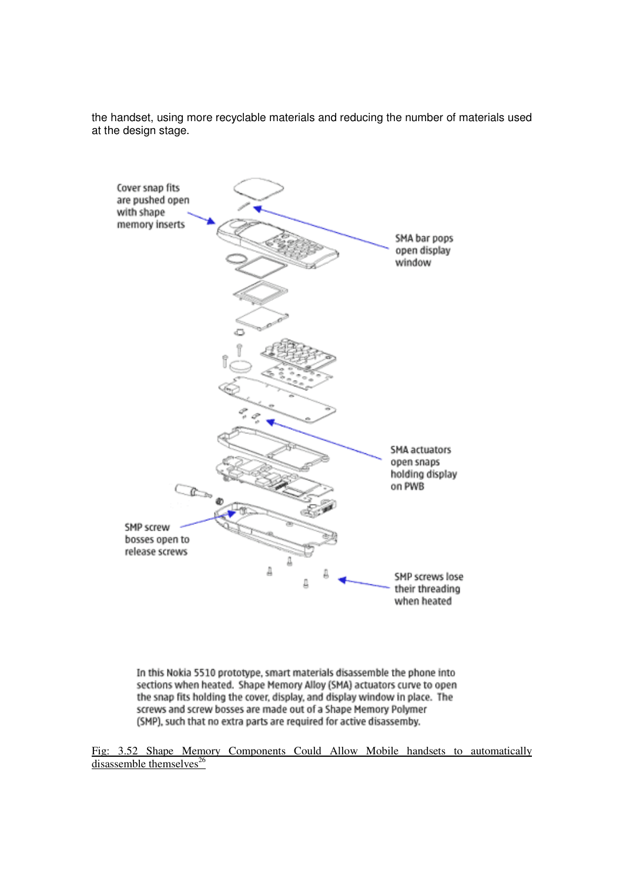the handset, using more recyclable materials and reducing the number of materials used at the design stage.

Cover snap fits are pushed open with shape memory inserts

SMA bar pops open display window

SMA actuators open snaps holding display on PWB

SMP screw bosses open to release screws

SMP screws lose their threading when heated

In this Nokia 5510 prototype, smart materials disassemble the phone into sections when heated. Shape Memory Alloy (SMA) actuators curve to open the snap fits holding the cover, display, and display window in place. The screws and screw bosses are made out of a Shape Memory Polymer (SMP), such that no extra parts are required for active disassemby.

Fig: 3.52 Shape Memory Components Could Allow Mobile handsets to automatically disassemble themselves[26]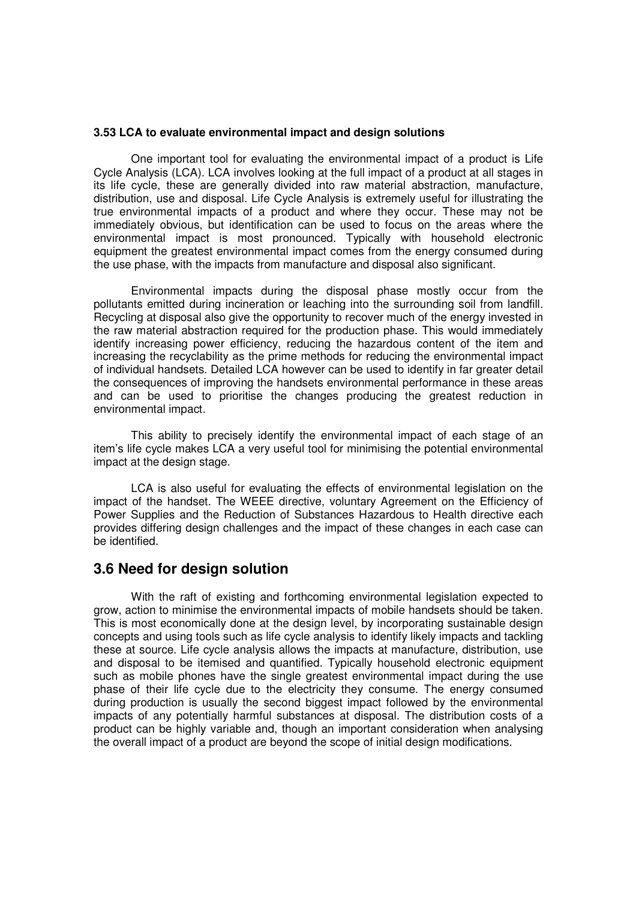### 3.53 LCA to evaluate environmental impact and design solutions

One important tool for evaluating the environmental impact of a product is Life Cycle Analysis (LCA). LCA involves looking at the full impact of a product at all stages in its life cycle, these are generally divided into raw material abstraction, manufacture, distribution, use and disposal. Life Cycle Analysis is extremely useful for illustrating the true environmental impacts of a product and where they occur. These may not be immediately obvious, but identification can be used to focus on the areas where the environmental impact is most pronounced. Typically with household electronic equipment the greatest environmental impact comes from the energy consumed during the use phase, with the impacts from manufacture and disposal also significant.

Environmental impacts during the disposal phase mostly occur from the pollutants emitted during incineration or leaching into the surrounding soil from landfill. Recycling at disposal also give the opportunity to recover much of the energy invested in the raw material abstraction required for the production phase. This would immediately identify increasing power efficiency, reducing the hazardous content of the item and increasing the recyclability as the prime methods for reducing the environmental impact of individual handsets. Detailed LCA however can be used to identify in far greater detail the consequences of improving the handsets environmental performance in these areas and can be used to prioritise the changes producing the greatest reduction in environmental impact.

This ability to precisely identify the environmental impact of each stage of an item's life cycle makes LCA a very useful tool for minimising the potential environmental impact at the design stage.

LCA is also useful for evaluating the effects of environmental legislation on the impact of the handset. The WEEE directive, voluntary Agreement on the Efficiency of Power Supplies and the Reduction of Substances Hazardous to Health directive each provides differing design challenges and the impact of these changes in each case can be identified.

## 3.6 Need for design solution

With the raft of existing and forthcoming environmental legislation expected to grow, action to minimise the environmental impacts of mobile handsets should be taken. This is most economically done at the design level, by incorporating sustainable design concepts and using tools such as life cycle analysis to identify likely impacts and tackling these at source. Life cycle analysis allows the impacts at manufacture, distribution, use and disposal to be itemised and quantified. Typically household electronic equipment such as mobile phones have the single greatest environmental impact during the use phase of their life cycle due to the electricity they consume. The energy consumed during production is usually the second biggest impact followed by the environmental impacts of any potentially harmful substances at disposal. The distribution costs of a product can be highly variable and, though an important consideration when analysing the overall impact of a product are beyond the scope of initial design modifications.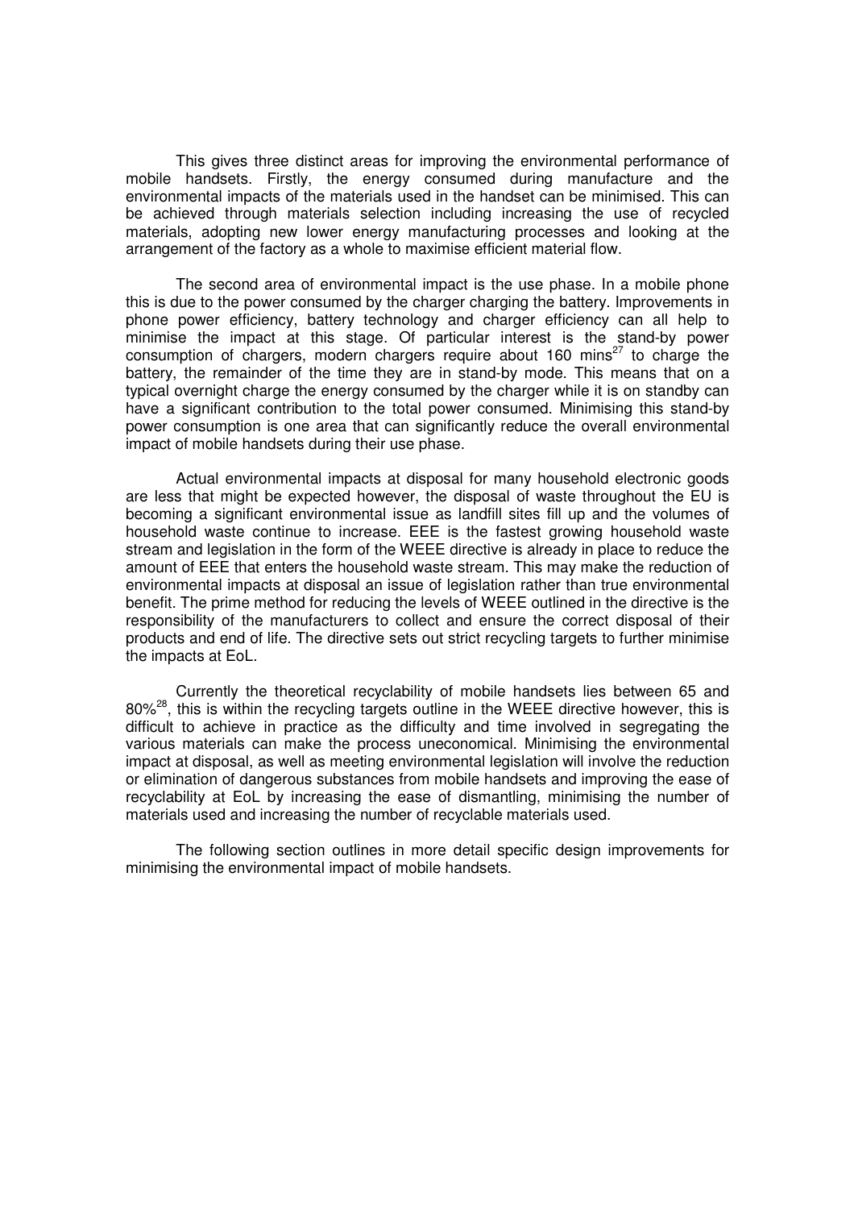This gives three distinct areas for improving the environmental performance of mobile handsets. Firstly, the energy consumed during manufacture and the environmental impacts of the materials used in the handset can be minimised. This can be achieved through materials selection including increasing the use of recycled materials, adopting new lower energy manufacturing processes and looking at the arrangement of the factory as a whole to maximise efficient material flow.

The second area of environmental impact is the use phase. In a mobile phone this is due to the power consumed by the charger charging the battery. Improvements in phone power efficiency, battery technology and charger efficiency can all help to minimise the impact at this stage. Of particular interest is the stand-by power consumption of chargers, modern chargers require about 160 mins[27] to charge the battery, the remainder of the time they are in stand-by mode. This means that on a typical overnight charge the energy consumed by the charger while it is on standby can have a significant contribution to the total power consumed. Minimising this stand-by power consumption is one area that can significantly reduce the overall environmental impact of mobile handsets during their use phase.

Actual environmental impacts at disposal for many household electronic goods are less that might be expected however, the disposal of waste throughout the EU is becoming a significant environmental issue as landfill sites fill up and the volumes of household waste continue to increase. EEE is the fastest growing household waste stream and legislation in the form of the WEEE directive is already in place to reduce the amount of EEE that enters the household waste stream. This may make the reduction of environmental impacts at disposal an issue of legislation rather than true environmental benefit. The prime method for reducing the levels of WEEE outlined in the directive is the responsibility of the manufacturers to collect and ensure the correct disposal of their products and end of life. The directive sets out strict recycling targets to further minimise the impacts at EoL.

Currently the theoretical recyclability of mobile handsets lies between 65 and 80%[28], this is within the recycling targets outline in the WEEE directive however, this is difficult to achieve in practice as the difficulty and time involved in segregating the various materials can make the process uneconomical. Minimising the environmental impact at disposal, as well as meeting environmental legislation will involve the reduction or elimination of dangerous substances from mobile handsets and improving the ease of recyclability at EoL by increasing the ease of dismantling, minimising the number of materials used and increasing the number of recyclable materials used.

The following section outlines in more detail specific design improvements for minimising the environmental impact of mobile handsets.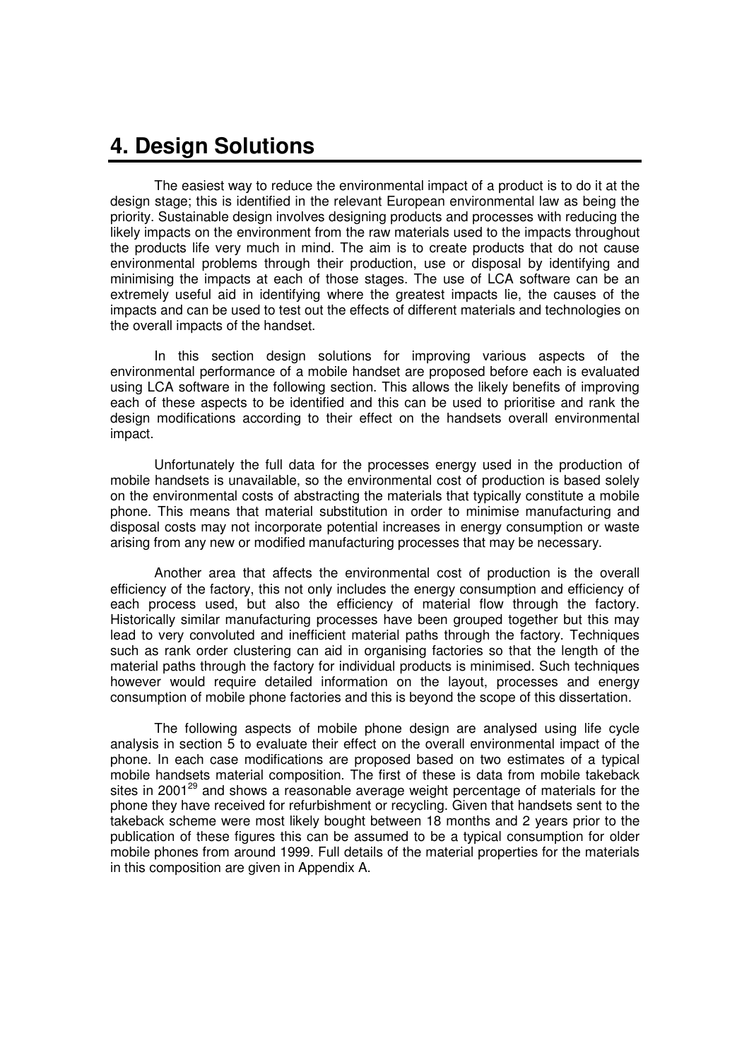# 4. Design Solutions

The easiest way to reduce the environmental impact of a product is to do it at the design stage; this is identified in the relevant European environmental law as being the priority. Sustainable design involves designing products and processes with reducing the likely impacts on the environment from the raw materials used to the impacts throughout the products life very much in mind. The aim is to create products that do not cause environmental problems through their production, use or disposal by identifying and minimising the impacts at each of those stages. The use of LCA software can be an extremely useful aid in identifying where the greatest impacts lie, the causes of the impacts and can be used to test out the effects of different materials and technologies on the overall impacts of the handset.

In this section design solutions for improving various aspects of the environmental performance of a mobile handset are proposed before each is evaluated using LCA software in the following section. This allows the likely benefits of improving each of these aspects to be identified and this can be used to prioritise and rank the design modifications according to their effect on the handsets overall environmental impact.

Unfortunately the full data for the processes energy used in the production of mobile handsets is unavailable, so the environmental cost of production is based solely on the environmental costs of abstracting the materials that typically constitute a mobile phone. This means that material substitution in order to minimise manufacturing and disposal costs may not incorporate potential increases in energy consumption or waste arising from any new or modified manufacturing processes that may be necessary.

Another area that affects the environmental cost of production is the overall efficiency of the factory, this not only includes the energy consumption and efficiency of each process used, but also the efficiency of material flow through the factory. Historically similar manufacturing processes have been grouped together but this may lead to very convoluted and inefficient material paths through the factory. Techniques such as rank order clustering can aid in organising factories so that the length of the material paths through the factory for individual products is minimised. Such techniques however would require detailed information on the layout, processes and energy consumption of mobile phone factories and this is beyond the scope of this dissertation.

The following aspects of mobile phone design are analysed using life cycle analysis in section 5 to evaluate their effect on the overall environmental impact of the phone. In each case modifications are proposed based on two estimates of a typical mobile handsets material composition. The first of these is data from mobile takeback sites in 2001[29] and shows a reasonable average weight percentage of materials for the phone they have received for refurbishment or recycling. Given that handsets sent to the takeback scheme were most likely bought between 18 months and 2 years prior to the publication of these figures this can be assumed to be a typical consumption for older mobile phones from around 1999. Full details of the material properties for the materials in this composition are given in Appendix A.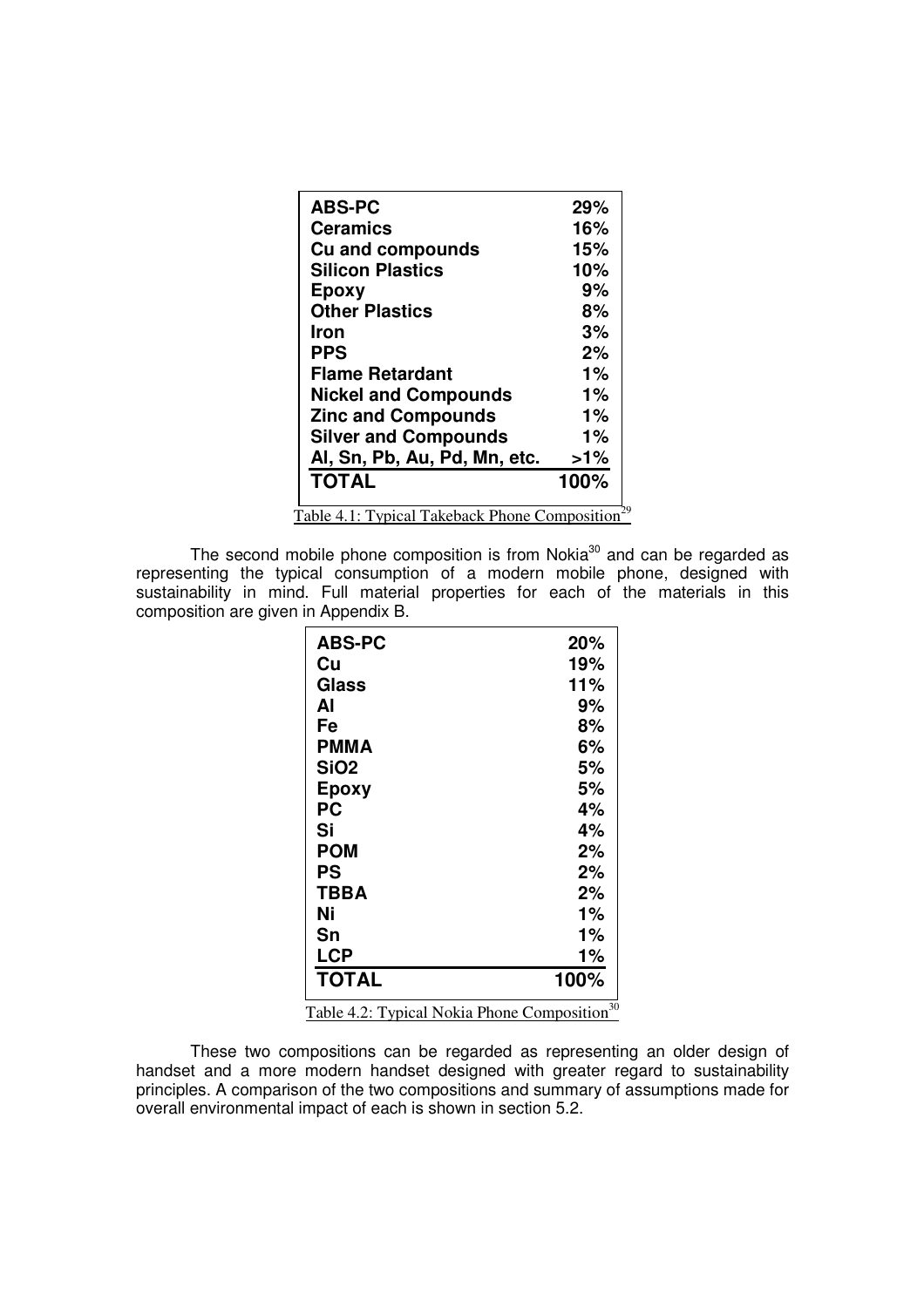| Material | % |
|---|---|
| **ABS-PC** | **29%** |
| **Ceramics** | **16%** |
| **Cu and compounds** | **15%** |
| **Silicon Plastics** | **10%** |
| **Epoxy** | **9%** |
| **Other Plastics** | **8%** |
| **Iron** | **3%** |
| **PPS** | **2%** |
| **Flame Retardant** | **1%** |
| **Nickel and Compounds** | **1%** |
| **Zinc and Compounds** | **1%** |
| **Silver and Compounds** | **1%** |
| **Al, Sn, Pb, Au, Pd, Mn, etc.** | **>1%** |
| **TOTAL** | **100%** |

Table 4.1: Typical Takeback Phone Composition[29]

The second mobile phone composition is from Nokia[30] and can be regarded as representing the typical consumption of a modern mobile phone, designed with sustainability in mind. Full material properties for each of the materials in this composition are given in Appendix B.

| Material | % |
|---|---|
| **ABS-PC** | **20%** |
| **Cu** | **19%** |
| **Glass** | **11%** |
| **Al** | **9%** |
| **Fe** | **8%** |
| **PMMA** | **6%** |
| **SiO2** | **5%** |
| **Epoxy** | **5%** |
| **PC** | **4%** |
| **Si** | **4%** |
| **POM** | **2%** |
| **PS** | **2%** |
| **TBBA** | **2%** |
| **Ni** | **1%** |
| **Sn** | **1%** |
| **LCP** | **1%** |
| **TOTAL** | **100%** |

Table 4.2: Typical Nokia Phone Composition[30]

These two compositions can be regarded as representing an older design of handset and a more modern handset designed with greater regard to sustainability principles. A comparison of the two compositions and summary of assumptions made for overall environmental impact of each is shown in section 5.2.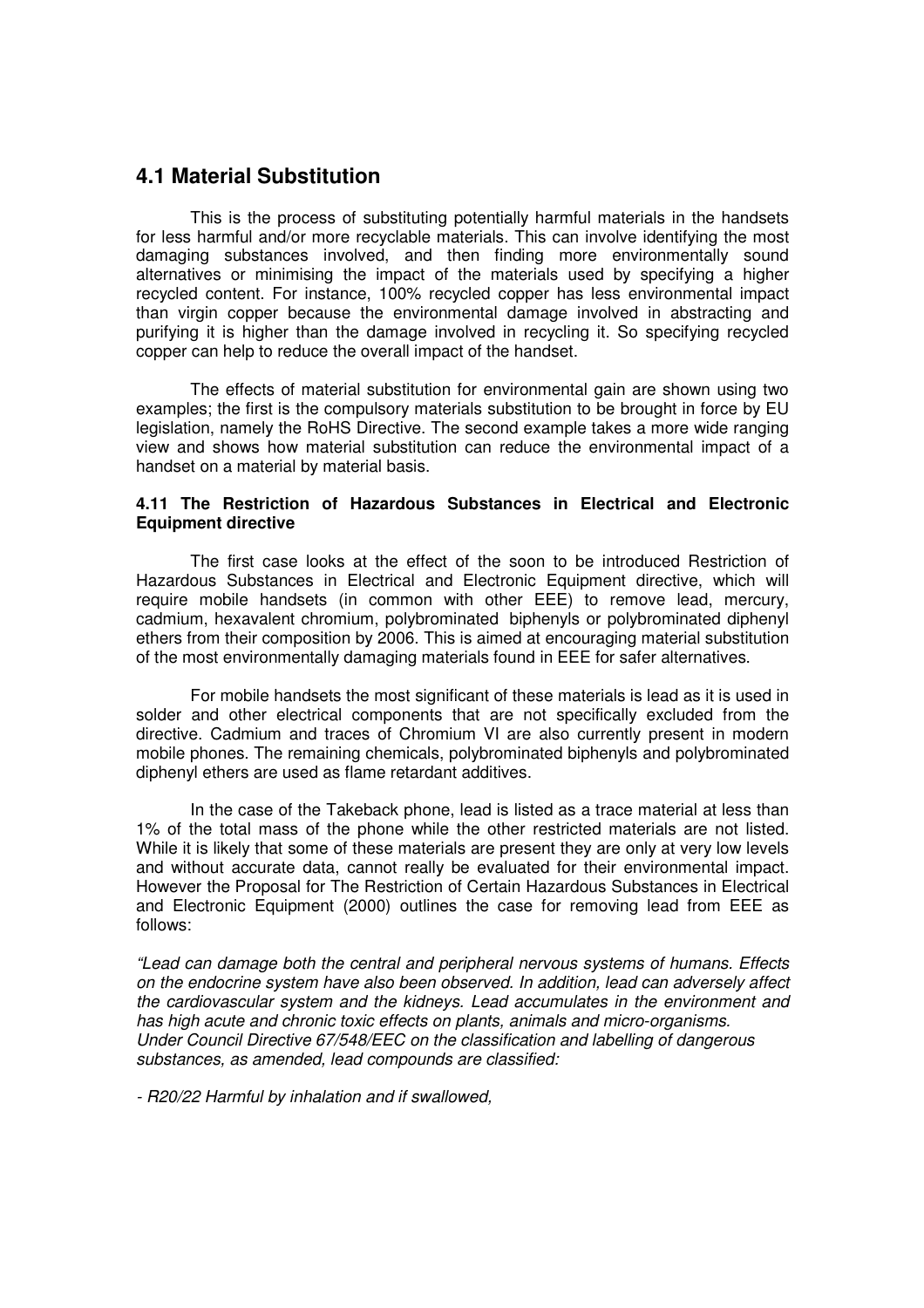## 4.1 Material Substitution

This is the process of substituting potentially harmful materials in the handsets for less harmful and/or more recyclable materials. This can involve identifying the most damaging substances involved, and then finding more environmentally sound alternatives or minimising the impact of the materials used by specifying a higher recycled content. For instance, 100% recycled copper has less environmental impact than virgin copper because the environmental damage involved in abstracting and purifying it is higher than the damage involved in recycling it. So specifying recycled copper can help to reduce the overall impact of the handset.

The effects of material substitution for environmental gain are shown using two examples; the first is the compulsory materials substitution to be brought in force by EU legislation, namely the RoHS Directive. The second example takes a more wide ranging view and shows how material substitution can reduce the environmental impact of a handset on a material by material basis.

#### 4.11 The Restriction of Hazardous Substances in Electrical and Electronic Equipment directive

The first case looks at the effect of the soon to be introduced Restriction of Hazardous Substances in Electrical and Electronic Equipment directive, which will require mobile handsets (in common with other EEE) to remove lead, mercury, cadmium, hexavalent chromium, polybrominated biphenyls or polybrominated diphenyl ethers from their composition by 2006. This is aimed at encouraging material substitution of the most environmentally damaging materials found in EEE for safer alternatives.

For mobile handsets the most significant of these materials is lead as it is used in solder and other electrical components that are not specifically excluded from the directive. Cadmium and traces of Chromium VI are also currently present in modern mobile phones. The remaining chemicals, polybrominated biphenyls and polybrominated diphenyl ethers are used as flame retardant additives.

In the case of the Takeback phone, lead is listed as a trace material at less than 1% of the total mass of the phone while the other restricted materials are not listed. While it is likely that some of these materials are present they are only at very low levels and without accurate data, cannot really be evaluated for their environmental impact. However the Proposal for The Restriction of Certain Hazardous Substances in Electrical and Electronic Equipment (2000) outlines the case for removing lead from EEE as follows:

*"Lead can damage both the central and peripheral nervous systems of humans. Effects on the endocrine system have also been observed. In addition, lead can adversely affect the cardiovascular system and the kidneys. Lead accumulates in the environment and has high acute and chronic toxic effects on plants, animals and micro-organisms.*
*Under Council Directive 67/548/EEC on the classification and labelling of dangerous substances, as amended, lead compounds are classified:*

*- R20/22 Harmful by inhalation and if swallowed,*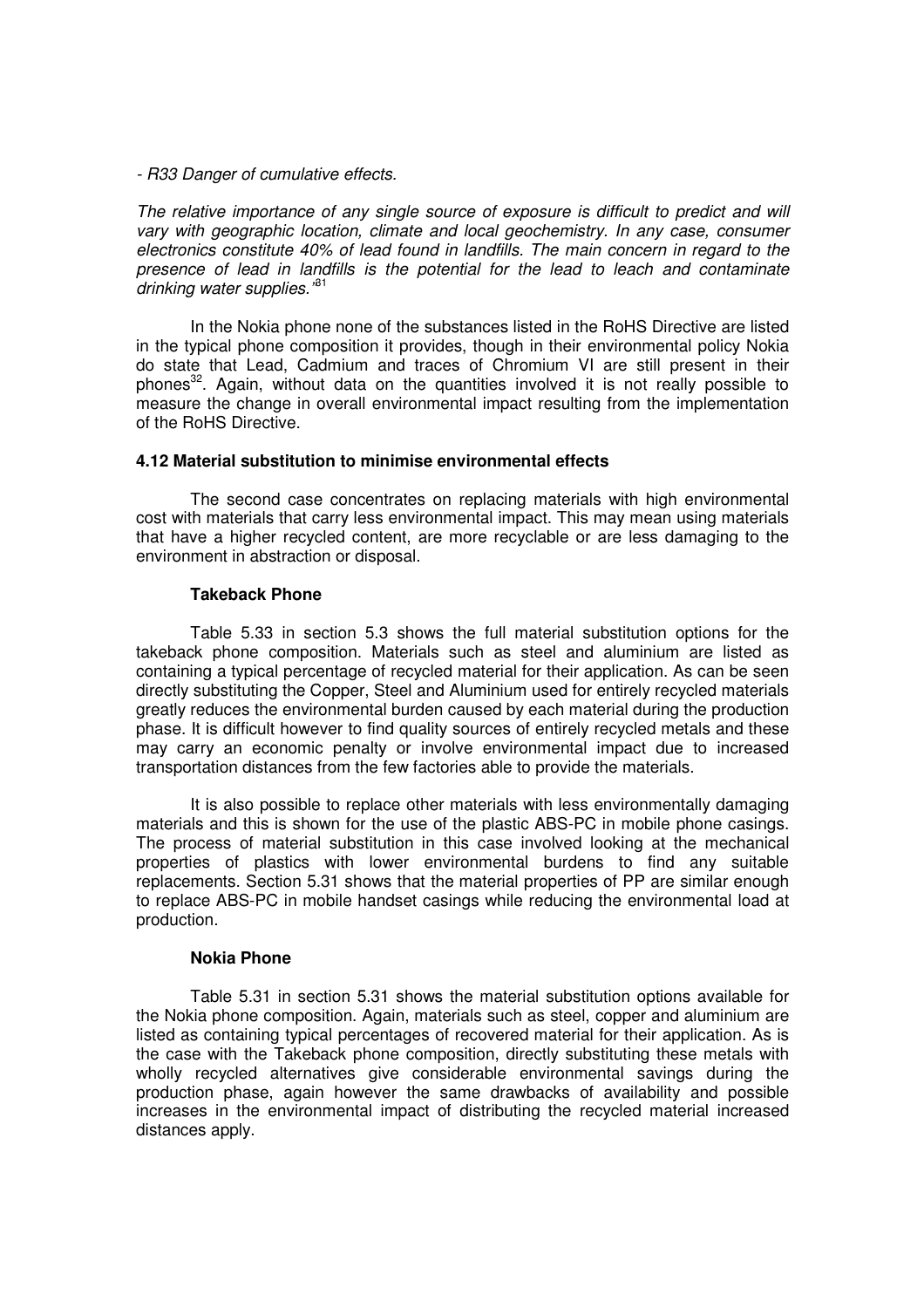*- R33 Danger of cumulative effects.*

*The relative importance of any single source of exposure is difficult to predict and will vary with geographic location, climate and local geochemistry. In any case, consumer electronics constitute 40% of lead found in landfills. The main concern in regard to the presence of lead in landfills is the potential for the lead to leach and contaminate drinking water supplies.'*[31]

In the Nokia phone none of the substances listed in the RoHS Directive are listed in the typical phone composition it provides, though in their environmental policy Nokia do state that Lead, Cadmium and traces of Chromium VI are still present in their phones[32]. Again, without data on the quantities involved it is not really possible to measure the change in overall environmental impact resulting from the implementation of the RoHS Directive.

#### 4.12 Material substitution to minimise environmental effects

The second case concentrates on replacing materials with high environmental cost with materials that carry less environmental impact. This may mean using materials that have a higher recycled content, are more recyclable or are less damaging to the environment in abstraction or disposal.

**Takeback Phone**

Table 5.33 in section 5.3 shows the full material substitution options for the takeback phone composition. Materials such as steel and aluminium are listed as containing a typical percentage of recycled material for their application. As can be seen directly substituting the Copper, Steel and Aluminium used for entirely recycled materials greatly reduces the environmental burden caused by each material during the production phase. It is difficult however to find quality sources of entirely recycled metals and these may carry an economic penalty or involve environmental impact due to increased transportation distances from the few factories able to provide the materials.

It is also possible to replace other materials with less environmentally damaging materials and this is shown for the use of the plastic ABS-PC in mobile phone casings. The process of material substitution in this case involved looking at the mechanical properties of plastics with lower environmental burdens to find any suitable replacements. Section 5.31 shows that the material properties of PP are similar enough to replace ABS-PC in mobile handset casings while reducing the environmental load at production.

**Nokia Phone**

Table 5.31 in section 5.31 shows the material substitution options available for the Nokia phone composition. Again, materials such as steel, copper and aluminium are listed as containing typical percentages of recovered material for their application. As is the case with the Takeback phone composition, directly substituting these metals with wholly recycled alternatives give considerable environmental savings during the production phase, again however the same drawbacks of availability and possible increases in the environmental impact of distributing the recycled material increased distances apply.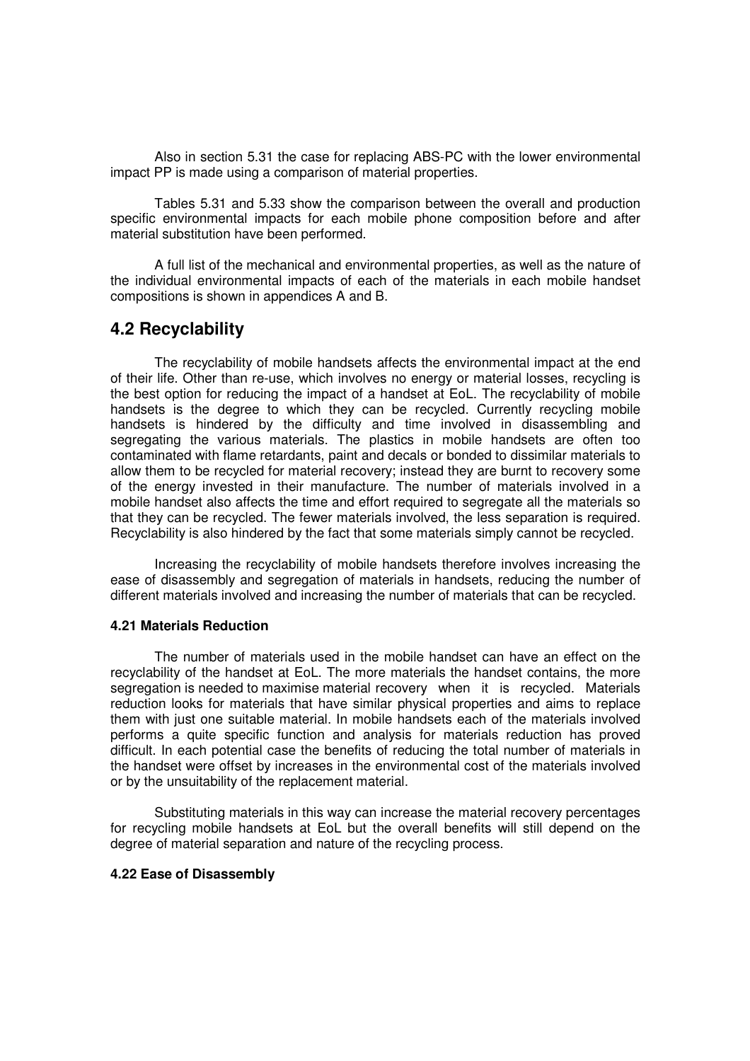Also in section 5.31 the case for replacing ABS-PC with the lower environmental impact PP is made using a comparison of material properties.

Tables 5.31 and 5.33 show the comparison between the overall and production specific environmental impacts for each mobile phone composition before and after material substitution have been performed.

A full list of the mechanical and environmental properties, as well as the nature of the individual environmental impacts of each of the materials in each mobile handset compositions is shown in appendices A and B.

## 4.2 Recyclability

The recyclability of mobile handsets affects the environmental impact at the end of their life. Other than re-use, which involves no energy or material losses, recycling is the best option for reducing the impact of a handset at EoL. The recyclability of mobile handsets is the degree to which they can be recycled. Currently recycling mobile handsets is hindered by the difficulty and time involved in disassembling and segregating the various materials. The plastics in mobile handsets are often too contaminated with flame retardants, paint and decals or bonded to dissimilar materials to allow them to be recycled for material recovery; instead they are burnt to recovery some of the energy invested in their manufacture. The number of materials involved in a mobile handset also affects the time and effort required to segregate all the materials so that they can be recycled. The fewer materials involved, the less separation is required. Recyclability is also hindered by the fact that some materials simply cannot be recycled.

Increasing the recyclability of mobile handsets therefore involves increasing the ease of disassembly and segregation of materials in handsets, reducing the number of different materials involved and increasing the number of materials that can be recycled.

#### 4.21 Materials Reduction

The number of materials used in the mobile handset can have an effect on the recyclability of the handset at EoL. The more materials the handset contains, the more segregation is needed to maximise material recovery when it is recycled. Materials reduction looks for materials that have similar physical properties and aims to replace them with just one suitable material. In mobile handsets each of the materials involved performs a quite specific function and analysis for materials reduction has proved difficult. In each potential case the benefits of reducing the total number of materials in the handset were offset by increases in the environmental cost of the materials involved or by the unsuitability of the replacement material.

Substituting materials in this way can increase the material recovery percentages for recycling mobile handsets at EoL but the overall benefits will still depend on the degree of material separation and nature of the recycling process.

#### 4.22 Ease of Disassembly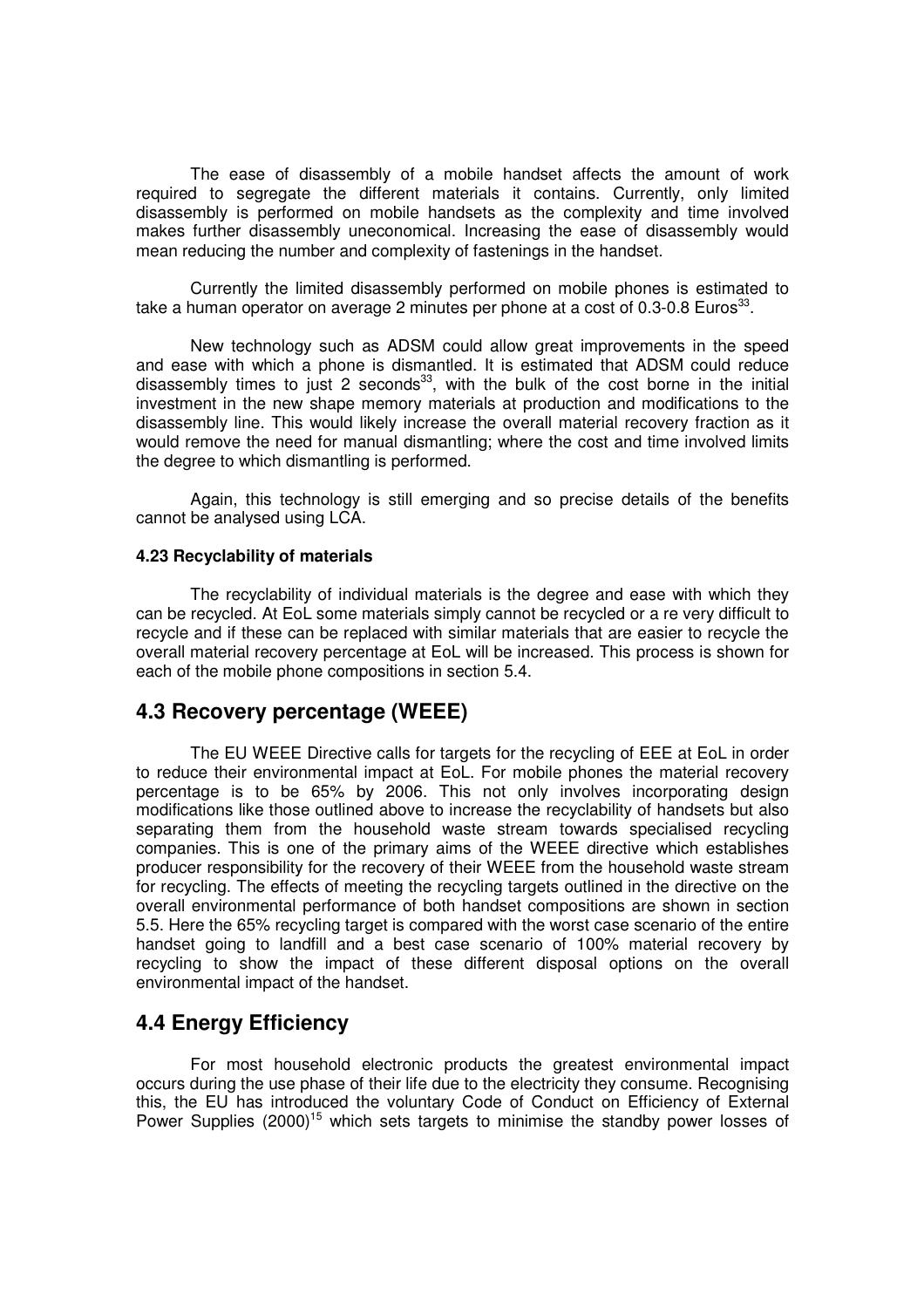The ease of disassembly of a mobile handset affects the amount of work required to segregate the different materials it contains. Currently, only limited disassembly is performed on mobile handsets as the complexity and time involved makes further disassembly uneconomical. Increasing the ease of disassembly would mean reducing the number and complexity of fastenings in the handset.

Currently the limited disassembly performed on mobile phones is estimated to take a human operator on average 2 minutes per phone at a cost of 0.3-0.8 Euros[33].

New technology such as ADSM could allow great improvements in the speed and ease with which a phone is dismantled. It is estimated that ADSM could reduce disassembly times to just 2 seconds[33], with the bulk of the cost borne in the initial investment in the new shape memory materials at production and modifications to the disassembly line. This would likely increase the overall material recovery fraction as it would remove the need for manual dismantling; where the cost and time involved limits the degree to which dismantling is performed.

Again, this technology is still emerging and so precise details of the benefits cannot be analysed using LCA.

#### 4.23 Recyclability of materials

The recyclability of individual materials is the degree and ease with which they can be recycled. At EoL some materials simply cannot be recycled or a re very difficult to recycle and if these can be replaced with similar materials that are easier to recycle the overall material recovery percentage at EoL will be increased. This process is shown for each of the mobile phone compositions in section 5.4.

## 4.3 Recovery percentage (WEEE)

The EU WEEE Directive calls for targets for the recycling of EEE at EoL in order to reduce their environmental impact at EoL. For mobile phones the material recovery percentage is to be 65% by 2006. This not only involves incorporating design modifications like those outlined above to increase the recyclability of handsets but also separating them from the household waste stream towards specialised recycling companies. This is one of the primary aims of the WEEE directive which establishes producer responsibility for the recovery of their WEEE from the household waste stream for recycling. The effects of meeting the recycling targets outlined in the directive on the overall environmental performance of both handset compositions are shown in section 5.5. Here the 65% recycling target is compared with the worst case scenario of the entire handset going to landfill and a best case scenario of 100% material recovery by recycling to show the impact of these different disposal options on the overall environmental impact of the handset.

## 4.4 Energy Efficiency

For most household electronic products the greatest environmental impact occurs during the use phase of their life due to the electricity they consume. Recognising this, the EU has introduced the voluntary Code of Conduct on Efficiency of External Power Supplies (2000)[15] which sets targets to minimise the standby power losses of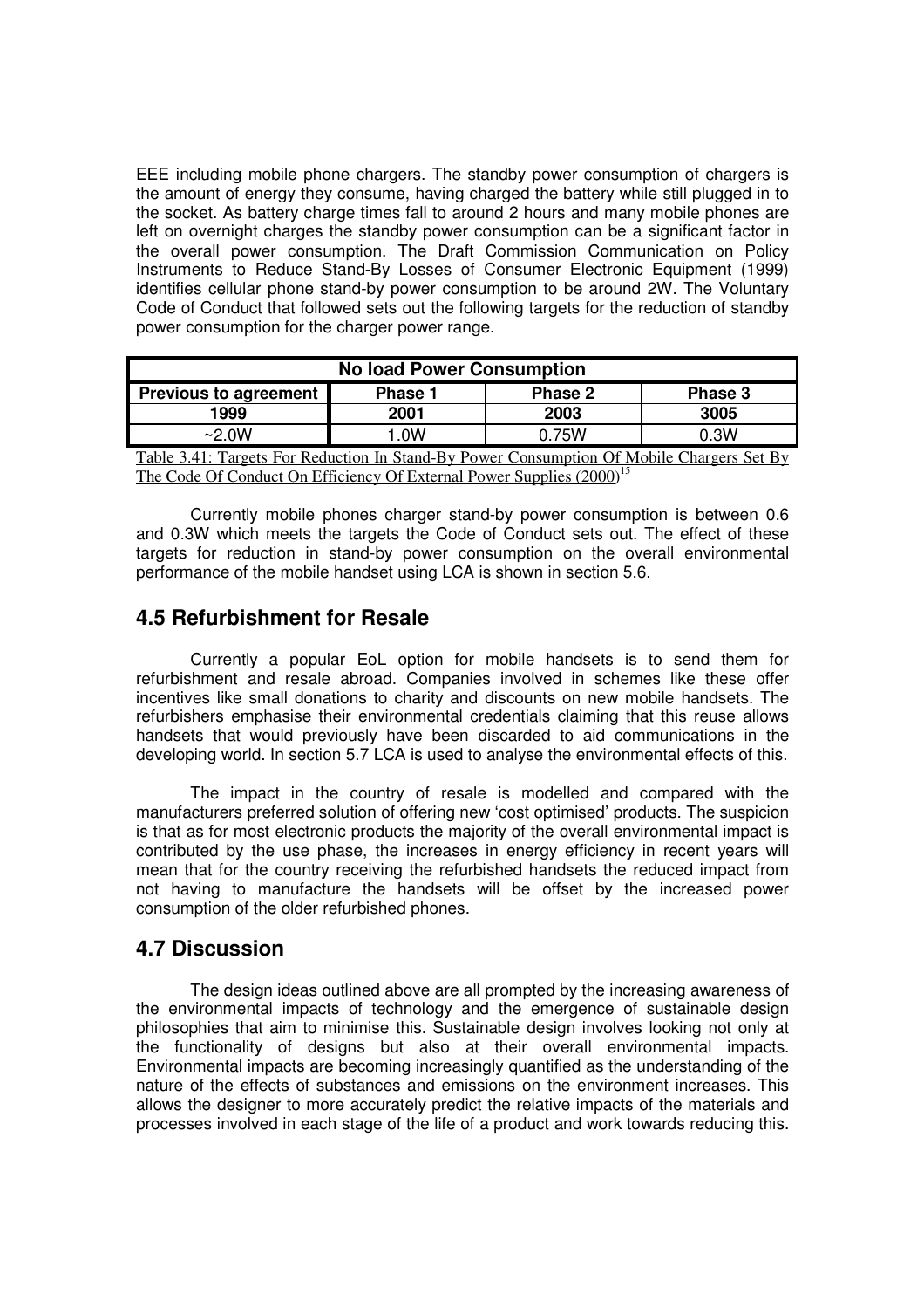EEE including mobile phone chargers. The standby power consumption of chargers is the amount of energy they consume, having charged the battery while still plugged in to the socket. As battery charge times fall to around 2 hours and many mobile phones are left on overnight charges the standby power consumption can be a significant factor in the overall power consumption. The Draft Commission Communication on Policy Instruments to Reduce Stand-By Losses of Consumer Electronic Equipment (1999) identifies cellular phone stand-by power consumption to be around 2W. The Voluntary Code of Conduct that followed sets out the following targets for the reduction of standby power consumption for the charger power range.

| No load Power Consumption | | | |
|---|---|---|---|
| **Previous to agreement** | **Phase 1** | **Phase 2** | **Phase 3** |
| **1999** | **2001** | **2003** | **3005** |
| ~2.0W | 1.0W | 0.75W | 0.3W |

Table 3.41: Targets For Reduction In Stand-By Power Consumption Of Mobile Chargers Set By The Code Of Conduct On Efficiency Of External Power Supplies (2000)[15]

Currently mobile phones charger stand-by power consumption is between 0.6 and 0.3W which meets the targets the Code of Conduct sets out. The effect of these targets for reduction in stand-by power consumption on the overall environmental performance of the mobile handset using LCA is shown in section 5.6.

## 4.5 Refurbishment for Resale

Currently a popular EoL option for mobile handsets is to send them for refurbishment and resale abroad. Companies involved in schemes like these offer incentives like small donations to charity and discounts on new mobile handsets. The refurbishers emphasise their environmental credentials claiming that this reuse allows handsets that would previously have been discarded to aid communications in the developing world. In section 5.7 LCA is used to analyse the environmental effects of this.

The impact in the country of resale is modelled and compared with the manufacturers preferred solution of offering new 'cost optimised' products. The suspicion is that as for most electronic products the majority of the overall environmental impact is contributed by the use phase, the increases in energy efficiency in recent years will mean that for the country receiving the refurbished handsets the reduced impact from not having to manufacture the handsets will be offset by the increased power consumption of the older refurbished phones.

## 4.7 Discussion

The design ideas outlined above are all prompted by the increasing awareness of the environmental impacts of technology and the emergence of sustainable design philosophies that aim to minimise this. Sustainable design involves looking not only at the functionality of designs but also at their overall environmental impacts. Environmental impacts are becoming increasingly quantified as the understanding of the nature of the effects of substances and emissions on the environment increases. This allows the designer to more accurately predict the relative impacts of the materials and processes involved in each stage of the life of a product and work towards reducing this.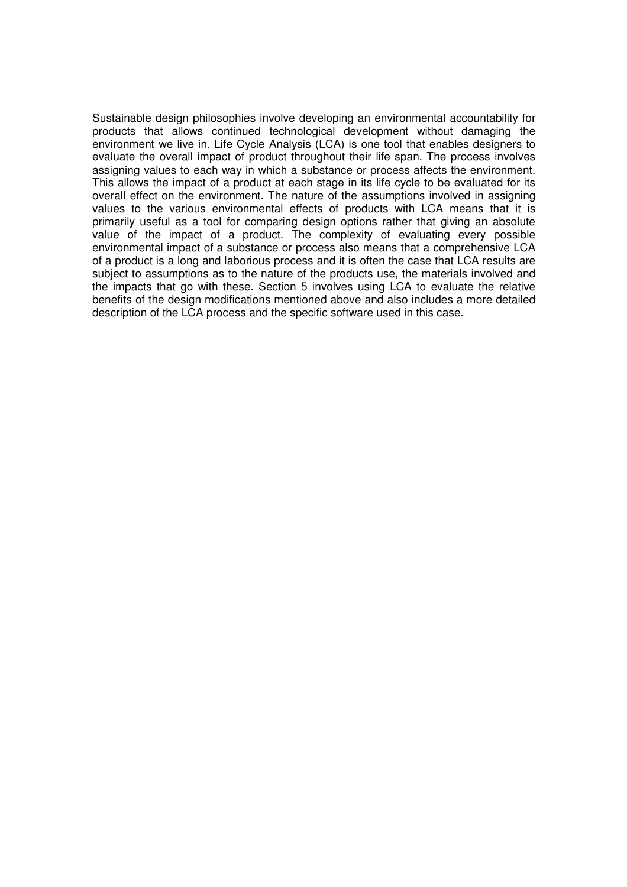Sustainable design philosophies involve developing an environmental accountability for products that allows continued technological development without damaging the environment we live in. Life Cycle Analysis (LCA) is one tool that enables designers to evaluate the overall impact of product throughout their life span. The process involves assigning values to each way in which a substance or process affects the environment. This allows the impact of a product at each stage in its life cycle to be evaluated for its overall effect on the environment. The nature of the assumptions involved in assigning values to the various environmental effects of products with LCA means that it is primarily useful as a tool for comparing design options rather that giving an absolute value of the impact of a product. The complexity of evaluating every possible environmental impact of a substance or process also means that a comprehensive LCA of a product is a long and laborious process and it is often the case that LCA results are subject to assumptions as to the nature of the products use, the materials involved and the impacts that go with these. Section 5 involves using LCA to evaluate the relative benefits of the design modifications mentioned above and also includes a more detailed description of the LCA process and the specific software used in this case.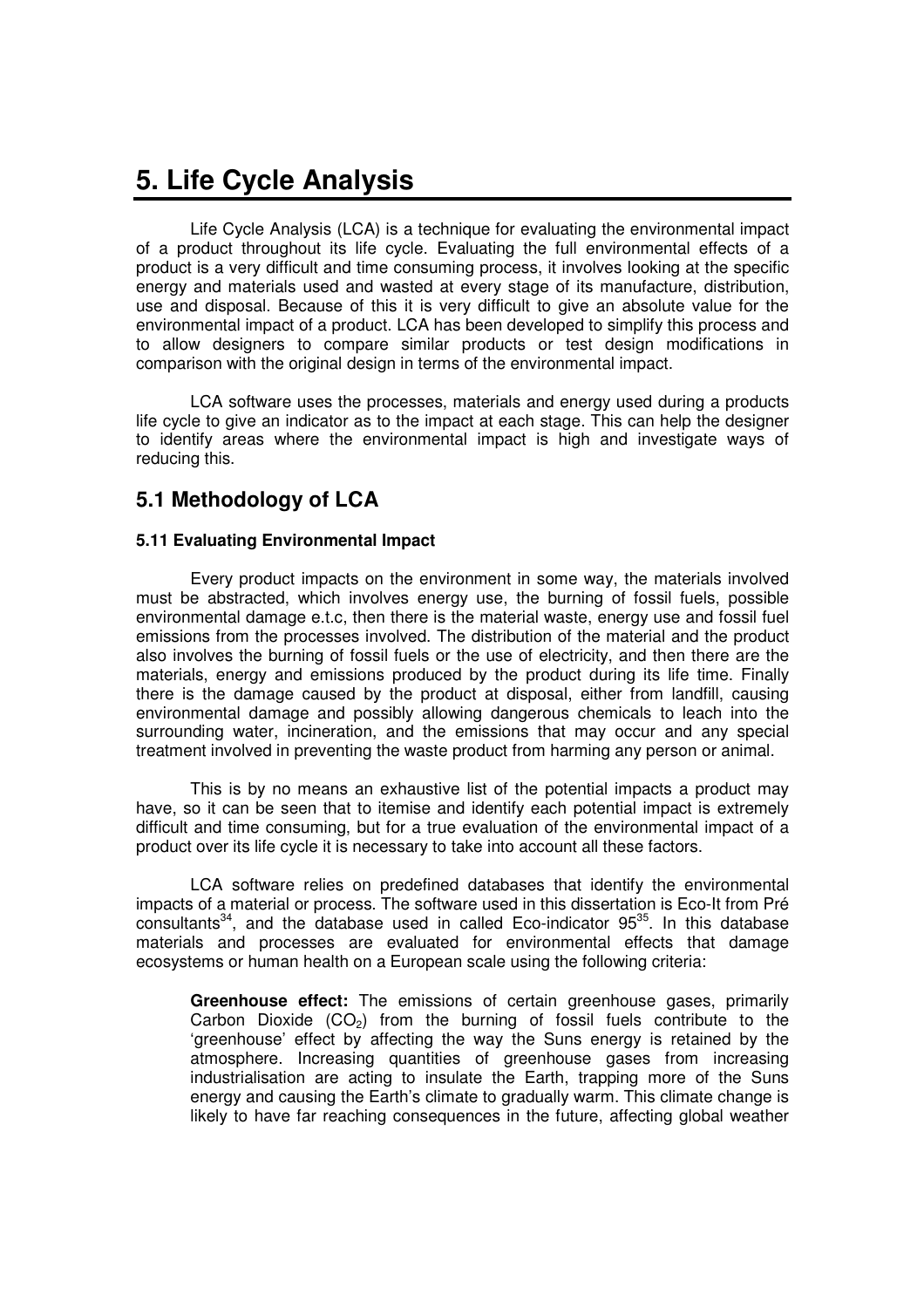# 5. Life Cycle Analysis

Life Cycle Analysis (LCA) is a technique for evaluating the environmental impact of a product throughout its life cycle. Evaluating the full environmental effects of a product is a very difficult and time consuming process, it involves looking at the specific energy and materials used and wasted at every stage of its manufacture, distribution, use and disposal. Because of this it is very difficult to give an absolute value for the environmental impact of a product. LCA has been developed to simplify this process and to allow designers to compare similar products or test design modifications in comparison with the original design in terms of the environmental impact.

LCA software uses the processes, materials and energy used during a products life cycle to give an indicator as to the impact at each stage. This can help the designer to identify areas where the environmental impact is high and investigate ways of reducing this.

## 5.1 Methodology of LCA

### 5.11 Evaluating Environmental Impact

Every product impacts on the environment in some way, the materials involved must be abstracted, which involves energy use, the burning of fossil fuels, possible environmental damage e.t.c, then there is the material waste, energy use and fossil fuel emissions from the processes involved. The distribution of the material and the product also involves the burning of fossil fuels or the use of electricity, and then there are the materials, energy and emissions produced by the product during its life time. Finally there is the damage caused by the product at disposal, either from landfill, causing environmental damage and possibly allowing dangerous chemicals to leach into the surrounding water, incineration, and the emissions that may occur and any special treatment involved in preventing the waste product from harming any person or animal.

This is by no means an exhaustive list of the potential impacts a product may have, so it can be seen that to itemise and identify each potential impact is extremely difficult and time consuming, but for a true evaluation of the environmental impact of a product over its life cycle it is necessary to take into account all these factors.

LCA software relies on predefined databases that identify the environmental impacts of a material or process. The software used in this dissertation is Eco-It from Pré consultants[34], and the database used in called Eco-indicator 95[35]. In this database materials and processes are evaluated for environmental effects that damage ecosystems or human health on a European scale using the following criteria:

**Greenhouse effect:** The emissions of certain greenhouse gases, primarily Carbon Dioxide ($CO_2$) from the burning of fossil fuels contribute to the 'greenhouse' effect by affecting the way the Suns energy is retained by the atmosphere. Increasing quantities of greenhouse gases from increasing industrialisation are acting to insulate the Earth, trapping more of the Suns energy and causing the Earth's climate to gradually warm. This climate change is likely to have far reaching consequences in the future, affecting global weather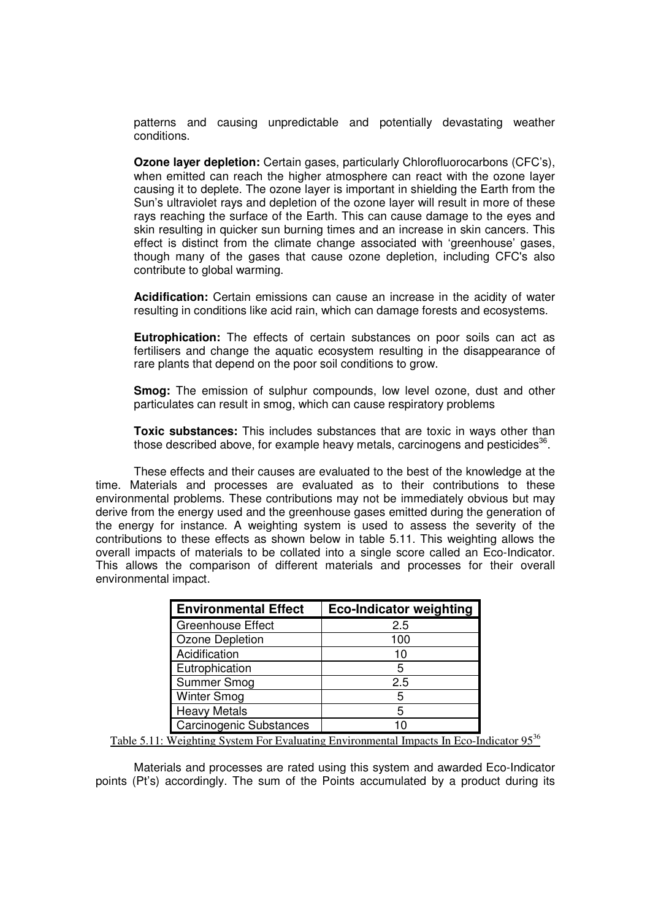patterns and causing unpredictable and potentially devastating weather conditions.

**Ozone layer depletion:** Certain gases, particularly Chlorofluorocarbons (CFC's), when emitted can reach the higher atmosphere can react with the ozone layer causing it to deplete. The ozone layer is important in shielding the Earth from the Sun's ultraviolet rays and depletion of the ozone layer will result in more of these rays reaching the surface of the Earth. This can cause damage to the eyes and skin resulting in quicker sun burning times and an increase in skin cancers. This effect is distinct from the climate change associated with 'greenhouse' gases, though many of the gases that cause ozone depletion, including CFC's also contribute to global warming.

**Acidification:** Certain emissions can cause an increase in the acidity of water resulting in conditions like acid rain, which can damage forests and ecosystems.

**Eutrophication:** The effects of certain substances on poor soils can act as fertilisers and change the aquatic ecosystem resulting in the disappearance of rare plants that depend on the poor soil conditions to grow.

**Smog:** The emission of sulphur compounds, low level ozone, dust and other particulates can result in smog, which can cause respiratory problems

**Toxic substances:** This includes substances that are toxic in ways other than those described above, for example heavy metals, carcinogens and pesticides[36].

These effects and their causes are evaluated to the best of the knowledge at the time. Materials and processes are evaluated as to their contributions to these environmental problems. These contributions may not be immediately obvious but may derive from the energy used and the greenhouse gases emitted during the generation of the energy for instance. A weighting system is used to assess the severity of the contributions to these effects as shown below in table 5.11. This weighting allows the overall impacts of materials to be collated into a single score called an Eco-Indicator. This allows the comparison of different materials and processes for their overall environmental impact.

| Environmental Effect | Eco-Indicator weighting |
|---|---|
| Greenhouse Effect | 2.5 |
| Ozone Depletion | 100 |
| Acidification | 10 |
| Eutrophication | 5 |
| Summer Smog | 2.5 |
| Winter Smog | 5 |
| Heavy Metals | 5 |
| Carcinogenic Substances | 10 |

Table 5.11: Weighting System For Evaluating Environmental Impacts In Eco-Indicator 95[36]

Materials and processes are rated using this system and awarded Eco-Indicator points (Pt's) accordingly. The sum of the Points accumulated by a product during its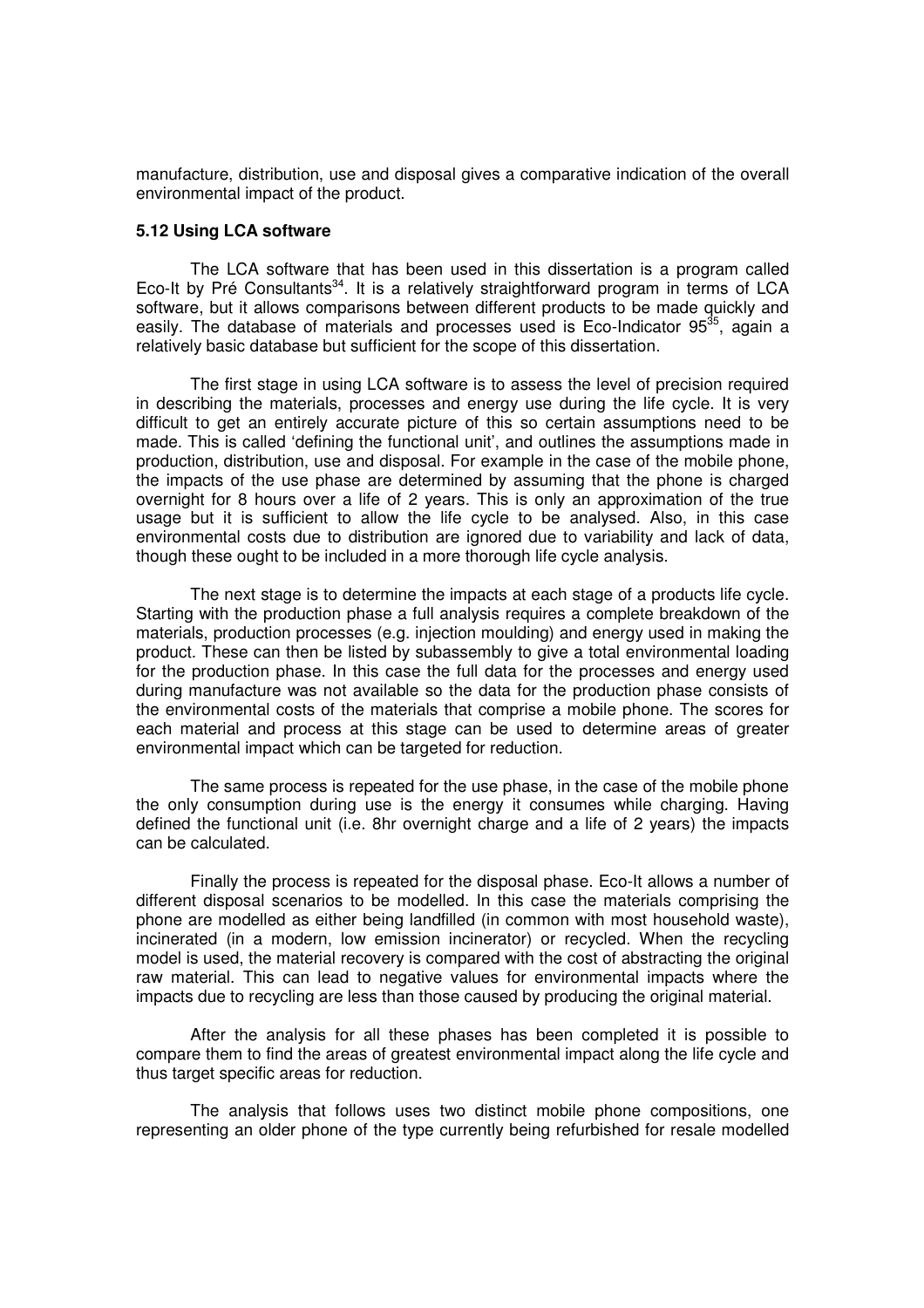manufacture, distribution, use and disposal gives a comparative indication of the overall environmental impact of the product.

### 5.12 Using LCA software

The LCA software that has been used in this dissertation is a program called Eco-It by Pré Consultants[34]. It is a relatively straightforward program in terms of LCA software, but it allows comparisons between different products to be made quickly and easily. The database of materials and processes used is Eco-Indicator 95[35], again a relatively basic database but sufficient for the scope of this dissertation.

The first stage in using LCA software is to assess the level of precision required in describing the materials, processes and energy use during the life cycle. It is very difficult to get an entirely accurate picture of this so certain assumptions need to be made. This is called 'defining the functional unit', and outlines the assumptions made in production, distribution, use and disposal. For example in the case of the mobile phone, the impacts of the use phase are determined by assuming that the phone is charged overnight for 8 hours over a life of 2 years. This is only an approximation of the true usage but it is sufficient to allow the life cycle to be analysed. Also, in this case environmental costs due to distribution are ignored due to variability and lack of data, though these ought to be included in a more thorough life cycle analysis.

The next stage is to determine the impacts at each stage of a products life cycle. Starting with the production phase a full analysis requires a complete breakdown of the materials, production processes (e.g. injection moulding) and energy used in making the product. These can then be listed by subassembly to give a total environmental loading for the production phase. In this case the full data for the processes and energy used during manufacture was not available so the data for the production phase consists of the environmental costs of the materials that comprise a mobile phone. The scores for each material and process at this stage can be used to determine areas of greater environmental impact which can be targeted for reduction.

The same process is repeated for the use phase, in the case of the mobile phone the only consumption during use is the energy it consumes while charging. Having defined the functional unit (i.e. 8hr overnight charge and a life of 2 years) the impacts can be calculated.

Finally the process is repeated for the disposal phase. Eco-It allows a number of different disposal scenarios to be modelled. In this case the materials comprising the phone are modelled as either being landfilled (in common with most household waste), incinerated (in a modern, low emission incinerator) or recycled. When the recycling model is used, the material recovery is compared with the cost of abstracting the original raw material. This can lead to negative values for environmental impacts where the impacts due to recycling are less than those caused by producing the original material.

After the analysis for all these phases has been completed it is possible to compare them to find the areas of greatest environmental impact along the life cycle and thus target specific areas for reduction.

The analysis that follows uses two distinct mobile phone compositions, one representing an older phone of the type currently being refurbished for resale modelled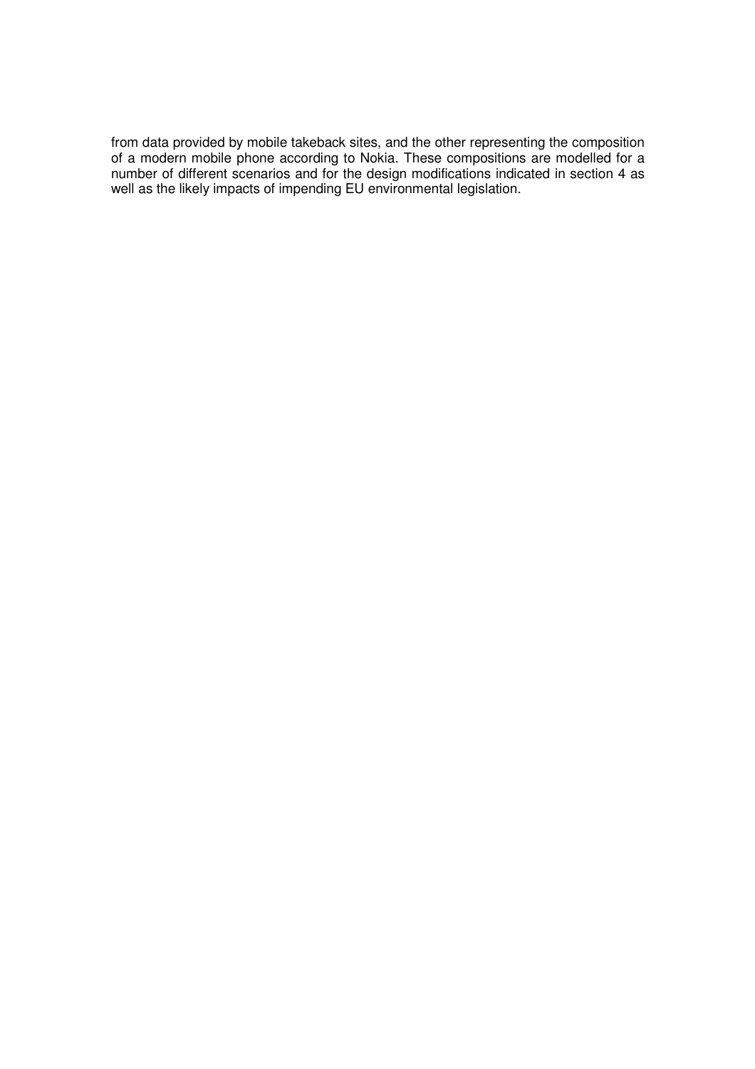from data provided by mobile takeback sites, and the other representing the composition of a modern mobile phone according to Nokia. These compositions are modelled for a number of different scenarios and for the design modifications indicated in section 4 as well as the likely impacts of impending EU environmental legislation.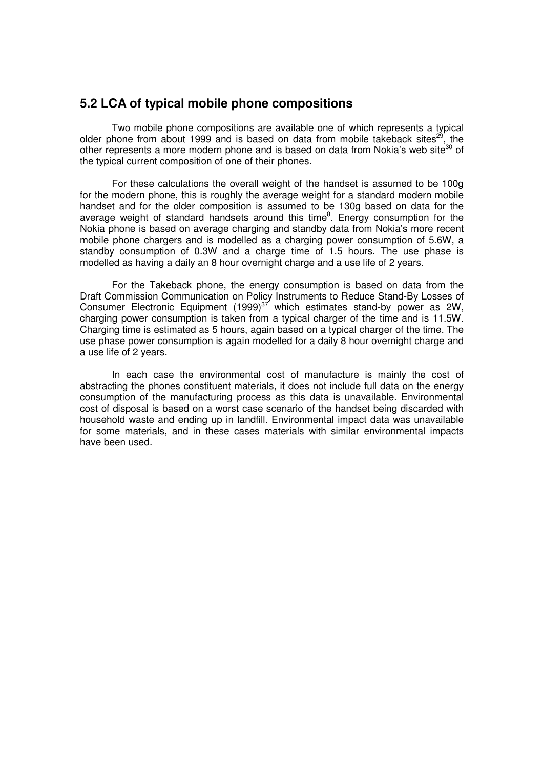## 5.2 LCA of typical mobile phone compositions

Two mobile phone compositions are available one of which represents a typical older phone from about 1999 and is based on data from mobile takeback sites[29], the other represents a more modern phone and is based on data from Nokia's web site[30] of the typical current composition of one of their phones.

For these calculations the overall weight of the handset is assumed to be 100g for the modern phone, this is roughly the average weight for a standard modern mobile handset and for the older composition is assumed to be 130g based on data for the average weight of standard handsets around this time[8]. Energy consumption for the Nokia phone is based on average charging and standby data from Nokia's more recent mobile phone chargers and is modelled as a charging power consumption of 5.6W, a standby consumption of 0.3W and a charge time of 1.5 hours. The use phase is modelled as having a daily an 8 hour overnight charge and a use life of 2 years.

For the Takeback phone, the energy consumption is based on data from the Draft Commission Communication on Policy Instruments to Reduce Stand-By Losses of Consumer Electronic Equipment (1999)[37] which estimates stand-by power as 2W, charging power consumption is taken from a typical charger of the time and is 11.5W. Charging time is estimated as 5 hours, again based on a typical charger of the time. The use phase power consumption is again modelled for a daily 8 hour overnight charge and a use life of 2 years.

In each case the environmental cost of manufacture is mainly the cost of abstracting the phones constituent materials, it does not include full data on the energy consumption of the manufacturing process as this data is unavailable. Environmental cost of disposal is based on a worst case scenario of the handset being discarded with household waste and ending up in landfill. Environmental impact data was unavailable for some materials, and in these cases materials with similar environmental impacts have been used.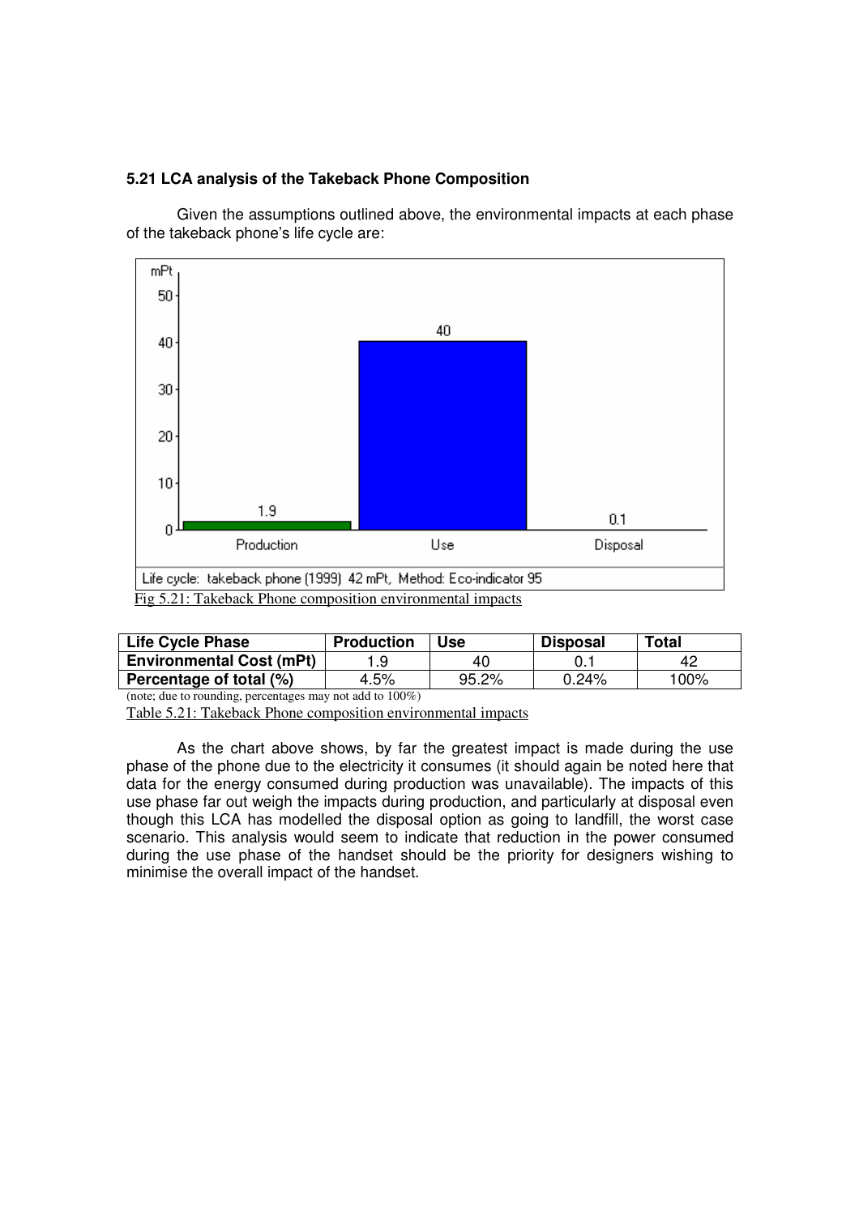### 5.21 LCA analysis of the Takeback Phone Composition

Given the assumptions outlined above, the environmental impacts at each phase of the takeback phone's life cycle are:

Fig 5.21: Takeback Phone composition environmental impacts

| Life Cycle Phase | Production | Use | Disposal | Total |
|---|---|---|---|---|
| **Environmental Cost (mPt)** | 1.9 | 40 | 0.1 | 42 |
| **Percentage of total (%)** | 4.5% | 95.2% | 0.24% | 100% |

(note; due to rounding, percentages may not add to 100%)

Table 5.21: Takeback Phone composition environmental impacts

As the chart above shows, by far the greatest impact is made during the use phase of the phone due to the electricity it consumes (it should again be noted here that data for the energy consumed during production was unavailable). The impacts of this use phase far out weigh the impacts during production, and particularly at disposal even though this LCA has modelled the disposal option as going to landfill, the worst case scenario. This analysis would seem to indicate that reduction in the power consumed during the use phase of the handset should be the priority for designers wishing to minimise the overall impact of the handset.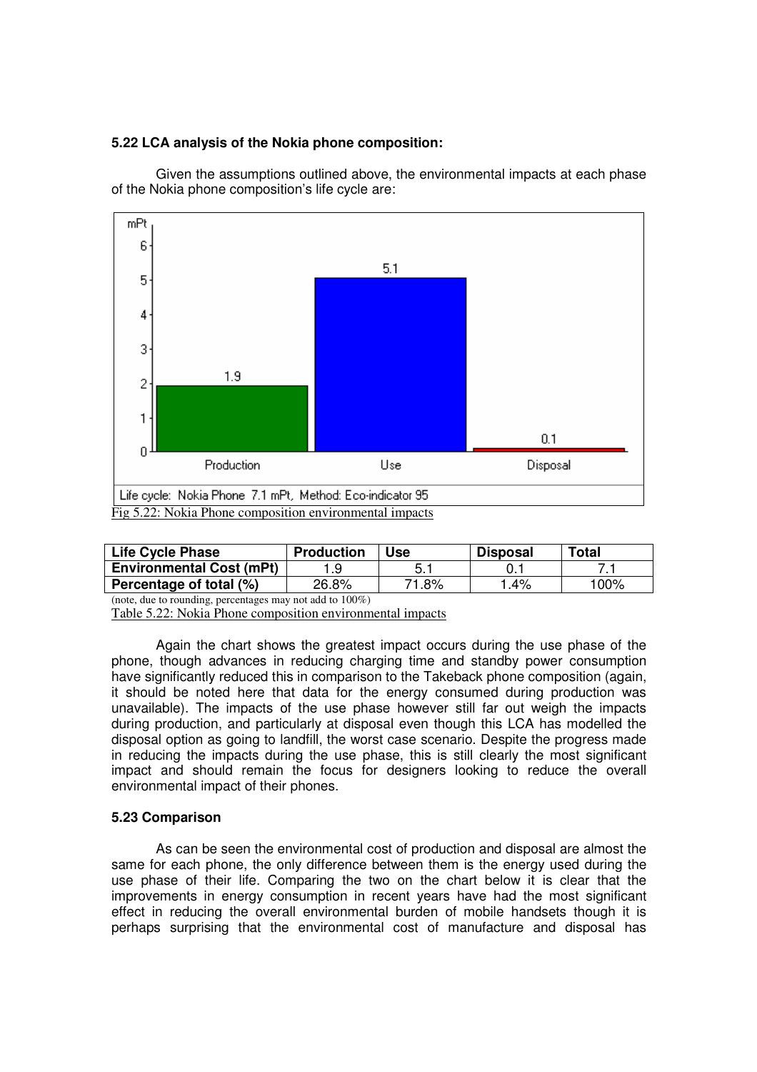**5.22 LCA analysis of the Nokia phone composition:**

Given the assumptions outlined above, the environmental impacts at each phase of the Nokia phone composition's life cycle are:

Fig 5.22: Nokia Phone composition environmental impacts

| Life Cycle Phase | Production | Use | Disposal | Total |
|---|---|---|---|---|
| **Environmental Cost (mPt)** | 1.9 | 5.1 | 0.1 | 7.1 |
| **Percentage of total (%)** | 26.8% | 71.8% | 1.4% | 100% |

(note, due to rounding, percentages may not add to 100%)

Table 5.22: Nokia Phone composition environmental impacts

Again the chart shows the greatest impact occurs during the use phase of the phone, though advances in reducing charging time and standby power consumption have significantly reduced this in comparison to the Takeback phone composition (again, it should be noted here that data for the energy consumed during production was unavailable). The impacts of the use phase however still far out weigh the impacts during production, and particularly at disposal even though this LCA has modelled the disposal option as going to landfill, the worst case scenario. Despite the progress made in reducing the impacts during the use phase, this is still clearly the most significant impact and should remain the focus for designers looking to reduce the overall environmental impact of their phones.

**5.23 Comparison**

As can be seen the environmental cost of production and disposal are almost the same for each phone, the only difference between them is the energy used during the use phase of their life. Comparing the two on the chart below it is clear that the improvements in energy consumption in recent years have had the most significant effect in reducing the overall environmental burden of mobile handsets though it is perhaps surprising that the environmental cost of manufacture and disposal has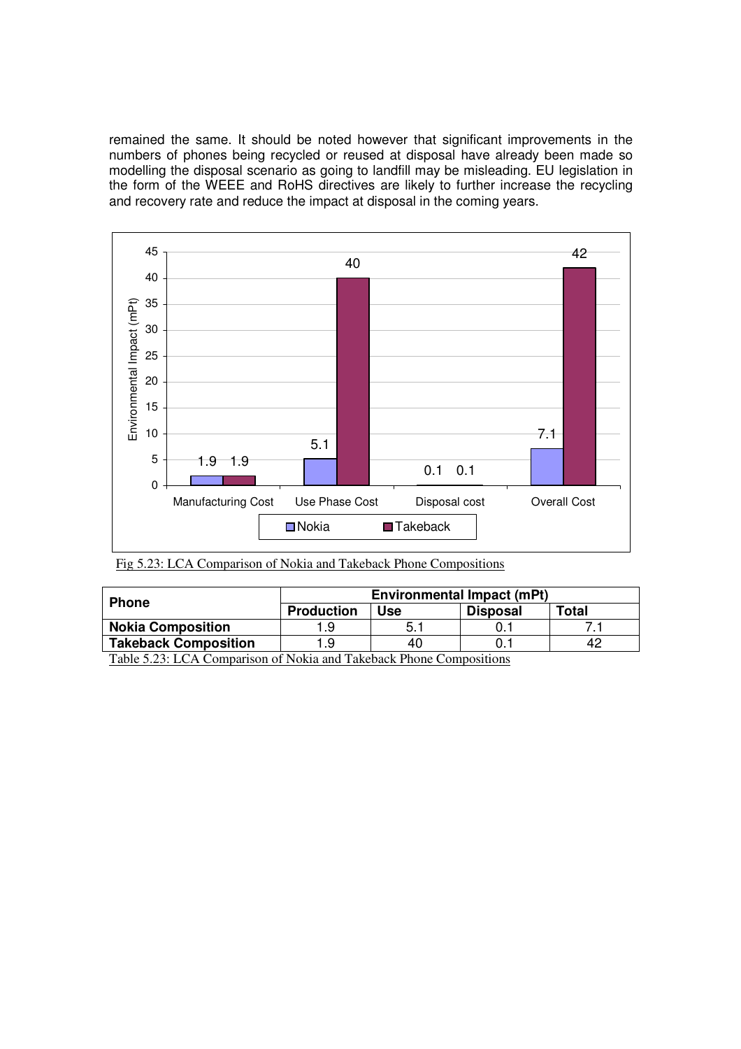remained the same. It should be noted however that significant improvements in the numbers of phones being recycled or reused at disposal have already been made so modelling the disposal scenario as going to landfill may be misleading. EU legislation in the form of the WEEE and RoHS directives are likely to further increase the recycling and recovery rate and reduce the impact at disposal in the coming years.

Fig 5.23: LCA Comparison of Nokia and Takeback Phone Compositions

| Phone | Environmental Impact (mPt) | | | |
|---|---|---|---|---|
| | Production | Use | Disposal | Total |
| Nokia Composition | 1.9 | 5.1 | 0.1 | 7.1 |
| Takeback Composition | 1.9 | 40 | 0.1 | 42 |

Table 5.23: LCA Comparison of Nokia and Takeback Phone Compositions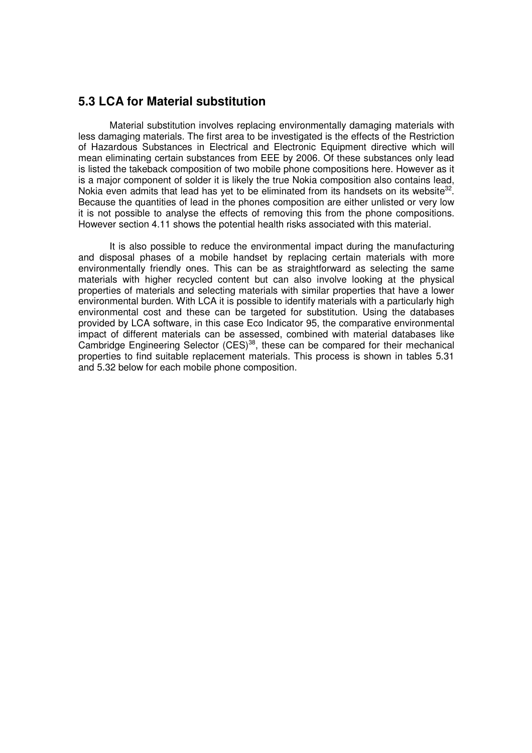## 5.3 LCA for Material substitution

Material substitution involves replacing environmentally damaging materials with less damaging materials. The first area to be investigated is the effects of the Restriction of Hazardous Substances in Electrical and Electronic Equipment directive which will mean eliminating certain substances from EEE by 2006. Of these substances only lead is listed the takeback composition of two mobile phone compositions here. However as it is a major component of solder it is likely the true Nokia composition also contains lead, Nokia even admits that lead has yet to be eliminated from its handsets on its website[32]. Because the quantities of lead in the phones composition are either unlisted or very low it is not possible to analyse the effects of removing this from the phone compositions. However section 4.11 shows the potential health risks associated with this material.

It is also possible to reduce the environmental impact during the manufacturing and disposal phases of a mobile handset by replacing certain materials with more environmentally friendly ones. This can be as straightforward as selecting the same materials with higher recycled content but can also involve looking at the physical properties of materials and selecting materials with similar properties that have a lower environmental burden. With LCA it is possible to identify materials with a particularly high environmental cost and these can be targeted for substitution. Using the databases provided by LCA software, in this case Eco Indicator 95, the comparative environmental impact of different materials can be assessed, combined with material databases like Cambridge Engineering Selector (CES)[38], these can be compared for their mechanical properties to find suitable replacement materials. This process is shown in tables 5.31 and 5.32 below for each mobile phone composition.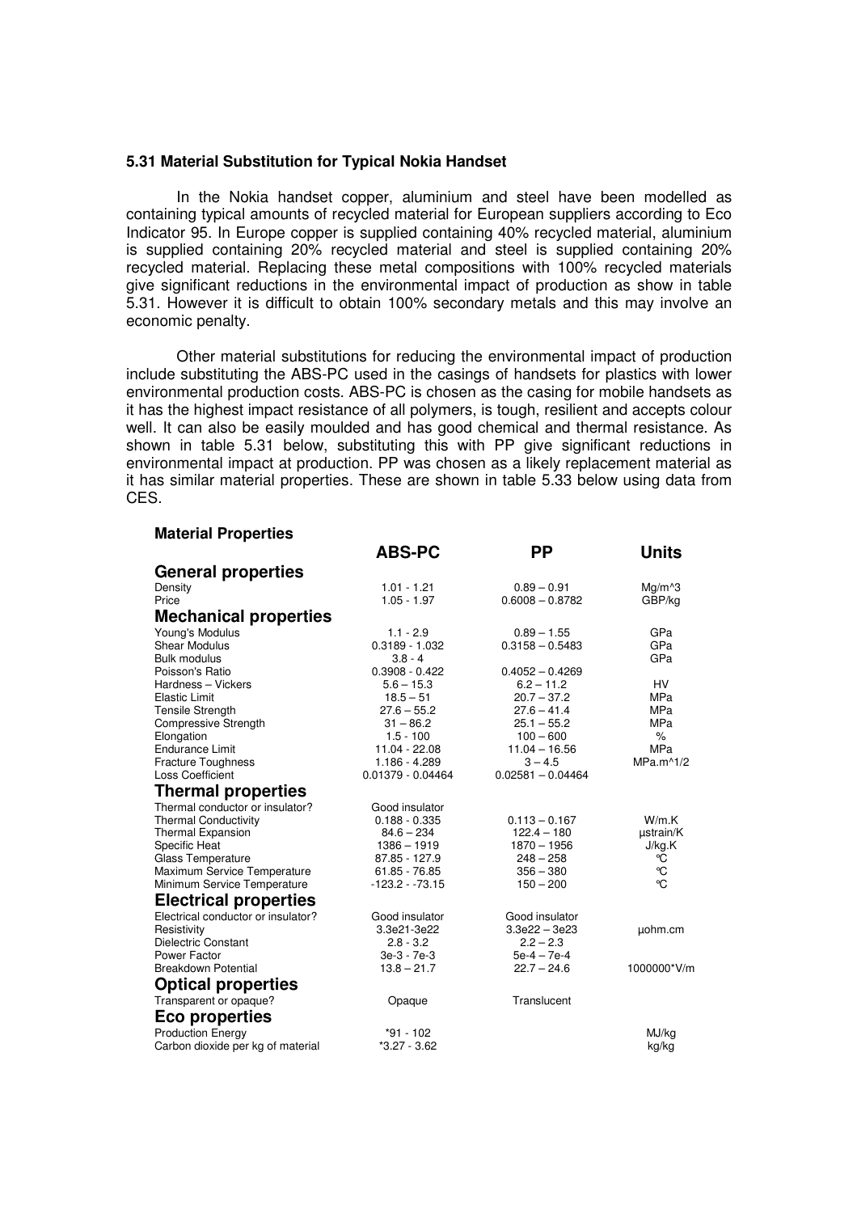### 5.31 Material Substitution for Typical Nokia Handset

In the Nokia handset copper, aluminium and steel have been modelled as containing typical amounts of recycled material for European suppliers according to Eco Indicator 95. In Europe copper is supplied containing 40% recycled material, aluminium is supplied containing 20% recycled material and steel is supplied containing 20% recycled material. Replacing these metal compositions with 100% recycled materials give significant reductions in the environmental impact of production as show in table 5.31. However it is difficult to obtain 100% secondary metals and this may involve an economic penalty.

Other material substitutions for reducing the environmental impact of production include substituting the ABS-PC used in the casings of handsets for plastics with lower environmental production costs. ABS-PC is chosen as the casing for mobile handsets as it has the highest impact resistance of all polymers, is tough, resilient and accepts colour well. It can also be easily moulded and has good chemical and thermal resistance. As shown in table 5.31 below, substituting this with PP give significant reductions in environmental impact at production. PP was chosen as a likely replacement material as it has similar material properties. These are shown in table 5.33 below using data from CES.

**Material Properties**

| | ABS-PC | PP | Units |
|---|---|---|---|
| **General properties** | | | |
| Density | 1.01 - 1.21 | 0.89 – 0.91 | Mg/m^3 |
| Price | 1.05 - 1.97 | 0.6008 – 0.8782 | GBP/kg |
| **Mechanical properties** | | | |
| Young's Modulus | 1.1 - 2.9 | 0.89 – 1.55 | GPa |
| Shear Modulus | 0.3189 - 1.032 | 0.3158 – 0.5483 | GPa |
| Bulk modulus | 3.8 - 4 | | GPa |
| Poisson's Ratio | 0.3908 - 0.422 | 0.4052 – 0.4269 | |
| Hardness – Vickers | 5.6 – 15.3 | 6.2 – 11.2 | HV |
| Elastic Limit | 18.5 – 51 | 20.7 – 37.2 | MPa |
| Tensile Strength | 27.6 – 55.2 | 27.6 – 41.4 | MPa |
| Compressive Strength | 31 – 86.2 | 25.1 – 55.2 | MPa |
| Elongation | 1.5 - 100 | 100 – 600 | % |
| Endurance Limit | 11.04 - 22.08 | 11.04 – 16.56 | MPa |
| Fracture Toughness | 1.186 - 4.289 | 3 – 4.5 | MPa.m^1/2 |
| Loss Coefficient | 0.01379 - 0.04464 | 0.02581 – 0.04464 | |
| **Thermal properties** | | | |
| Thermal conductor or insulator? | Good insulator | | |
| Thermal Conductivity | 0.188 - 0.335 | 0.113 – 0.167 | W/m.K |
| Thermal Expansion | 84.6 – 234 | 122.4 – 180 | µstrain/K |
| Specific Heat | 1386 – 1919 | 1870 – 1956 | J/kg.K |
| Glass Temperature | 87.85 - 127.9 | 248 – 258 | ℃ |
| Maximum Service Temperature | 61.85 - 76.85 | 356 – 380 | ℃ |
| Minimum Service Temperature | -123.2 - -73.15 | 150 – 200 | ℃ |
| **Electrical properties** | | | |
| Electrical conductor or insulator? | Good insulator | Good insulator | |
| Resistivity | 3.3e21-3e22 | 3.3e22 – 3e23 | µohm.cm |
| Dielectric Constant | 2.8 - 3.2 | 2.2 – 2.3 | |
| Power Factor | 3e-3 - 7e-3 | 5e-4 – 7e-4 | |
| Breakdown Potential | 13.8 – 21.7 | 22.7 – 24.6 | 1000000*V/m |
| **Optical properties** | | | |
| Transparent or opaque? | Opaque | Translucent | |
| **Eco properties** | | | |
| Production Energy | *91 - 102 | | MJ/kg |
| Carbon dioxide per kg of material | *3.27 - 3.62 | | kg/kg |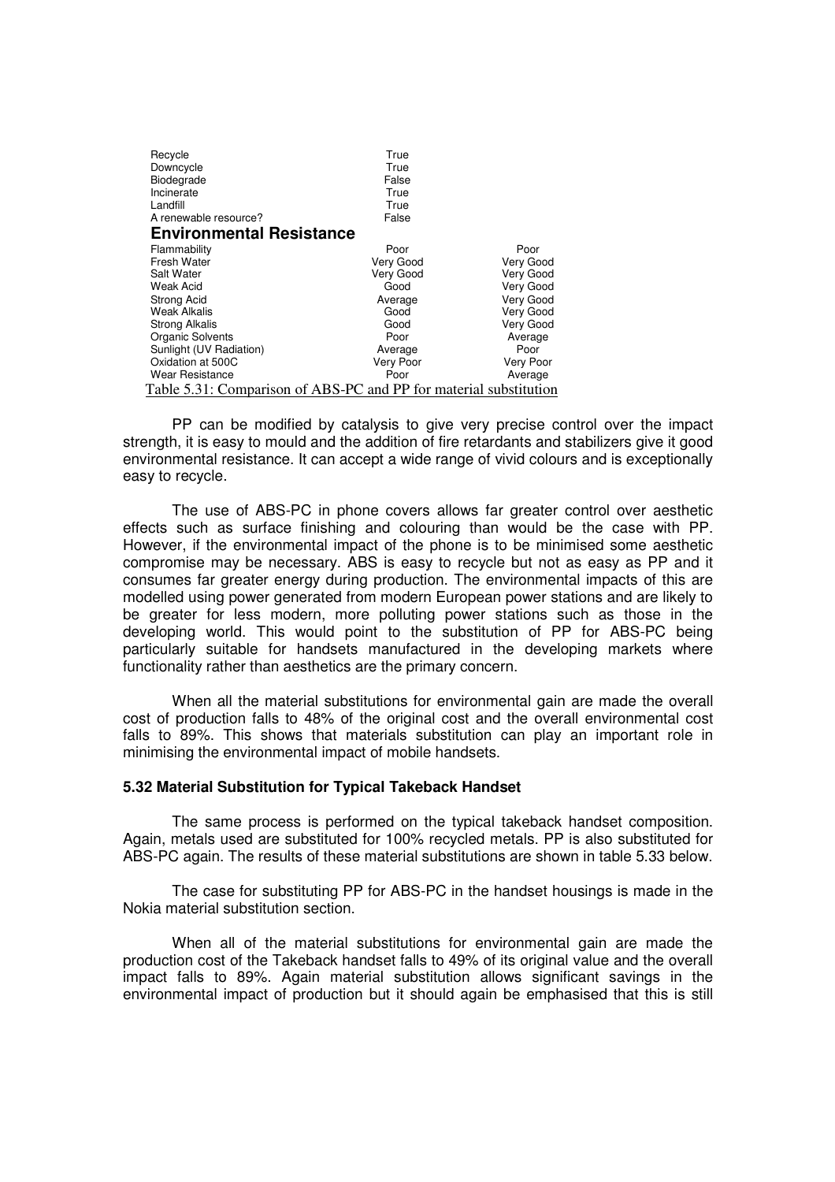| | | |
|---|---|---|
| Recycle | True | |
| Downcycle | True | |
| Biodegrade | False | |
| Incinerate | True | |
| Landfill | True | |
| A renewable resource? | False | |
| **Environmental Resistance** | | |
| Flammability | Poor | Poor |
| Fresh Water | Very Good | Very Good |
| Salt Water | Very Good | Very Good |
| Weak Acid | Good | Very Good |
| Strong Acid | Average | Very Good |
| Weak Alkalis | Good | Very Good |
| Strong Alkalis | Good | Very Good |
| Organic Solvents | Poor | Average |
| Sunlight (UV Radiation) | Average | Poor |
| Oxidation at 500C | Very Poor | Very Poor |
| Wear Resistance | Poor | Average |

Table 5.31: Comparison of ABS-PC and PP for material substitution

PP can be modified by catalysis to give very precise control over the impact strength, it is easy to mould and the addition of fire retardants and stabilizers give it good environmental resistance. It can accept a wide range of vivid colours and is exceptionally easy to recycle.

The use of ABS-PC in phone covers allows far greater control over aesthetic effects such as surface finishing and colouring than would be the case with PP. However, if the environmental impact of the phone is to be minimised some aesthetic compromise may be necessary. ABS is easy to recycle but not as easy as PP and it consumes far greater energy during production. The environmental impacts of this are modelled using power generated from modern European power stations and are likely to be greater for less modern, more polluting power stations such as those in the developing world. This would point to the substitution of PP for ABS-PC being particularly suitable for handsets manufactured in the developing markets where functionality rather than aesthetics are the primary concern.

When all the material substitutions for environmental gain are made the overall cost of production falls to 48% of the original cost and the overall environmental cost falls to 89%. This shows that materials substitution can play an important role in minimising the environmental impact of mobile handsets.

#### 5.32 Material Substitution for Typical Takeback Handset

The same process is performed on the typical takeback handset composition. Again, metals used are substituted for 100% recycled metals. PP is also substituted for ABS-PC again. The results of these material substitutions are shown in table 5.33 below.

The case for substituting PP for ABS-PC in the handset housings is made in the Nokia material substitution section.

When all of the material substitutions for environmental gain are made the production cost of the Takeback handset falls to 49% of its original value and the overall impact falls to 89%. Again material substitution allows significant savings in the environmental impact of production but it should again be emphasised that this is still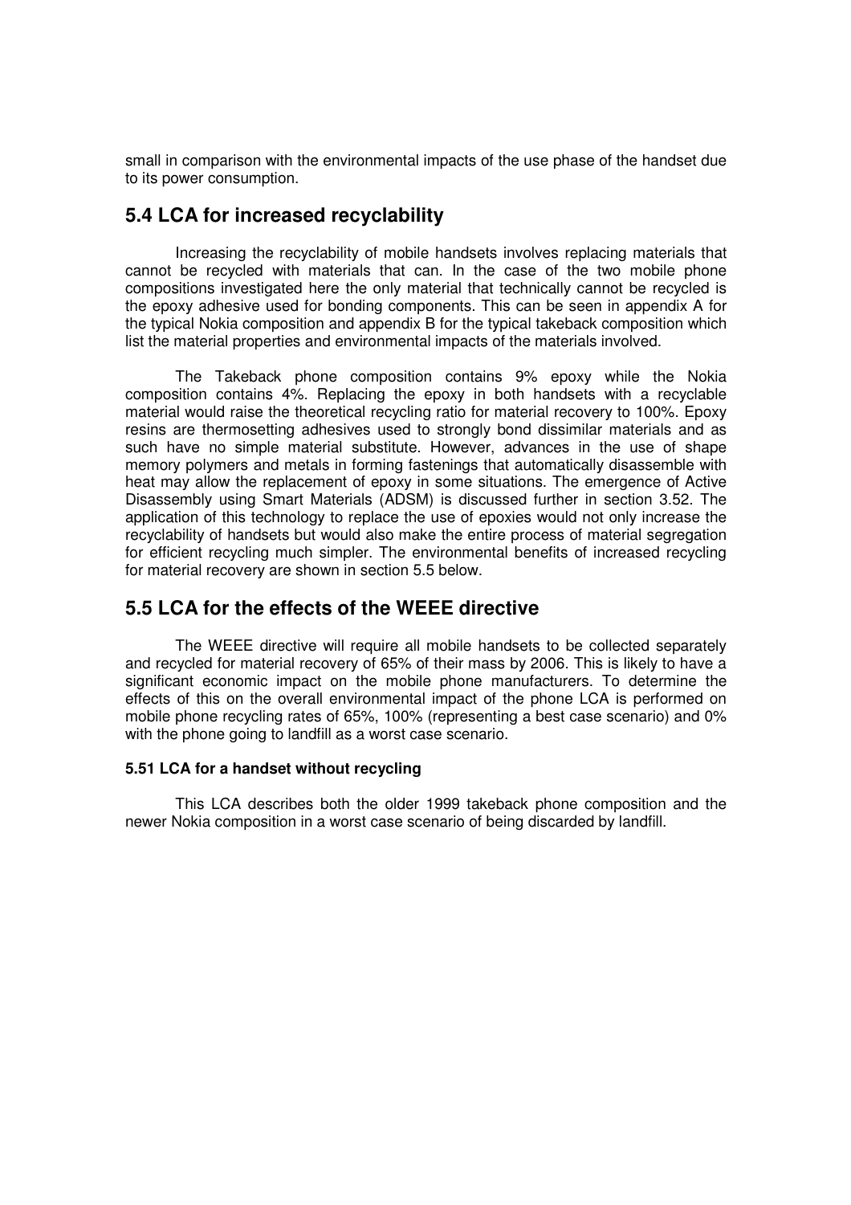small in comparison with the environmental impacts of the use phase of the handset due to its power consumption.

## 5.4 LCA for increased recyclability

Increasing the recyclability of mobile handsets involves replacing materials that cannot be recycled with materials that can. In the case of the two mobile phone compositions investigated here the only material that technically cannot be recycled is the epoxy adhesive used for bonding components. This can be seen in appendix A for the typical Nokia composition and appendix B for the typical takeback composition which list the material properties and environmental impacts of the materials involved.

The Takeback phone composition contains 9% epoxy while the Nokia composition contains 4%. Replacing the epoxy in both handsets with a recyclable material would raise the theoretical recycling ratio for material recovery to 100%. Epoxy resins are thermosetting adhesives used to strongly bond dissimilar materials and as such have no simple material substitute. However, advances in the use of shape memory polymers and metals in forming fastenings that automatically disassemble with heat may allow the replacement of epoxy in some situations. The emergence of Active Disassembly using Smart Materials (ADSM) is discussed further in section 3.52. The application of this technology to replace the use of epoxies would not only increase the recyclability of handsets but would also make the entire process of material segregation for efficient recycling much simpler. The environmental benefits of increased recycling for material recovery are shown in section 5.5 below.

## 5.5 LCA for the effects of the WEEE directive

The WEEE directive will require all mobile handsets to be collected separately and recycled for material recovery of 65% of their mass by 2006. This is likely to have a significant economic impact on the mobile phone manufacturers. To determine the effects of this on the overall environmental impact of the phone LCA is performed on mobile phone recycling rates of 65%, 100% (representing a best case scenario) and 0% with the phone going to landfill as a worst case scenario.

#### 5.51 LCA for a handset without recycling

This LCA describes both the older 1999 takeback phone composition and the newer Nokia composition in a worst case scenario of being discarded by landfill.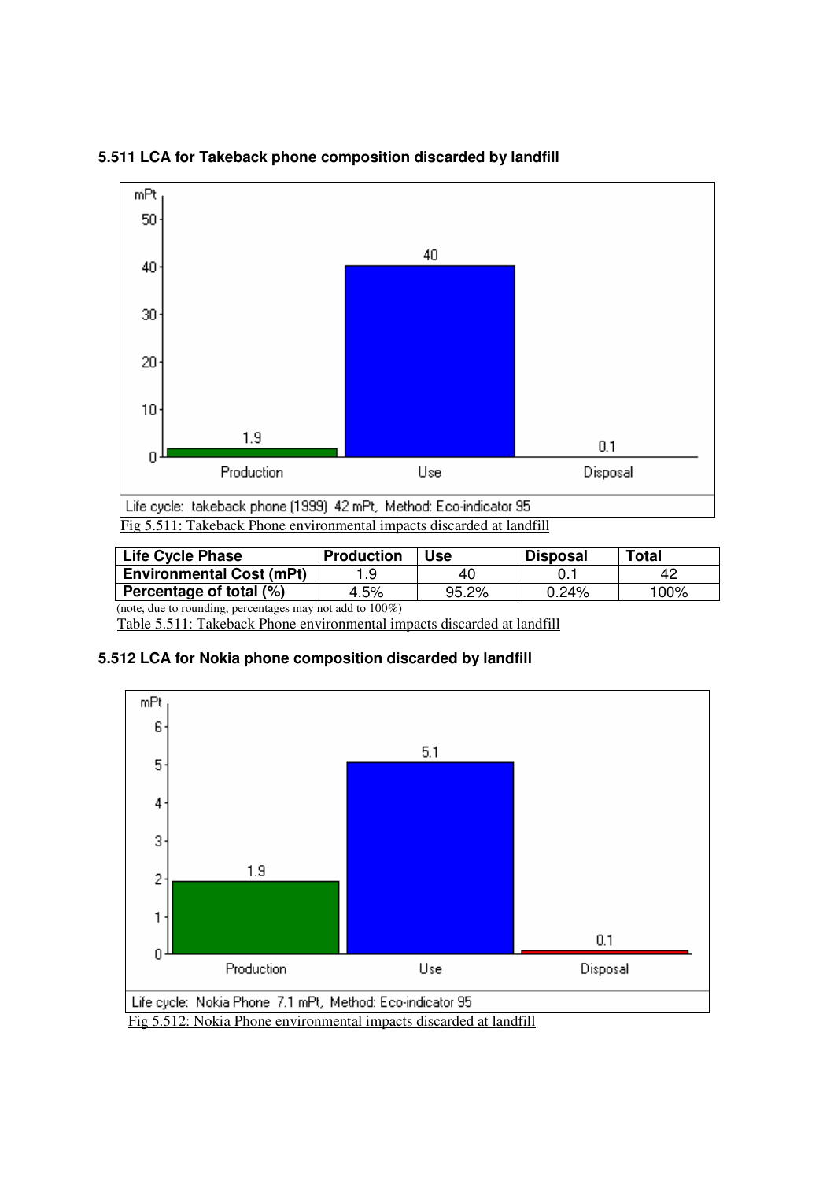### 5.511 LCA for Takeback phone composition discarded by landfill

Fig 5.511: Takeback Phone environmental impacts discarded at landfill

| Life Cycle Phase | Production | Use | Disposal | Total |
|---|---|---|---|---|
| Environmental Cost (mPt) | 1.9 | 40 | 0.1 | 42 |
| Percentage of total (%) | 4.5% | 95.2% | 0.24% | 100% |

(note, due to rounding, percentages may not add to 100%)

Table 5.511: Takeback Phone environmental impacts discarded at landfill

### 5.512 LCA for Nokia phone composition discarded by landfill

Fig 5.512: Nokia Phone environmental impacts discarded at landfill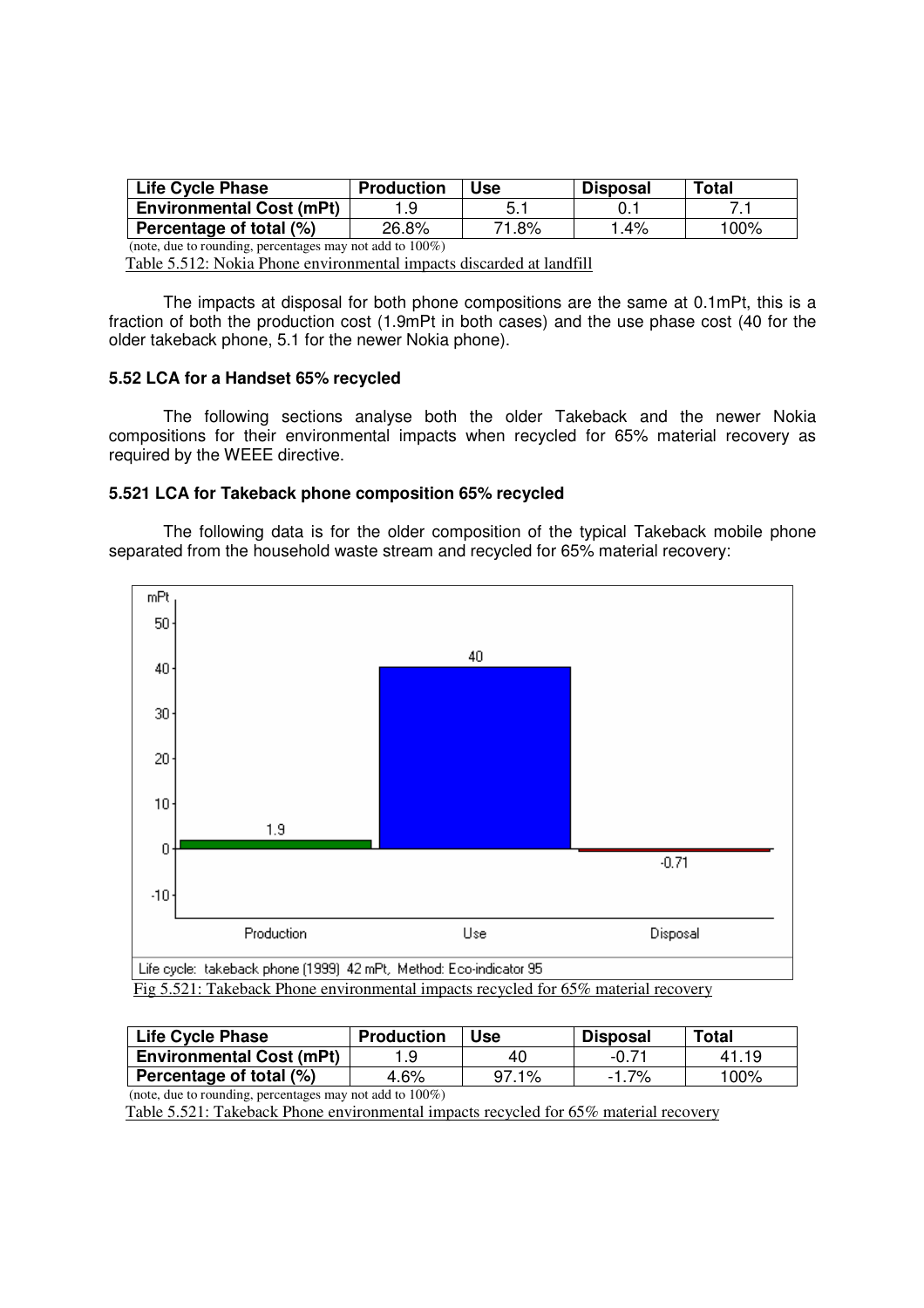| Life Cycle Phase | Production | Use | Disposal | Total |
|---|---|---|---|---|
| Environmental Cost (mPt) | 1.9 | 5.1 | 0.1 | 7.1 |
| Percentage of total (%) | 26.8% | 71.8% | 1.4% | 100% |

(note, due to rounding, percentages may not add to 100%)

Table 5.512: Nokia Phone environmental impacts discarded at landfill

The impacts at disposal for both phone compositions are the same at 0.1mPt, this is a fraction of both the production cost (1.9mPt in both cases) and the use phase cost (40 for the older takeback phone, 5.1 for the newer Nokia phone).

### 5.52 LCA for a Handset 65% recycled

The following sections analyse both the older Takeback and the newer Nokia compositions for their environmental impacts when recycled for 65% material recovery as required by the WEEE directive.

### 5.521 LCA for Takeback phone composition 65% recycled

The following data is for the older composition of the typical Takeback mobile phone separated from the household waste stream and recycled for 65% material recovery:

Life cycle: takeback phone (1999) 42 mPt, Method: Eco-indicator 95

Fig 5.521: Takeback Phone environmental impacts recycled for 65% material recovery

| Life Cycle Phase | Production | Use | Disposal | Total |
|---|---|---|---|---|
| Environmental Cost (mPt) | 1.9 | 40 | -0.71 | 41.19 |
| Percentage of total (%) | 4.6% | 97.1% | -1.7% | 100% |

(note, due to rounding, percentages may not add to 100%)

Table 5.521: Takeback Phone environmental impacts recycled for 65% material recovery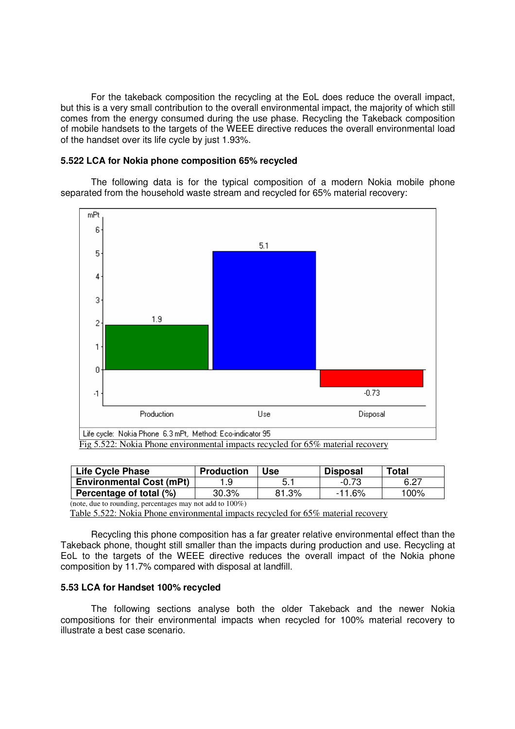For the takeback composition the recycling at the EoL does reduce the overall impact, but this is a very small contribution to the overall environmental impact, the majority of which still comes from the energy consumed during the use phase. Recycling the Takeback composition of mobile handsets to the targets of the WEEE directive reduces the overall environmental load of the handset over its life cycle by just 1.93%.

### 5.522 LCA for Nokia phone composition 65% recycled

The following data is for the typical composition of a modern Nokia mobile phone separated from the household waste stream and recycled for 65% material recovery:

Fig 5.522: Nokia Phone environmental impacts recycled for 65% material recovery

| Life Cycle Phase | Production | Use | Disposal | Total |
| --- | --- | --- | --- | --- |
| Environmental Cost (mPt) | 1.9 | 5.1 | -0.73 | 6.27 |
| Percentage of total (%) | 30.3% | 81.3% | -11.6% | 100% |

(note, due to rounding, percentages may not add to 100%)

Table 5.522: Nokia Phone environmental impacts recycled for 65% material recovery

Recycling this phone composition has a far greater relative environmental effect than the Takeback phone, thought still smaller than the impacts during production and use. Recycling at EoL to the targets of the WEEE directive reduces the overall impact of the Nokia phone composition by 11.7% compared with disposal at landfill.

### 5.53 LCA for Handset 100% recycled

The following sections analyse both the older Takeback and the newer Nokia compositions for their environmental impacts when recycled for 100% material recovery to illustrate a best case scenario.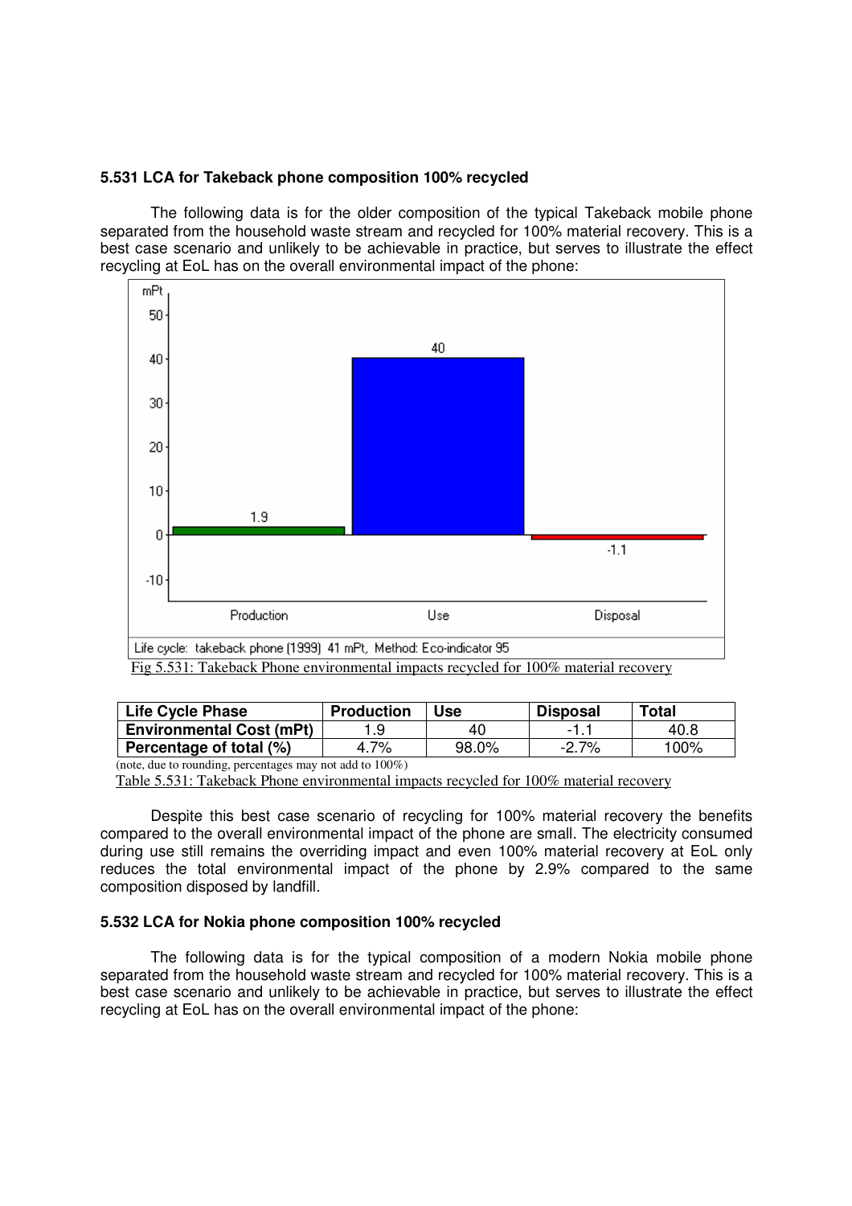### 5.531 LCA for Takeback phone composition 100% recycled

The following data is for the older composition of the typical Takeback mobile phone separated from the household waste stream and recycled for 100% material recovery. This is a best case scenario and unlikely to be achievable in practice, but serves to illustrate the effect recycling at EoL has on the overall environmental impact of the phone:

Fig 5.531: Takeback Phone environmental impacts recycled for 100% material recovery

| Life Cycle Phase | Production | Use | Disposal | Total |
|---|---|---|---|---|
| Environmental Cost (mPt) | 1.9 | 40 | -1.1 | 40.8 |
| Percentage of total (%) | 4.7% | 98.0% | -2.7% | 100% |

(note, due to rounding, percentages may not add to 100%)

Table 5.531: Takeback Phone environmental impacts recycled for 100% material recovery

Despite this best case scenario of recycling for 100% material recovery the benefits compared to the overall environmental impact of the phone are small. The electricity consumed during use still remains the overriding impact and even 100% material recovery at EoL only reduces the total environmental impact of the phone by 2.9% compared to the same composition disposed by landfill.

### 5.532 LCA for Nokia phone composition 100% recycled

The following data is for the typical composition of a modern Nokia mobile phone separated from the household waste stream and recycled for 100% material recovery. This is a best case scenario and unlikely to be achievable in practice, but serves to illustrate the effect recycling at EoL has on the overall environmental impact of the phone: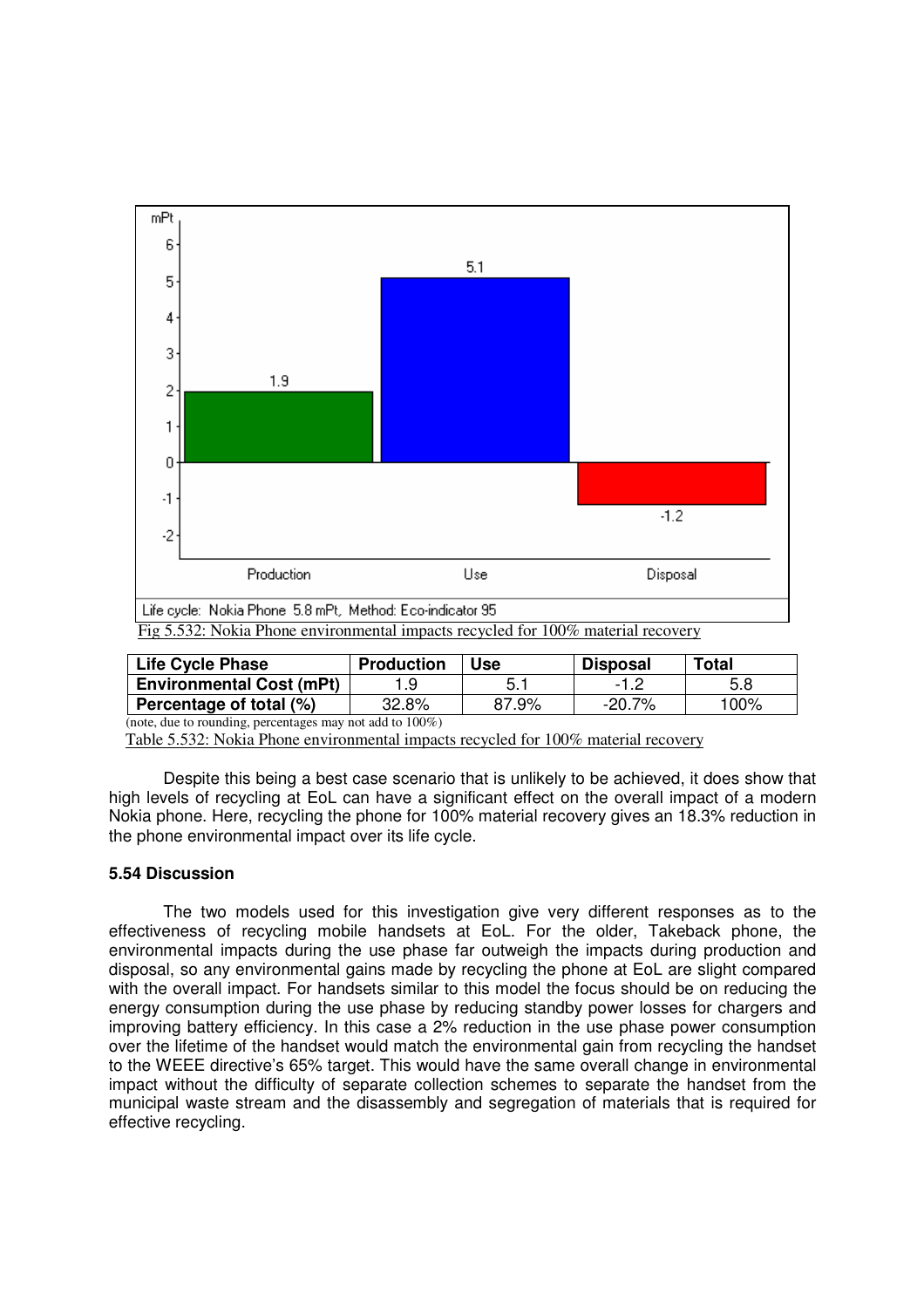Fig 5.532: Nokia Phone environmental impacts recycled for 100% material recovery

| Life Cycle Phase | Production | Use | Disposal | Total |
|---|---|---|---|---|
| Environmental Cost (mPt) | 1.9 | 5.1 | -1.2 | 5.8 |
| Percentage of total (%) | 32.8% | 87.9% | -20.7% | 100% |

(note, due to rounding, percentages may not add to 100%)

Table 5.532: Nokia Phone environmental impacts recycled for 100% material recovery

Despite this being a best case scenario that is unlikely to be achieved, it does show that high levels of recycling at EoL can have a significant effect on the overall impact of a modern Nokia phone. Here, recycling the phone for 100% material recovery gives an 18.3% reduction in the phone environmental impact over its life cycle.

### 5.54 Discussion

The two models used for this investigation give very different responses as to the effectiveness of recycling mobile handsets at EoL. For the older, Takeback phone, the environmental impacts during the use phase far outweigh the impacts during production and disposal, so any environmental gains made by recycling the phone at EoL are slight compared with the overall impact. For handsets similar to this model the focus should be on reducing the energy consumption during the use phase by reducing standby power losses for chargers and improving battery efficiency. In this case a 2% reduction in the use phase power consumption over the lifetime of the handset would match the environmental gain from recycling the handset to the WEEE directive's 65% target. This would have the same overall change in environmental impact without the difficulty of separate collection schemes to separate the handset from the municipal waste stream and the disassembly and segregation of materials that is required for effective recycling.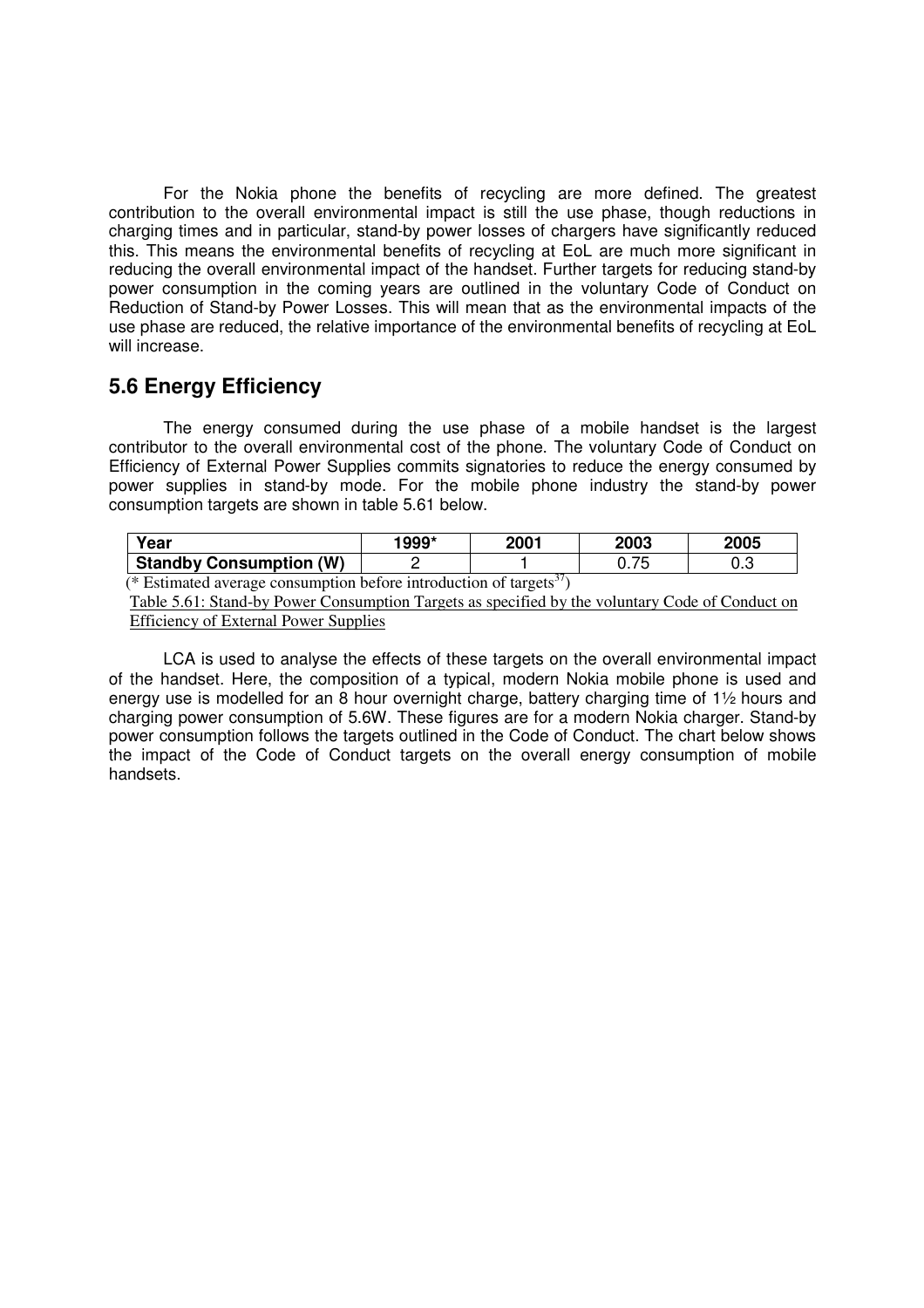For the Nokia phone the benefits of recycling are more defined. The greatest contribution to the overall environmental impact is still the use phase, though reductions in charging times and in particular, stand-by power losses of chargers have significantly reduced this. This means the environmental benefits of recycling at EoL are much more significant in reducing the overall environmental impact of the handset. Further targets for reducing stand-by power consumption in the coming years are outlined in the voluntary Code of Conduct on Reduction of Stand-by Power Losses. This will mean that as the environmental impacts of the use phase are reduced, the relative importance of the environmental benefits of recycling at EoL will increase.

## 5.6 Energy Efficiency

The energy consumed during the use phase of a mobile handset is the largest contributor to the overall environmental cost of the phone. The voluntary Code of Conduct on Efficiency of External Power Supplies commits signatories to reduce the energy consumed by power supplies in stand-by mode. For the mobile phone industry the stand-by power consumption targets are shown in table 5.61 below.

| Year | 1999* | 2001 | 2003 | 2005 |
|---|---|---|---|---|
| **Standby Consumption (W)** | 2 | 1 | 0.75 | 0.3 |

(* Estimated average consumption before introduction of targets[37])

Table 5.61: Stand-by Power Consumption Targets as specified by the voluntary Code of Conduct on Efficiency of External Power Supplies

LCA is used to analyse the effects of these targets on the overall environmental impact of the handset. Here, the composition of a typical, modern Nokia mobile phone is used and energy use is modelled for an 8 hour overnight charge, battery charging time of 1½ hours and charging power consumption of 5.6W. These figures are for a modern Nokia charger. Stand-by power consumption follows the targets outlined in the Code of Conduct. The chart below shows the impact of the Code of Conduct targets on the overall energy consumption of mobile handsets.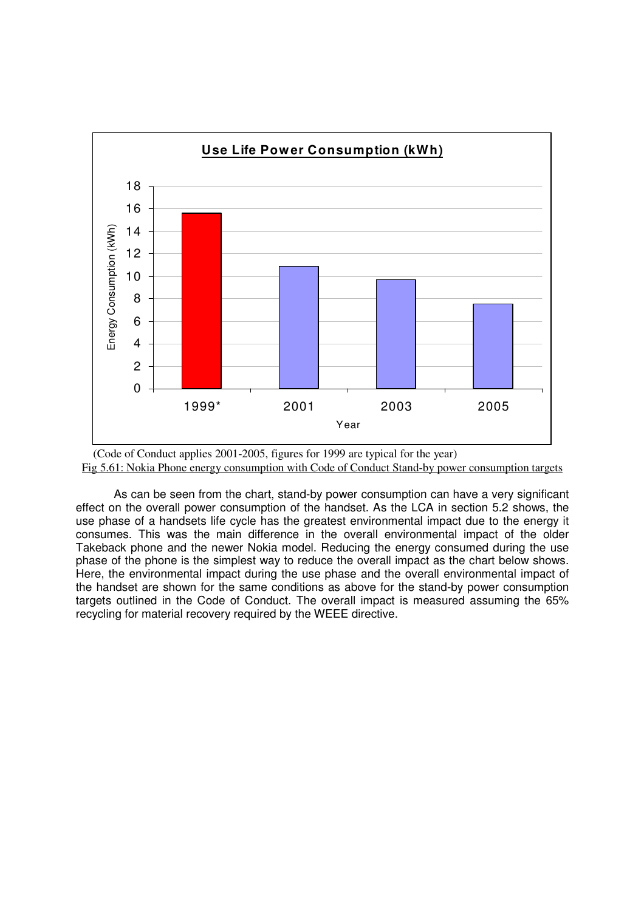(Code of Conduct applies 2001-2005, figures for 1999 are typical for the year)

Fig 5.61: Nokia Phone energy consumption with Code of Conduct Stand-by power consumption targets

As can be seen from the chart, stand-by power consumption can have a very significant effect on the overall power consumption of the handset. As the LCA in section 5.2 shows, the use phase of a handsets life cycle has the greatest environmental impact due to the energy it consumes. This was the main difference in the overall environmental impact of the older Takeback phone and the newer Nokia model. Reducing the energy consumed during the use phase of the phone is the simplest way to reduce the overall impact as the chart below shows. Here, the environmental impact during the use phase and the overall environmental impact of the handset are shown for the same conditions as above for the stand-by power consumption targets outlined in the Code of Conduct. The overall impact is measured assuming the 65% recycling for material recovery required by the WEEE directive.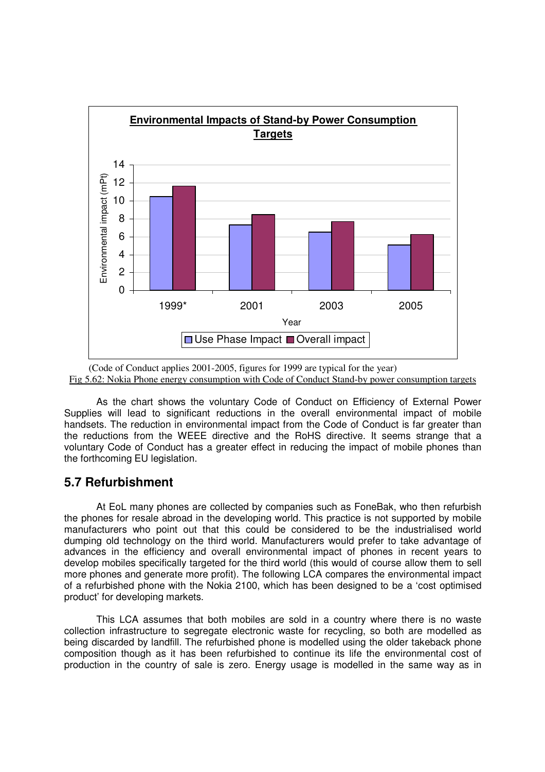(Code of Conduct applies 2001-2005, figures for 1999 are typical for the year)

Fig 5.62: Nokia Phone energy consumption with Code of Conduct Stand-by power consumption targets

As the chart shows the voluntary Code of Conduct on Efficiency of External Power Supplies will lead to significant reductions in the overall environmental impact of mobile handsets. The reduction in environmental impact from the Code of Conduct is far greater than the reductions from the WEEE directive and the RoHS directive. It seems strange that a voluntary Code of Conduct has a greater effect in reducing the impact of mobile phones than the forthcoming EU legislation.

## 5.7 Refurbishment

At EoL many phones are collected by companies such as FoneBak, who then refurbish the phones for resale abroad in the developing world. This practice is not supported by mobile manufacturers who point out that this could be considered to be the industrialised world dumping old technology on the third world. Manufacturers would prefer to take advantage of advances in the efficiency and overall environmental impact of phones in recent years to develop mobiles specifically targeted for the third world (this would of course allow them to sell more phones and generate more profit). The following LCA compares the environmental impact of a refurbished phone with the Nokia 2100, which has been designed to be a 'cost optimised product' for developing markets.

This LCA assumes that both mobiles are sold in a country where there is no waste collection infrastructure to segregate electronic waste for recycling, so both are modelled as being discarded by landfill. The refurbished phone is modelled using the older takeback phone composition though as it has been refurbished to continue its life the environmental cost of production in the country of sale is zero. Energy usage is modelled in the same way as in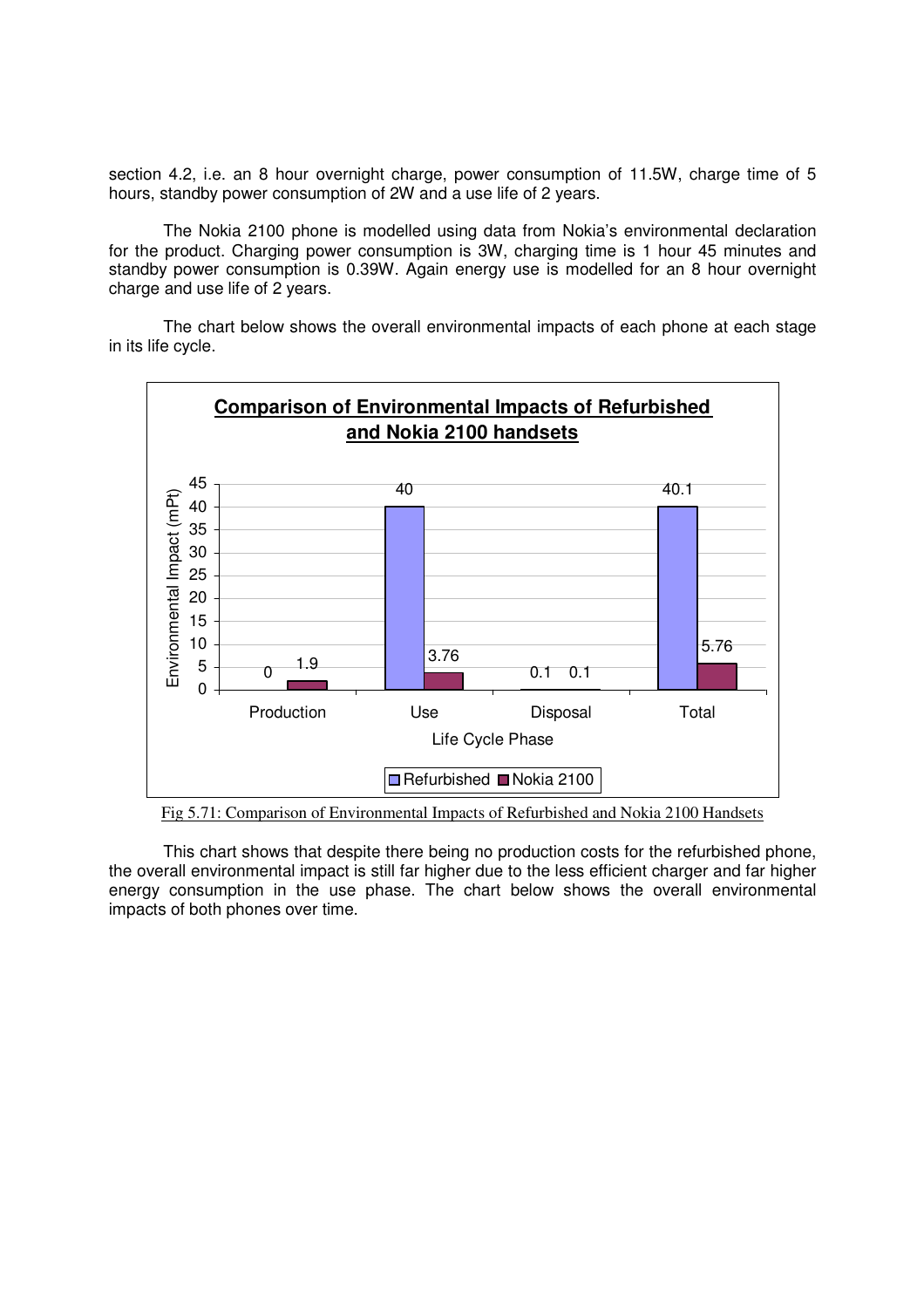section 4.2, i.e. an 8 hour overnight charge, power consumption of 11.5W, charge time of 5 hours, standby power consumption of 2W and a use life of 2 years.

The Nokia 2100 phone is modelled using data from Nokia's environmental declaration for the product. Charging power consumption is 3W, charging time is 1 hour 45 minutes and standby power consumption is 0.39W. Again energy use is modelled for an 8 hour overnight charge and use life of 2 years.

The chart below shows the overall environmental impacts of each phone at each stage in its life cycle.

**Comparison of Environmental Impacts of Refurbished and Nokia 2100 handsets**

| Life Cycle Phase | Refurbished (mPt) | Nokia 2100 (mPt) |
|---|---|---|
| Production | 0 | 1.9 |
| Use | 40 | 3.76 |
| Disposal | 0.1 | 0.1 |
| Total | 40.1 | 5.76 |

Fig 5.71: Comparison of Environmental Impacts of Refurbished and Nokia 2100 Handsets

This chart shows that despite there being no production costs for the refurbished phone, the overall environmental impact is still far higher due to the less efficient charger and far higher energy consumption in the use phase. The chart below shows the overall environmental impacts of both phones over time.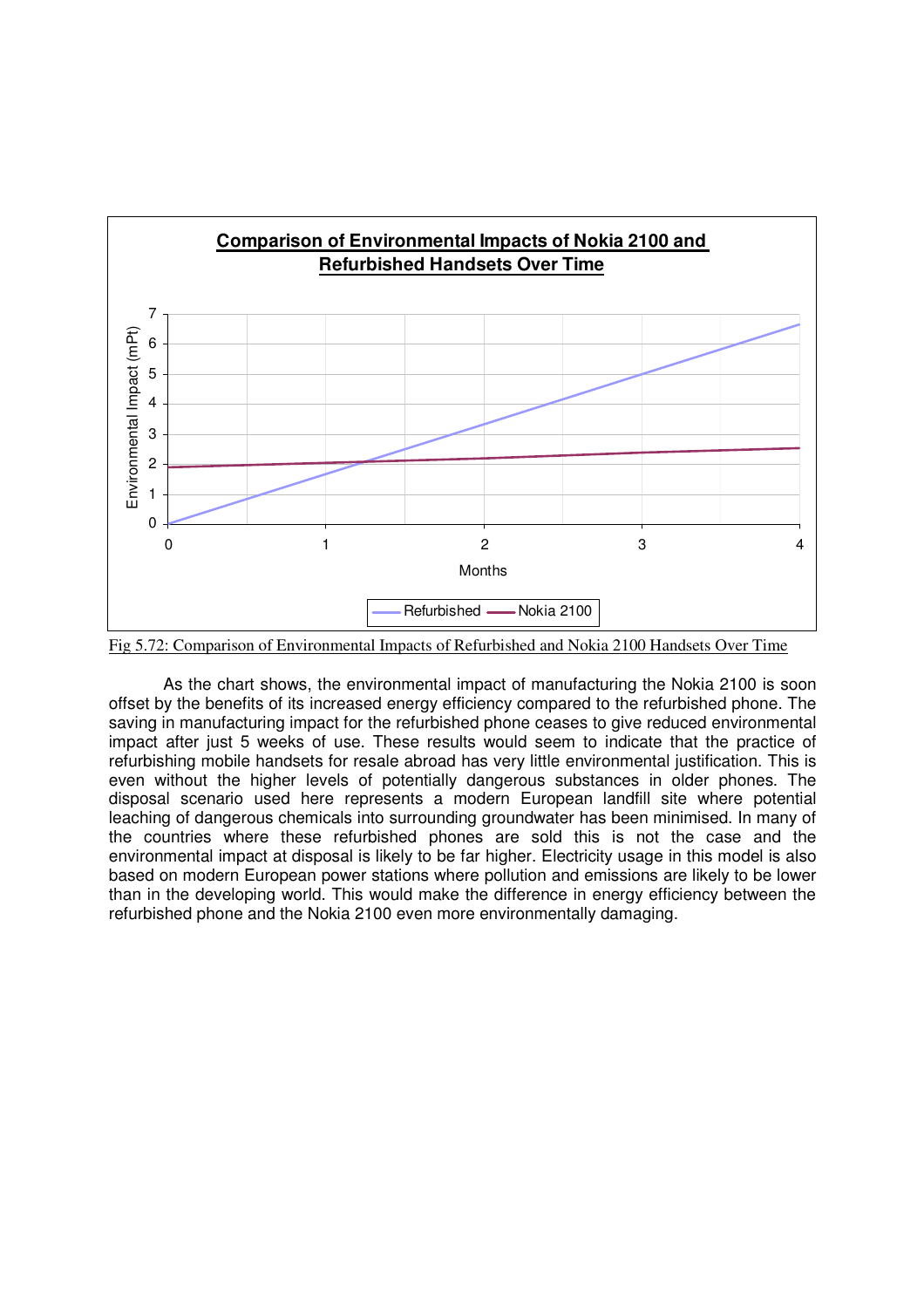**Comparison of Environmental Impacts of Nokia 2100 and Refurbished Handsets Over Time**

Fig 5.72: Comparison of Environmental Impacts of Refurbished and Nokia 2100 Handsets Over Time

As the chart shows, the environmental impact of manufacturing the Nokia 2100 is soon offset by the benefits of its increased energy efficiency compared to the refurbished phone. The saving in manufacturing impact for the refurbished phone ceases to give reduced environmental impact after just 5 weeks of use. These results would seem to indicate that the practice of refurbishing mobile handsets for resale abroad has very little environmental justification. This is even without the higher levels of potentially dangerous substances in older phones. The disposal scenario used here represents a modern European landfill site where potential leaching of dangerous chemicals into surrounding groundwater has been minimised. In many of the countries where these refurbished phones are sold this is not the case and the environmental impact at disposal is likely to be far higher. Electricity usage in this model is also based on modern European power stations where pollution and emissions are likely to be lower than in the developing world. This would make the difference in energy efficiency between the refurbished phone and the Nokia 2100 even more environmentally damaging.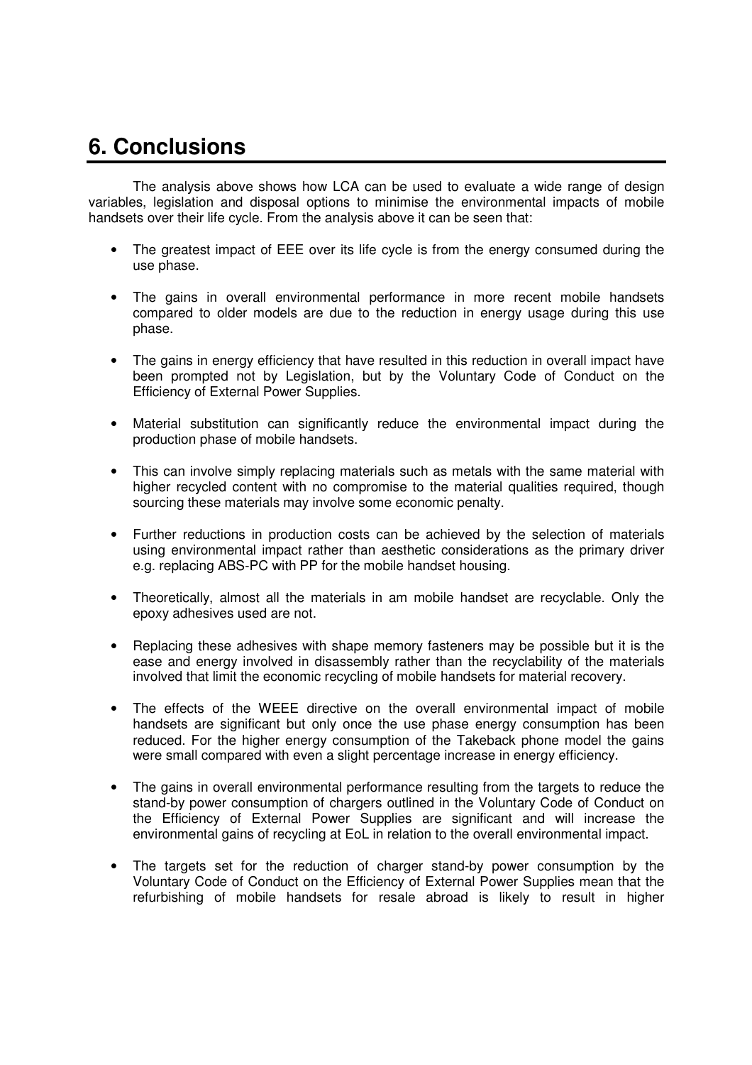# 6. Conclusions

The analysis above shows how LCA can be used to evaluate a wide range of design variables, legislation and disposal options to minimise the environmental impacts of mobile handsets over their life cycle. From the analysis above it can be seen that:

- The greatest impact of EEE over its life cycle is from the energy consumed during the use phase.
- The gains in overall environmental performance in more recent mobile handsets compared to older models are due to the reduction in energy usage during this use phase.
- The gains in energy efficiency that have resulted in this reduction in overall impact have been prompted not by Legislation, but by the Voluntary Code of Conduct on the Efficiency of External Power Supplies.
- Material substitution can significantly reduce the environmental impact during the production phase of mobile handsets.
- This can involve simply replacing materials such as metals with the same material with higher recycled content with no compromise to the material qualities required, though sourcing these materials may involve some economic penalty.
- Further reductions in production costs can be achieved by the selection of materials using environmental impact rather than aesthetic considerations as the primary driver e.g. replacing ABS-PC with PP for the mobile handset housing.
- Theoretically, almost all the materials in am mobile handset are recyclable. Only the epoxy adhesives used are not.
- Replacing these adhesives with shape memory fasteners may be possible but it is the ease and energy involved in disassembly rather than the recyclability of the materials involved that limit the economic recycling of mobile handsets for material recovery.
- The effects of the WEEE directive on the overall environmental impact of mobile handsets are significant but only once the use phase energy consumption has been reduced. For the higher energy consumption of the Takeback phone model the gains were small compared with even a slight percentage increase in energy efficiency.
- The gains in overall environmental performance resulting from the targets to reduce the stand-by power consumption of chargers outlined in the Voluntary Code of Conduct on the Efficiency of External Power Supplies are significant and will increase the environmental gains of recycling at EoL in relation to the overall environmental impact.
- The targets set for the reduction of charger stand-by power consumption by the Voluntary Code of Conduct on the Efficiency of External Power Supplies mean that the refurbishing of mobile handsets for resale abroad is likely to result in higher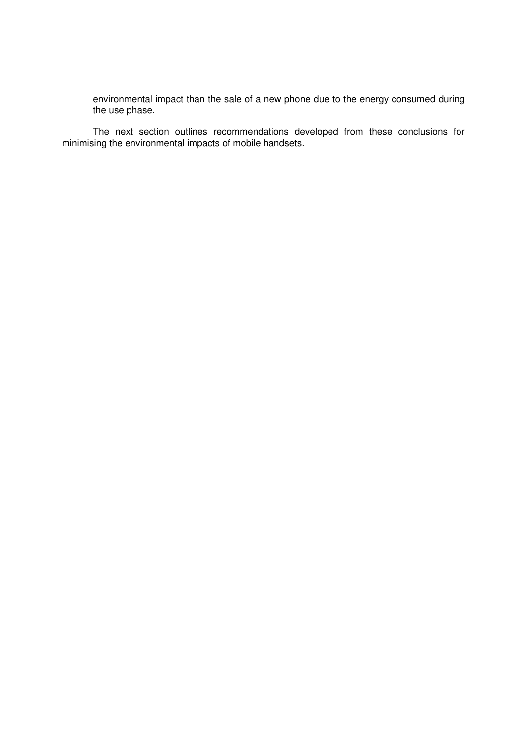environmental impact than the sale of a new phone due to the energy consumed during the use phase.

The next section outlines recommendations developed from these conclusions for minimising the environmental impacts of mobile handsets.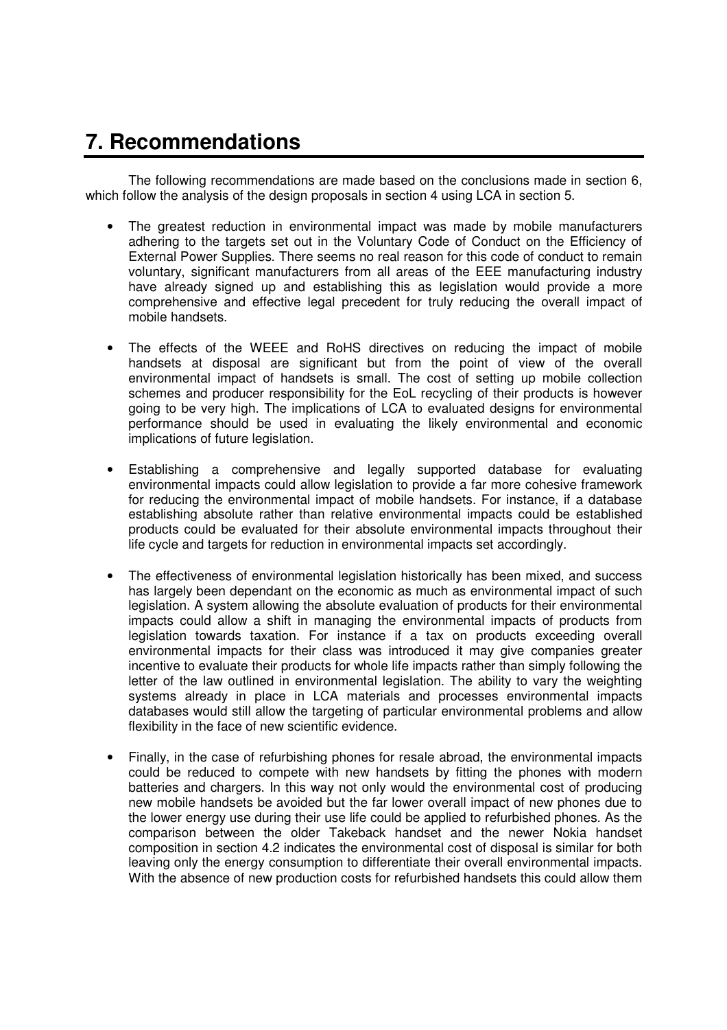# 7. Recommendations

The following recommendations are made based on the conclusions made in section 6, which follow the analysis of the design proposals in section 4 using LCA in section 5.

- The greatest reduction in environmental impact was made by mobile manufacturers adhering to the targets set out in the Voluntary Code of Conduct on the Efficiency of External Power Supplies. There seems no real reason for this code of conduct to remain voluntary, significant manufacturers from all areas of the EEE manufacturing industry have already signed up and establishing this as legislation would provide a more comprehensive and effective legal precedent for truly reducing the overall impact of mobile handsets.

- The effects of the WEEE and RoHS directives on reducing the impact of mobile handsets at disposal are significant but from the point of view of the overall environmental impact of handsets is small. The cost of setting up mobile collection schemes and producer responsibility for the EoL recycling of their products is however going to be very high. The implications of LCA to evaluated designs for environmental performance should be used in evaluating the likely environmental and economic implications of future legislation.

- Establishing a comprehensive and legally supported database for evaluating environmental impacts could allow legislation to provide a far more cohesive framework for reducing the environmental impact of mobile handsets. For instance, if a database establishing absolute rather than relative environmental impacts could be established products could be evaluated for their absolute environmental impacts throughout their life cycle and targets for reduction in environmental impacts set accordingly.

- The effectiveness of environmental legislation historically has been mixed, and success has largely been dependant on the economic as much as environmental impact of such legislation. A system allowing the absolute evaluation of products for their environmental impacts could allow a shift in managing the environmental impacts of products from legislation towards taxation. For instance if a tax on products exceeding overall environmental impacts for their class was introduced it may give companies greater incentive to evaluate their products for whole life impacts rather than simply following the letter of the law outlined in environmental legislation. The ability to vary the weighting systems already in place in LCA materials and processes environmental impacts databases would still allow the targeting of particular environmental problems and allow flexibility in the face of new scientific evidence.

- Finally, in the case of refurbishing phones for resale abroad, the environmental impacts could be reduced to compete with new handsets by fitting the phones with modern batteries and chargers. In this way not only would the environmental cost of producing new mobile handsets be avoided but the far lower overall impact of new phones due to the lower energy use during their use life could be applied to refurbished phones. As the comparison between the older Takeback handset and the newer Nokia handset composition in section 4.2 indicates the environmental cost of disposal is similar for both leaving only the energy consumption to differentiate their overall environmental impacts. With the absence of new production costs for refurbished handsets this could allow them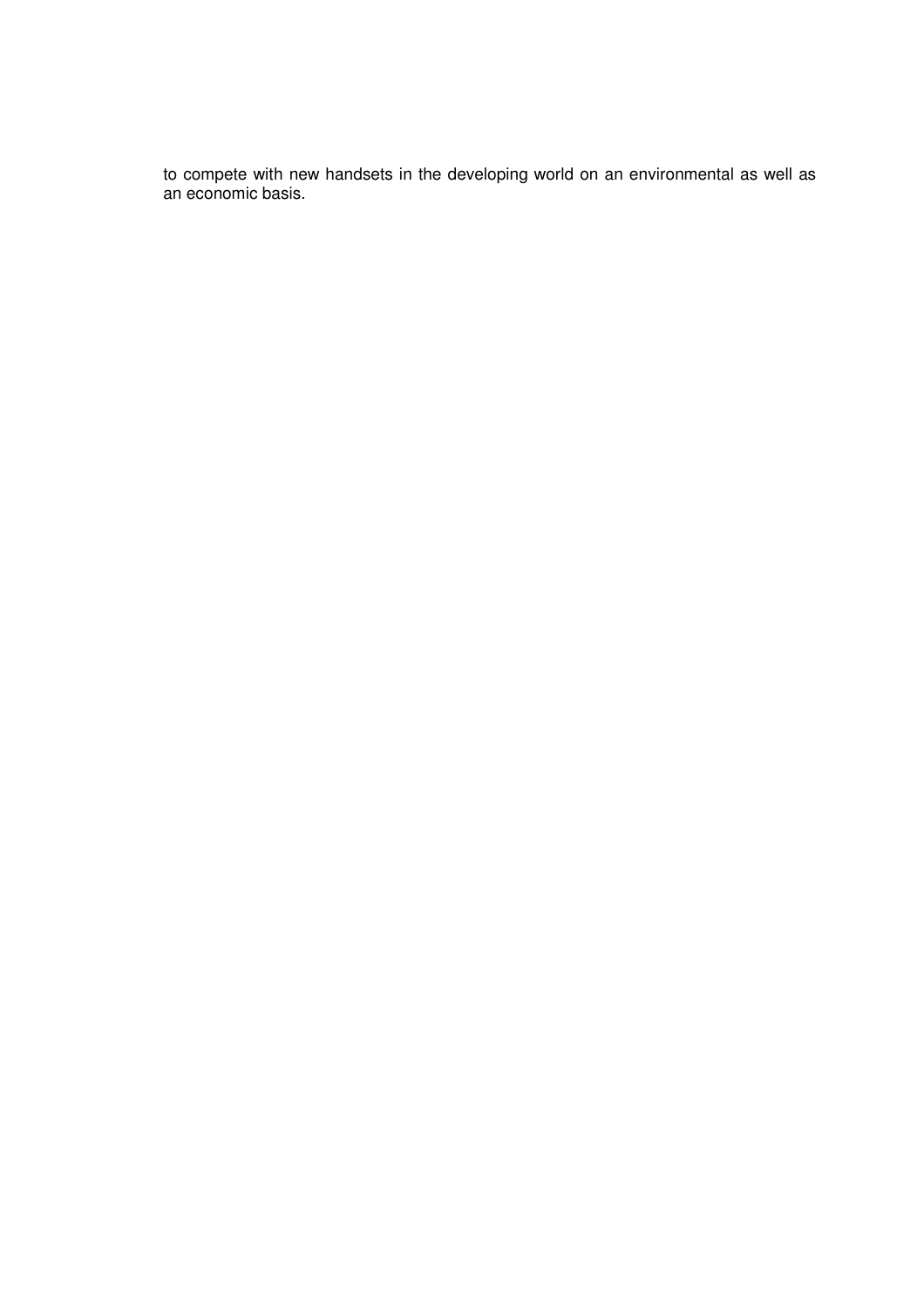to compete with new handsets in the developing world on an environmental as well as an economic basis.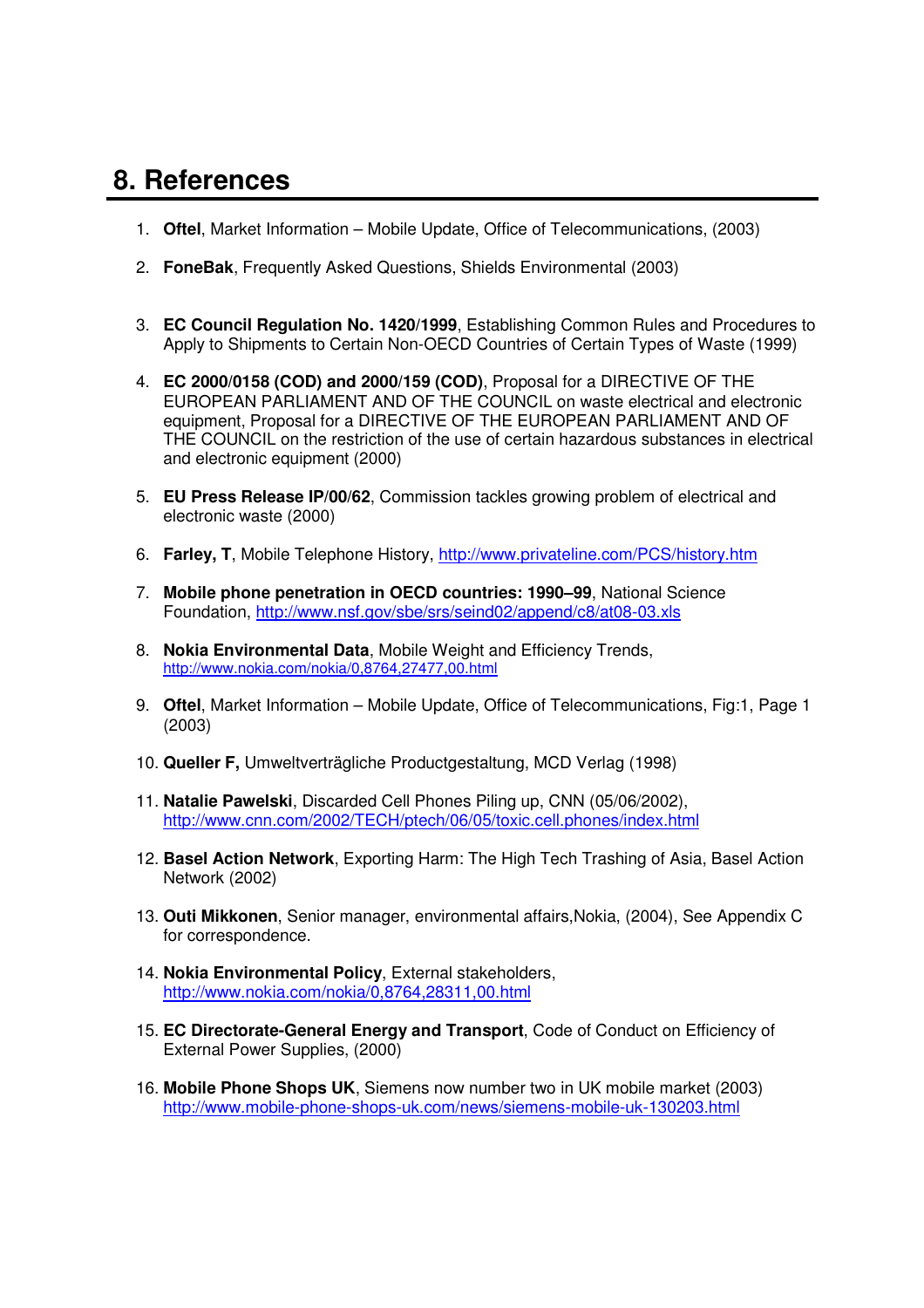# 8. References

1. **Oftel**, Market Information – Mobile Update, Office of Telecommunications, (2003)

2. **FoneBak**, Frequently Asked Questions, Shields Environmental (2003)

3. **EC Council Regulation No. 1420/1999**, Establishing Common Rules and Procedures to Apply to Shipments to Certain Non-OECD Countries of Certain Types of Waste (1999)

4. **EC 2000/0158 (COD) and 2000/159 (COD)**, Proposal for a DIRECTIVE OF THE EUROPEAN PARLIAMENT AND OF THE COUNCIL on waste electrical and electronic equipment, Proposal for a DIRECTIVE OF THE EUROPEAN PARLIAMENT AND OF THE COUNCIL on the restriction of the use of certain hazardous substances in electrical and electronic equipment (2000)

5. **EU Press Release IP/00/62**, Commission tackles growing problem of electrical and electronic waste (2000)

6. **Farley, T**, Mobile Telephone History, http://www.privateline.com/PCS/history.htm

7. **Mobile phone penetration in OECD countries: 1990–99**, National Science Foundation, http://www.nsf.gov/sbe/srs/seind02/append/c8/at08-03.xls

8. **Nokia Environmental Data**, Mobile Weight and Efficiency Trends, http://www.nokia.com/nokia/0,8764,27477,00.html

9. **Oftel**, Market Information – Mobile Update, Office of Telecommunications, Fig:1, Page 1 (2003)

10. **Queller F,** Umweltverträgliche Productgestaltung, MCD Verlag (1998)

11. **Natalie Pawelski**, Discarded Cell Phones Piling up, CNN (05/06/2002), http://www.cnn.com/2002/TECH/ptech/06/05/toxic.cell.phones/index.html

12. **Basel Action Network**, Exporting Harm: The High Tech Trashing of Asia, Basel Action Network (2002)

13. **Outi Mikkonen**, Senior manager, environmental affairs,Nokia, (2004), See Appendix C for correspondence.

14. **Nokia Environmental Policy**, External stakeholders, http://www.nokia.com/nokia/0,8764,28311,00.html

15. **EC Directorate-General Energy and Transport**, Code of Conduct on Efficiency of External Power Supplies, (2000)

16. **Mobile Phone Shops UK**, Siemens now number two in UK mobile market (2003) http://www.mobile-phone-shops-uk.com/news/siemens-mobile-uk-130203.html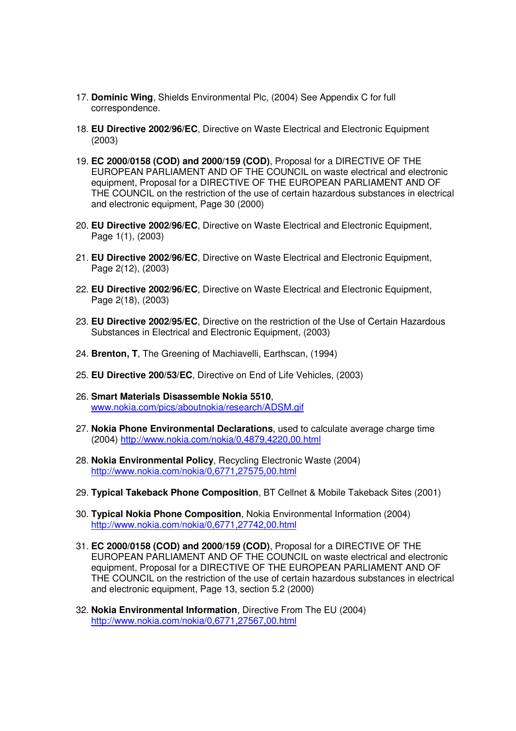17. **Dominic Wing**, Shields Environmental Plc, (2004) See Appendix C for full correspondence.

18. **EU Directive 2002/96/EC**, Directive on Waste Electrical and Electronic Equipment (2003)

19. **EC 2000/0158 (COD) and 2000/159 (COD)**, Proposal for a DIRECTIVE OF THE EUROPEAN PARLIAMENT AND OF THE COUNCIL on waste electrical and electronic equipment, Proposal for a DIRECTIVE OF THE EUROPEAN PARLIAMENT AND OF THE COUNCIL on the restriction of the use of certain hazardous substances in electrical and electronic equipment, Page 30 (2000)

20. **EU Directive 2002/96/EC**, Directive on Waste Electrical and Electronic Equipment, Page 1(1), (2003)

21. **EU Directive 2002/96/EC**, Directive on Waste Electrical and Electronic Equipment, Page 2(12), (2003)

22. **EU Directive 2002/96/EC**, Directive on Waste Electrical and Electronic Equipment, Page 2(18), (2003)

23. **EU Directive 2002/95/EC**, Directive on the restriction of the Use of Certain Hazardous Substances in Electrical and Electronic Equipment, (2003)

24. **Brenton, T**, The Greening of Machiavelli, Earthscan, (1994)

25. **EU Directive 200/53/EC**, Directive on End of Life Vehicles, (2003)

26. **Smart Materials Disassemble Nokia 5510**, www.nokia.com/pics/aboutnokia/research/ADSM.gif

27. **Nokia Phone Environmental Declarations**, used to calculate average charge time (2004) http://www.nokia.com/nokia/0,4879,4220,00.html

28. **Nokia Environmental Policy**, Recycling Electronic Waste (2004) http://www.nokia.com/nokia/0,6771,27575,00.html

29. **Typical Takeback Phone Composition**, BT Cellnet & Mobile Takeback Sites (2001)

30. **Typical Nokia Phone Composition**, Nokia Environmental Information (2004) http://www.nokia.com/nokia/0,6771,27742,00.html

31. **EC 2000/0158 (COD) and 2000/159 (COD)**, Proposal for a DIRECTIVE OF THE EUROPEAN PARLIAMENT AND OF THE COUNCIL on waste electrical and electronic equipment, Proposal for a DIRECTIVE OF THE EUROPEAN PARLIAMENT AND OF THE COUNCIL on the restriction of the use of certain hazardous substances in electrical and electronic equipment, Page 13, section 5.2 (2000)

32. **Nokia Environmental Information**, Directive From The EU (2004) http://www.nokia.com/nokia/0,6771,27567,00.html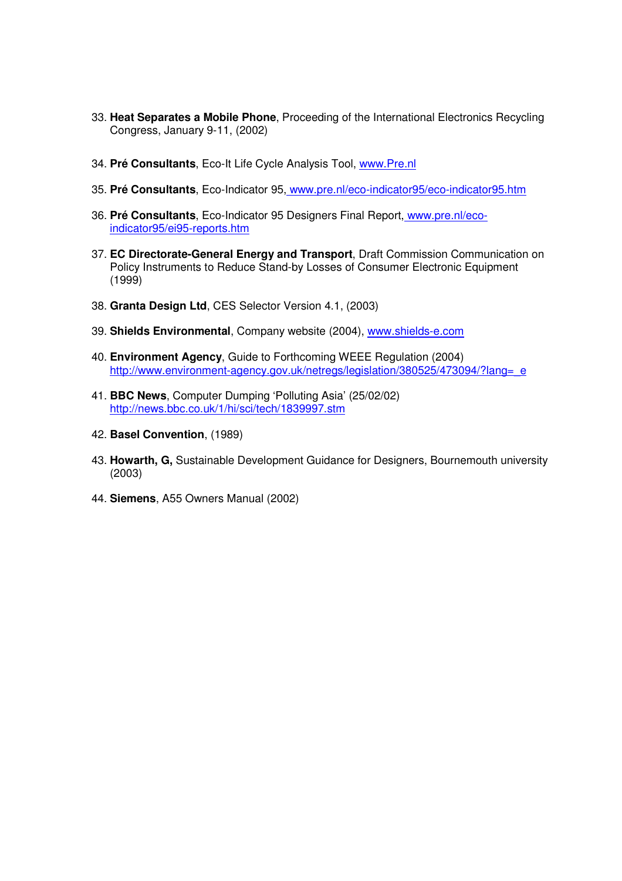33. **Heat Separates a Mobile Phone**, Proceeding of the International Electronics Recycling Congress, January 9-11, (2002)

34. **Pré Consultants**, Eco-It Life Cycle Analysis Tool, www.Pre.nl

35. **Pré Consultants**, Eco-Indicator 95, www.pre.nl/eco-indicator95/eco-indicator95.htm

36. **Pré Consultants**, Eco-Indicator 95 Designers Final Report, www.pre.nl/eco-indicator95/ei95-reports.htm

37. **EC Directorate-General Energy and Transport**, Draft Commission Communication on Policy Instruments to Reduce Stand-by Losses of Consumer Electronic Equipment (1999)

38. **Granta Design Ltd**, CES Selector Version 4.1, (2003)

39. **Shields Environmental**, Company website (2004), www.shields-e.com

40. **Environment Agency**, Guide to Forthcoming WEEE Regulation (2004) http://www.environment-agency.gov.uk/netregs/legislation/380525/473094/?lang=_e

41. **BBC News**, Computer Dumping 'Polluting Asia' (25/02/02) http://news.bbc.co.uk/1/hi/sci/tech/1839997.stm

42. **Basel Convention**, (1989)

43. **Howarth, G,** Sustainable Development Guidance for Designers, Bournemouth university (2003)

44. **Siemens**, A55 Owners Manual (2002)